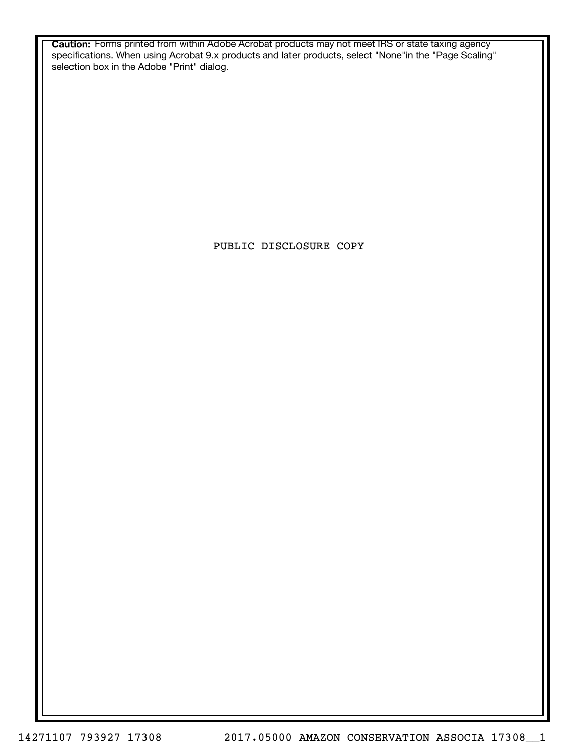**Caution:** Forms printed from within Adobe Acrobat products may not meet IRS or state taxing agency specifications. When using Acrobat 9.x products and later products, select "None"in the "Page Scaling" selection box in the Adobe "Print" dialog.

PUBLIC DISCLOSURE COPY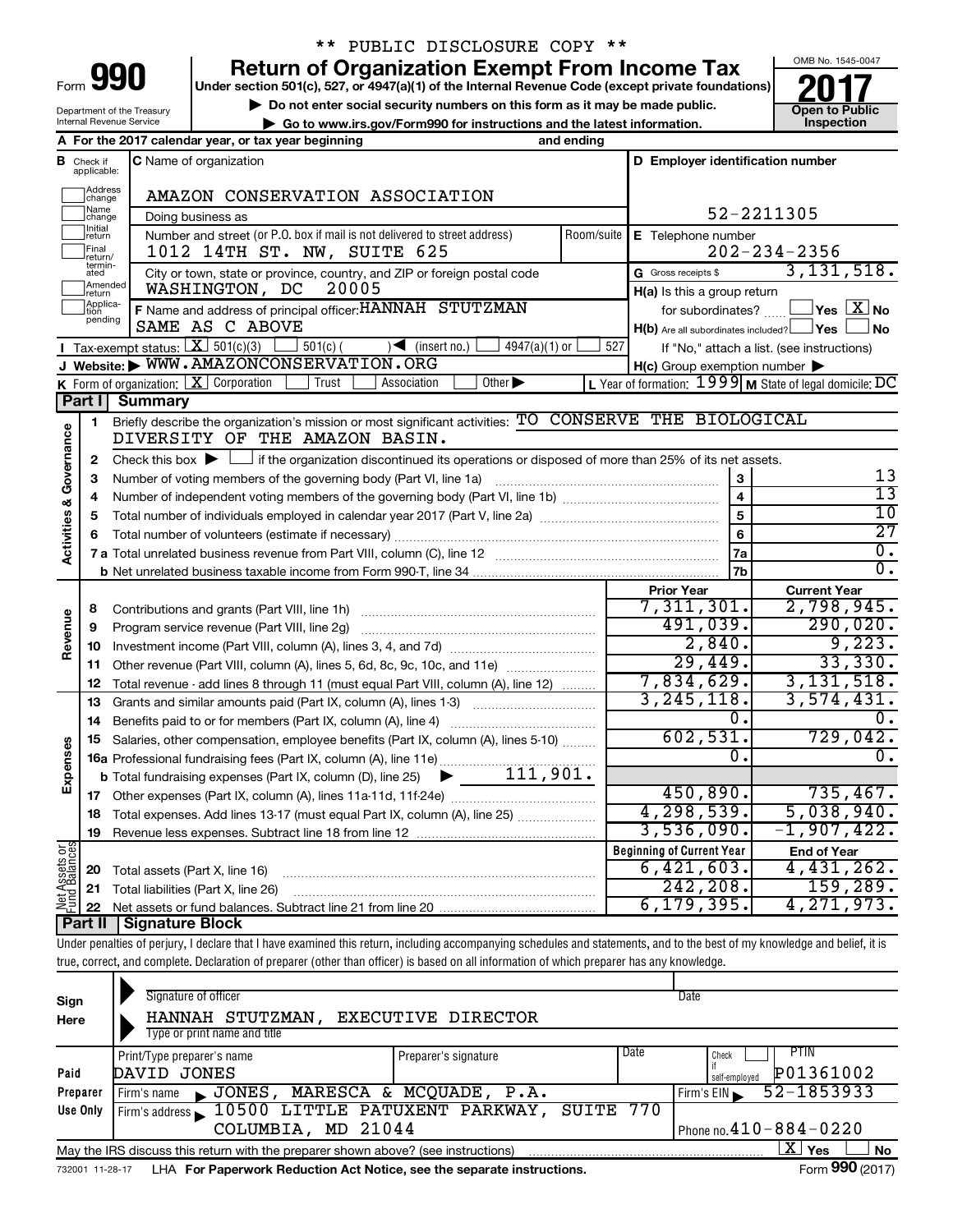\*\* PUBLIC DISCLOSURE COPY \*\*

# Form 990 — Return of Organization Exempt From Income Tax

Under section 501(c), 527, or 4947(a)(1) of the Internal Revenue Code (except private foundations)

▶ Do not enter social security numbers on this form as it may be made public.

▶ Go to www.irs.gov/Form990 for instructions and the latest information.

Department of the Treasury
Internal Revenue Service

OMB No. 1545-0047

**2017**

**Open to Public Inspection**

**A** For the 2017 calendar year, or tax year beginning and ending

**B** Check if applicable: Address change, Name change, Initial return, Final return/terminated, Amended return, Application pending

**C** Name of organization: AMAZON CONSERVATION ASSOCIATION

Doing business as

Number and street (or P.O. box if mail is not delivered to street address) Room/suite: 1012 14TH ST. NW, SUITE 625

City or town, state or province, country, and ZIP or foreign postal code: WASHINGTON, DC 20005

**D** Employer identification number: 52-2211305

**E** Telephone number: 202-234-2356

**G** Gross receipts $ 3,131,518.

**F** Name and address of principal officer: HANNAH STUTZMAN, SAME AS C ABOVE

**H(a)** Is this a group return for subordinates? ☐ Yes ☒ No

**H(b)** Are all subordinates included? ☐ Yes ☐ No — If "No," attach a list. (see instructions)

**H(c)** Group exemption number ▶

**I** Tax-exempt status: ☒ 501(c)(3) ☐ 501(c) ( ) ◀ (insert no.) ☐ 4947(a)(1) or ☐ 527

**J** Website: ▶ WWW.AMAZONCONSERVATION.ORG

**K** Form of organization: ☒ Corporation ☐ Trust ☐ Association ☐ Other ▶

**L** Year of formation: 1999 **M** State of legal domicile: DC

## Part I Summary

### Activities & Governance

1 Briefly describe the organization's mission or most significant activities: TO CONSERVE THE BIOLOGICAL DIVERSITY OF THE AMAZON BASIN.

2 Check this box ▶ ☐ if the organization discontinued its operations or disposed of more than 25% of its net assets.

| Line | Description | | Value |
|---|---|---|---|
| 3 | Number of voting members of the governing body (Part VI, line 1a) | 3 | 13 |
| 4 | Number of independent voting members of the governing body (Part VI, line 1b) | 4 | 13 |
| 5 | Total number of individuals employed in calendar year 2017 (Part V, line 2a) | 5 | 10 |
| 6 | Total number of volunteers (estimate if necessary) | 6 | 27 |
| 7a | Total unrelated business revenue from Part VIII, column (C), line 12 | 7a | 0. |
| 7b | Net unrelated business taxable income from Form 990-T, line 34 | 7b | 0. |

### Revenue / Expenses

| Line | Description | Prior Year | Current Year |
|---|---|---|---|
| 8 | Contributions and grants (Part VIII, line 1h) | 7,311,301. | 2,798,945. |
| 9 | Program service revenue (Part VIII, line 2g) | 491,039. | 290,020. |
| 10 | Investment income (Part VIII, column (A), lines 3, 4, and 7d) | 2,840. | 9,223. |
| 11 | Other revenue (Part VIII, column (A), lines 5, 6d, 8c, 9c, 10c, and 11e) | 29,449. | 33,330. |
| 12 | Total revenue - add lines 8 through 11 (must equal Part VIII, column (A), line 12) | 7,834,629. | 3,131,518. |
| 13 | Grants and similar amounts paid (Part IX, column (A), lines 1-3) | 3,245,118. | 3,574,431. |
| 14 | Benefits paid to or for members (Part IX, column (A), line 4) | 0. | 0. |
| 15 | Salaries, other compensation, employee benefits (Part IX, column (A), lines 5-10) | 602,531. | 729,042. |
| 16a | Professional fundraising fees (Part IX, column (A), line 11e) | 0. | 0. |
| b | Total fundraising expenses (Part IX, column (D), line 25) ▶ 111,901. | | |
| 17 | Other expenses (Part IX, column (A), lines 11a-11d, 11f-24e) | 450,890. | 735,467. |
| 18 | Total expenses. Add lines 13-17 (must equal Part IX, column (A), line 25) | 4,298,539. | 5,038,940. |
| 19 | Revenue less expenses. Subtract line 18 from line 12 | 3,536,090. | -1,907,422. |

### Net Assets or Fund Balances

| Line | Description | Beginning of Current Year | End of Year |
|---|---|---|---|
| 20 | Total assets (Part X, line 16) | 6,421,603. | 4,431,262. |
| 21 | Total liabilities (Part X, line 26) | 242,208. | 159,289. |
| 22 | Net assets or fund balances. Subtract line 21 from line 20 | 6,179,395. | 4,271,973. |

## Part II Signature Block

Under penalties of perjury, I declare that I have examined this return, including accompanying schedules and statements, and to the best of my knowledge and belief, it is true, correct, and complete. Declaration of preparer (other than officer) is based on all information of which preparer has any knowledge.

**Sign Here**

Signature of officer — Date

HANNAH STUTZMAN, EXECUTIVE DIRECTOR
Type or print name and title

**Paid Preparer Use Only**

Print/Type preparer's name: DAVID JONES
Preparer's signature
Date
Check ☐ if self-employed
PTIN: P01361002

Firm's name ▶ JONES, MARESCA & MCQUADE, P.A.
Firm's EIN ▶ 52-1853933

Firm's address ▶ 10500 LITTLE PATUXENT PARKWAY, SUITE 770, COLUMBIA, MD 21044
Phone no. 410-884-0220

May the IRS discuss this return with the preparer shown above? (see instructions) ☒ Yes ☐ No

732001 11-28-17 LHA For Paperwork Reduction Act Notice, see the separate instructions. Form **990** (2017)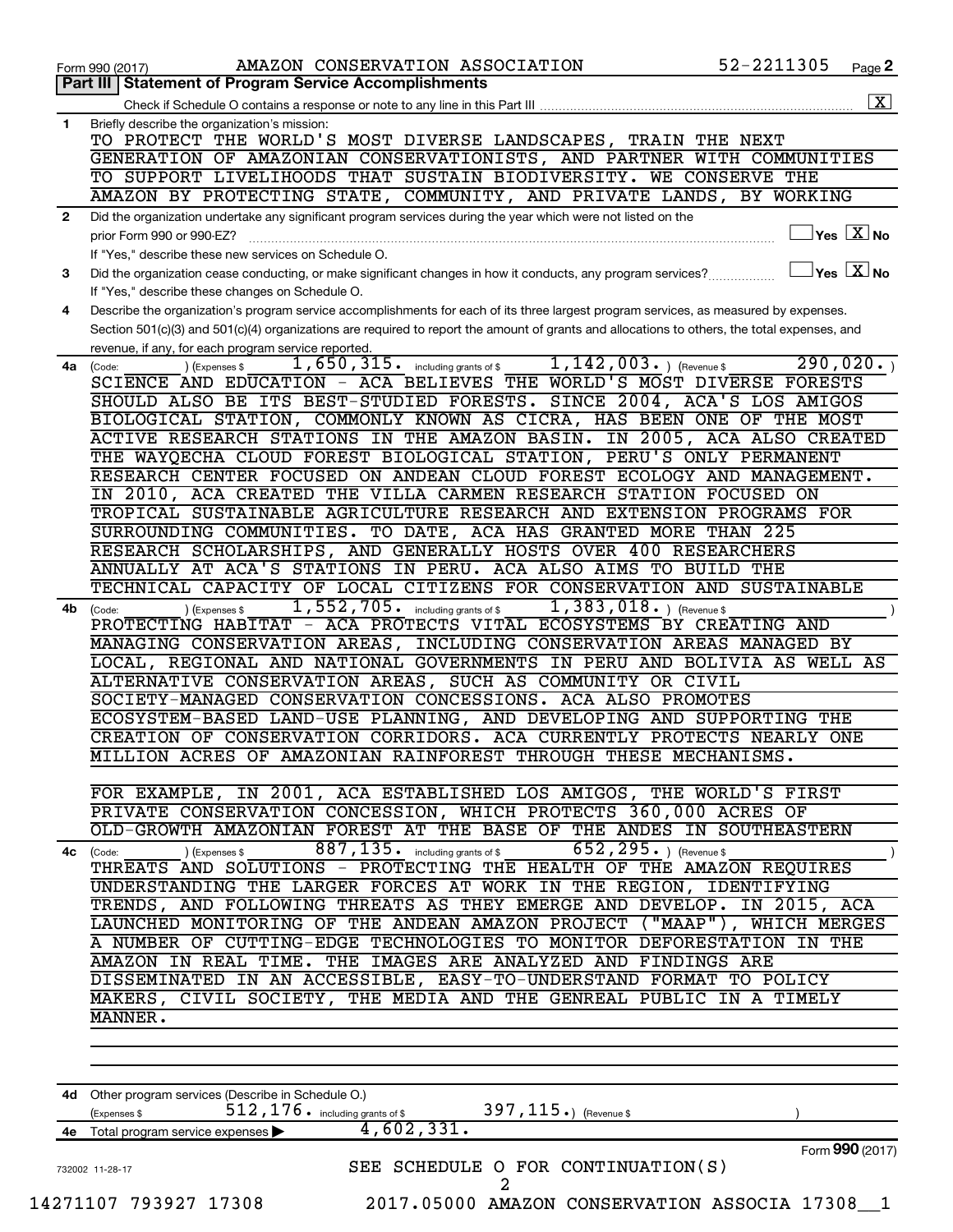Form 990 (2017) AMAZON CONSERVATION ASSOCIATION 52-2211305 Page 2

## Part III | Statement of Program Service Accomplishments

Check if Schedule O contains a response or note to any line in this Part III .......... [X]

**1** Briefly describe the organization's mission:

TO PROTECT THE WORLD'S MOST DIVERSE LANDSCAPES, TRAIN THE NEXT GENERATION OF AMAZONIAN CONSERVATIONISTS, AND PARTNER WITH COMMUNITIES TO SUPPORT LIVELIHOODS THAT SUSTAIN BIODIVERSITY. WE CONSERVE THE AMAZON BY PROTECTING STATE, COMMUNITY, AND PRIVATE LANDS, BY WORKING

**2** Did the organization undertake any significant program services during the year which were not listed on the prior Form 990 or 990-EZ? .......... [ ] Yes [X] No

If "Yes," describe these new services on Schedule O.

**3** Did the organization cease conducting, or make significant changes in how it conducts, any program services? .......... [ ] Yes [X] No

If "Yes," describe these changes on Schedule O.

**4** Describe the organization's program service accomplishments for each of its three largest program services, as measured by expenses. Section 501(c)(3) and 501(c)(4) organizations are required to report the amount of grants and allocations to others, the total expenses, and revenue, if any, for each program service reported.

**4a** (Code: ) (Expenses $ 1,650,315. including grants of $ 1,142,003. ) (Revenue $ 290,020. )

SCIENCE AND EDUCATION - ACA BELIEVES THE WORLD'S MOST DIVERSE FORESTS SHOULD ALSO BE ITS BEST-STUDIED FORESTS. SINCE 2004, ACA'S LOS AMIGOS BIOLOGICAL STATION, COMMONLY KNOWN AS CICRA, HAS BEEN ONE OF THE MOST ACTIVE RESEARCH STATIONS IN THE AMAZON BASIN. IN 2005, ACA ALSO CREATED THE WAYQECHA CLOUD FOREST BIOLOGICAL STATION, PERU'S ONLY PERMANENT RESEARCH CENTER FOCUSED ON ANDEAN CLOUD FOREST ECOLOGY AND MANAGEMENT. IN 2010, ACA CREATED THE VILLA CARMEN RESEARCH STATION FOCUSED ON TROPICAL SUSTAINABLE AGRICULTURE RESEARCH AND EXTENSION PROGRAMS FOR SURROUNDING COMMUNITIES. TO DATE, ACA HAS GRANTED MORE THAN 225 RESEARCH SCHOLARSHIPS, AND GENERALLY HOSTS OVER 400 RESEARCHERS ANNUALLY AT ACA'S STATIONS IN PERU. ACA ALSO AIMS TO BUILD THE TECHNICAL CAPACITY OF LOCAL CITIZENS FOR CONSERVATION AND SUSTAINABLE

**4b** (Code: ) (Expenses $ 1,552,705. including grants of $ 1,383,018. ) (Revenue $ )

PROTECTING HABITAT - ACA PROTECTS VITAL ECOSYSTEMS BY CREATING AND MANAGING CONSERVATION AREAS, INCLUDING CONSERVATION AREAS MANAGED BY LOCAL, REGIONAL AND NATIONAL GOVERNMENTS IN PERU AND BOLIVIA AS WELL AS ALTERNATIVE CONSERVATION AREAS, SUCH AS COMMUNITY OR CIVIL SOCIETY-MANAGED CONSERVATION CONCESSIONS. ACA ALSO PROMOTES ECOSYSTEM-BASED LAND-USE PLANNING, AND DEVELOPING AND SUPPORTING THE CREATION OF CONSERVATION CORRIDORS. ACA CURRENTLY PROTECTS NEARLY ONE MILLION ACRES OF AMAZONIAN RAINFOREST THROUGH THESE MECHANISMS.

FOR EXAMPLE, IN 2001, ACA ESTABLISHED LOS AMIGOS, THE WORLD'S FIRST PRIVATE CONSERVATION CONCESSION, WHICH PROTECTS 360,000 ACRES OF OLD-GROWTH AMAZONIAN FOREST AT THE BASE OF THE ANDES IN SOUTHEASTERN

**4c** (Code: ) (Expenses $ 887,135. including grants of $ 652,295. ) (Revenue $ )

THREATS AND SOLUTIONS - PROTECTING THE HEALTH OF THE AMAZON REQUIRES UNDERSTANDING THE LARGER FORCES AT WORK IN THE REGION, IDENTIFYING TRENDS, AND FOLLOWING THREATS AS THEY EMERGE AND DEVELOP. IN 2015, ACA LAUNCHED MONITORING OF THE ANDEAN AMAZON PROJECT ("MAAP"), WHICH MERGES A NUMBER OF CUTTING-EDGE TECHNOLOGIES TO MONITOR DEFORESTATION IN THE AMAZON IN REAL TIME. THE IMAGES ARE ANALYZED AND FINDINGS ARE DISSEMINATED IN AN ACCESSIBLE, EASY-TO-UNDERSTAND FORMAT TO POLICY MAKERS, CIVIL SOCIETY, THE MEDIA AND THE GENREAL PUBLIC IN A TIMELY MANNER.

**4d** Other program services (Describe in Schedule O.)

(Expenses $ 512,176. including grants of $ 397,115. ) (Revenue $ )

**4e** Total program service expenses ▶ 4,602,331.

Form 990 (2017)

732002 11-28-17

SEE SCHEDULE O FOR CONTINUATION(S)

14271107 793927 17308 2017.05000 AMAZON CONSERVATION ASSOCIA 17308__1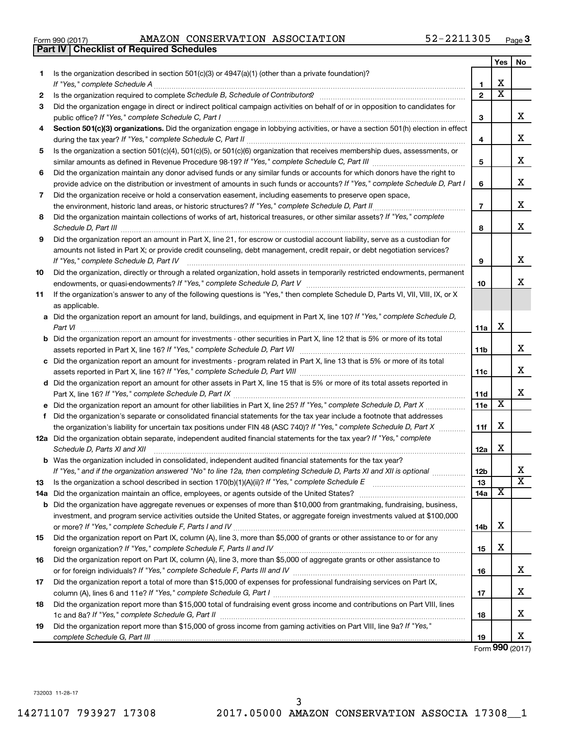Form 990 (2017) AMAZON CONSERVATION ASSOCIATION 52-2211305 Page 3

**Part IV | Checklist of Required Schedules**

| | | | Yes | No |
|---|---|---|---|---|
| 1 | Is the organization described in section 501(c)(3) or 4947(a)(1) (other than a private foundation)? *If "Yes," complete Schedule A* | 1 | X | |
| 2 | Is the organization required to complete *Schedule B, Schedule of Contributors*? | 2 | X | |
| 3 | Did the organization engage in direct or indirect political campaign activities on behalf of or in opposition to candidates for public office? *If "Yes," complete Schedule C, Part I* | 3 | | X |
| 4 | **Section 501(c)(3) organizations.** Did the organization engage in lobbying activities, or have a section 501(h) election in effect during the tax year? *If "Yes," complete Schedule C, Part II* | 4 | | X |
| 5 | Is the organization a section 501(c)(4), 501(c)(5), or 501(c)(6) organization that receives membership dues, assessments, or similar amounts as defined in Revenue Procedure 98-19? *If "Yes," complete Schedule C, Part III* | 5 | | X |
| 6 | Did the organization maintain any donor advised funds or any similar funds or accounts for which donors have the right to provide advice on the distribution or investment of amounts in such funds or accounts? *If "Yes," complete Schedule D, Part I* | 6 | | X |
| 7 | Did the organization receive or hold a conservation easement, including easements to preserve open space, the environment, historic land areas, or historic structures? *If "Yes," complete Schedule D, Part II* | 7 | | X |
| 8 | Did the organization maintain collections of works of art, historical treasures, or other similar assets? *If "Yes," complete Schedule D, Part III* | 8 | | X |
| 9 | Did the organization report an amount in Part X, line 21, for escrow or custodial account liability, serve as a custodian for amounts not listed in Part X; or provide credit counseling, debt management, credit repair, or debt negotiation services? *If "Yes," complete Schedule D, Part IV* | 9 | | X |
| 10 | Did the organization, directly or through a related organization, hold assets in temporarily restricted endowments, permanent endowments, or quasi-endowments? *If "Yes," complete Schedule D, Part V* | 10 | | X |
| 11 | If the organization's answer to any of the following questions is "Yes," then complete Schedule D, Parts VI, VII, VIII, IX, or X as applicable. | | | |
| a | Did the organization report an amount for land, buildings, and equipment in Part X, line 10? *If "Yes," complete Schedule D, Part VI* | 11a | X | |
| b | Did the organization report an amount for investments - other securities in Part X, line 12 that is 5% or more of its total assets reported in Part X, line 16? *If "Yes," complete Schedule D, Part VII* | 11b | | X |
| c | Did the organization report an amount for investments - program related in Part X, line 13 that is 5% or more of its total assets reported in Part X, line 16? *If "Yes," complete Schedule D, Part VIII* | 11c | | X |
| d | Did the organization report an amount for other assets in Part X, line 15 that is 5% or more of its total assets reported in Part X, line 16? *If "Yes," complete Schedule D, Part IX* | 11d | | X |
| e | Did the organization report an amount for other liabilities in Part X, line 25? *If "Yes," complete Schedule D, Part X* | 11e | X | |
| f | Did the organization's separate or consolidated financial statements for the tax year include a footnote that addresses the organization's liability for uncertain tax positions under FIN 48 (ASC 740)? *If "Yes," complete Schedule D, Part X* | 11f | X | |
| 12a | Did the organization obtain separate, independent audited financial statements for the tax year? *If "Yes," complete Schedule D, Parts XI and XII* | 12a | X | |
| b | Was the organization included in consolidated, independent audited financial statements for the tax year? *If "Yes," and if the organization answered "No" to line 12a, then completing Schedule D, Parts XI and XII is optional* | 12b | | X |
| 13 | Is the organization a school described in section 170(b)(1)(A)(ii)? *If "Yes," complete Schedule E* | 13 | | X |
| 14a | Did the organization maintain an office, employees, or agents outside of the United States? | 14a | X | |
| b | Did the organization have aggregate revenues or expenses of more than $10,000 from grantmaking, fundraising, business, investment, and program service activities outside the United States, or aggregate foreign investments valued at $100,000 or more? *If "Yes," complete Schedule F, Parts I and IV* | 14b | X | |
| 15 | Did the organization report on Part IX, column (A), line 3, more than $5,000 of grants or other assistance to or for any foreign organization? *If "Yes," complete Schedule F, Parts II and IV* | 15 | X | |
| 16 | Did the organization report on Part IX, column (A), line 3, more than $5,000 of aggregate grants or other assistance to or for foreign individuals? *If "Yes," complete Schedule F, Parts III and IV* | 16 | | X |
| 17 | Did the organization report a total of more than $15,000 of expenses for professional fundraising services on Part IX, column (A), lines 6 and 11e? *If "Yes," complete Schedule G, Part I* | 17 | | X |
| 18 | Did the organization report more than $15,000 total of fundraising event gross income and contributions on Part VIII, lines 1c and 8a? *If "Yes," complete Schedule G, Part II* | 18 | | X |
| 19 | Did the organization report more than $15,000 of gross income from gaming activities on Part VIII, line 9a? *If "Yes," complete Schedule G, Part III* | 19 | | X |

Form **990** (2017)

732003 11-28-17

14271107 793927 17308 2017.05000 AMAZON CONSERVATION ASSOCIA 17308__1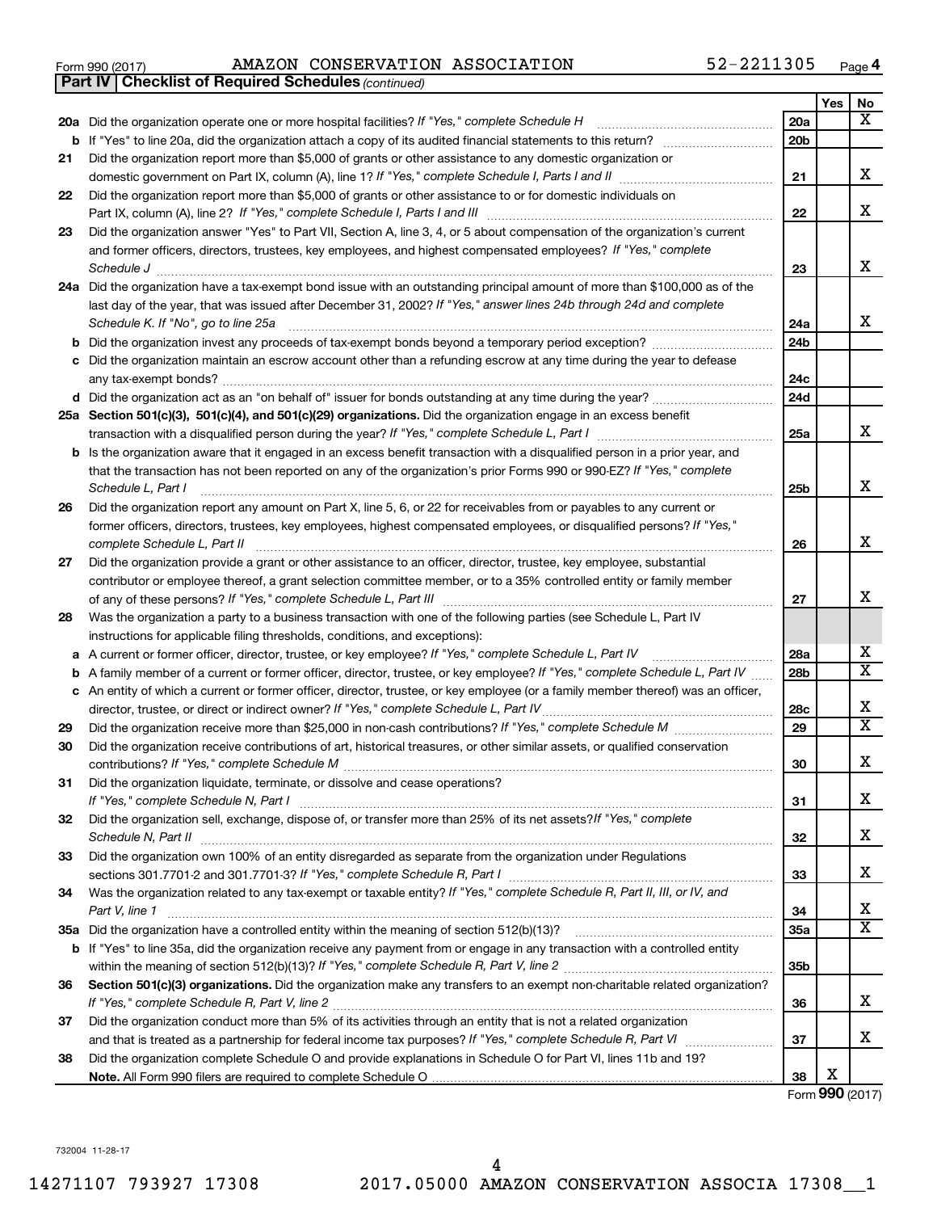Form 990 (2017) AMAZON CONSERVATION ASSOCIATION 52-2211305 Page 4

**Part IV | Checklist of Required Schedules** *(continued)*

| | | | Yes | No |
|---|---|---|---|---|
| **20a** | Did the organization operate one or more hospital facilities? *If "Yes," complete Schedule H* | 20a | | X |
| **b** | If "Yes" to line 20a, did the organization attach a copy of its audited financial statements to this return? | 20b | | |
| **21** | Did the organization report more than $5,000 of grants or other assistance to any domestic organization or domestic government on Part IX, column (A), line 1? *If "Yes," complete Schedule I, Parts I and II* | 21 | | X |
| **22** | Did the organization report more than $5,000 of grants or other assistance to or for domestic individuals on Part IX, column (A), line 2? *If "Yes," complete Schedule I, Parts I and III* | 22 | | X |
| **23** | Did the organization answer "Yes" to Part VII, Section A, line 3, 4, or 5 about compensation of the organization's current and former officers, directors, trustees, key employees, and highest compensated employees? *If "Yes," complete Schedule J* | 23 | | X |
| **24a** | Did the organization have a tax-exempt bond issue with an outstanding principal amount of more than $100,000 as of the last day of the year, that was issued after December 31, 2002? *If "Yes," answer lines 24b through 24d and complete Schedule K. If "No", go to line 25a* | 24a | | X |
| **b** | Did the organization invest any proceeds of tax-exempt bonds beyond a temporary period exception? | 24b | | |
| **c** | Did the organization maintain an escrow account other than a refunding escrow at any time during the year to defease any tax-exempt bonds? | 24c | | |
| **d** | Did the organization act as an "on behalf of" issuer for bonds outstanding at any time during the year? | 24d | | |
| **25a** | **Section 501(c)(3), 501(c)(4), and 501(c)(29) organizations.** Did the organization engage in an excess benefit transaction with a disqualified person during the year? *If "Yes," complete Schedule L, Part I* | 25a | | X |
| **b** | Is the organization aware that it engaged in an excess benefit transaction with a disqualified person in a prior year, and that the transaction has not been reported on any of the organization's prior Forms 990 or 990-EZ? *If "Yes," complete Schedule L, Part I* | 25b | | X |
| **26** | Did the organization report any amount on Part X, line 5, 6, or 22 for receivables from or payables to any current or former officers, directors, trustees, key employees, highest compensated employees, or disqualified persons? *If "Yes," complete Schedule L, Part II* | 26 | | X |
| **27** | Did the organization provide a grant or other assistance to an officer, director, trustee, key employee, substantial contributor or employee thereof, a grant selection committee member, or to a 35% controlled entity or family member of any of these persons? *If "Yes," complete Schedule L, Part III* | 27 | | X |
| **28** | Was the organization a party to a business transaction with one of the following parties (see Schedule L, Part IV instructions for applicable filing thresholds, conditions, and exceptions): | | | |
| **a** | A current or former officer, director, trustee, or key employee? *If "Yes," complete Schedule L, Part IV* | 28a | | X |
| **b** | A family member of a current or former officer, director, trustee, or key employee? *If "Yes," complete Schedule L, Part IV* | 28b | | X |
| **c** | An entity of which a current or former officer, director, trustee, or key employee (or a family member thereof) was an officer, director, trustee, or direct or indirect owner? *If "Yes," complete Schedule L, Part IV* | 28c | | X |
| **29** | Did the organization receive more than $25,000 in non-cash contributions? *If "Yes," complete Schedule M* | 29 | | X |
| **30** | Did the organization receive contributions of art, historical treasures, or other similar assets, or qualified conservation contributions? *If "Yes," complete Schedule M* | 30 | | X |
| **31** | Did the organization liquidate, terminate, or dissolve and cease operations? *If "Yes," complete Schedule N, Part I* | 31 | | X |
| **32** | Did the organization sell, exchange, dispose of, or transfer more than 25% of its net assets? *If "Yes," complete Schedule N, Part II* | 32 | | X |
| **33** | Did the organization own 100% of an entity disregarded as separate from the organization under Regulations sections 301.7701-2 and 301.7701-3? *If "Yes," complete Schedule R, Part I* | 33 | | X |
| **34** | Was the organization related to any tax-exempt or taxable entity? *If "Yes," complete Schedule R, Part II, III, or IV, and Part V, line 1* | 34 | | X |
| **35a** | Did the organization have a controlled entity within the meaning of section 512(b)(13)? | 35a | | X |
| **b** | If "Yes" to line 35a, did the organization receive any payment from or engage in any transaction with a controlled entity within the meaning of section 512(b)(13)? *If "Yes," complete Schedule R, Part V, line 2* | 35b | | |
| **36** | **Section 501(c)(3) organizations.** Did the organization make any transfers to an exempt non-charitable related organization? *If "Yes," complete Schedule R, Part V, line 2* | 36 | | X |
| **37** | Did the organization conduct more than 5% of its activities through an entity that is not a related organization and that is treated as a partnership for federal income tax purposes? *If "Yes," complete Schedule R, Part VI* | 37 | | X |
| **38** | Did the organization complete Schedule O and provide explanations in Schedule O for Part VI, lines 11b and 19? **Note.** All Form 990 filers are required to complete Schedule O | 38 | X | |

Form **990** (2017)

732004 11-28-17

14271107 793927 17308 2017.05000 AMAZON CONSERVATION ASSOCIA 17308__1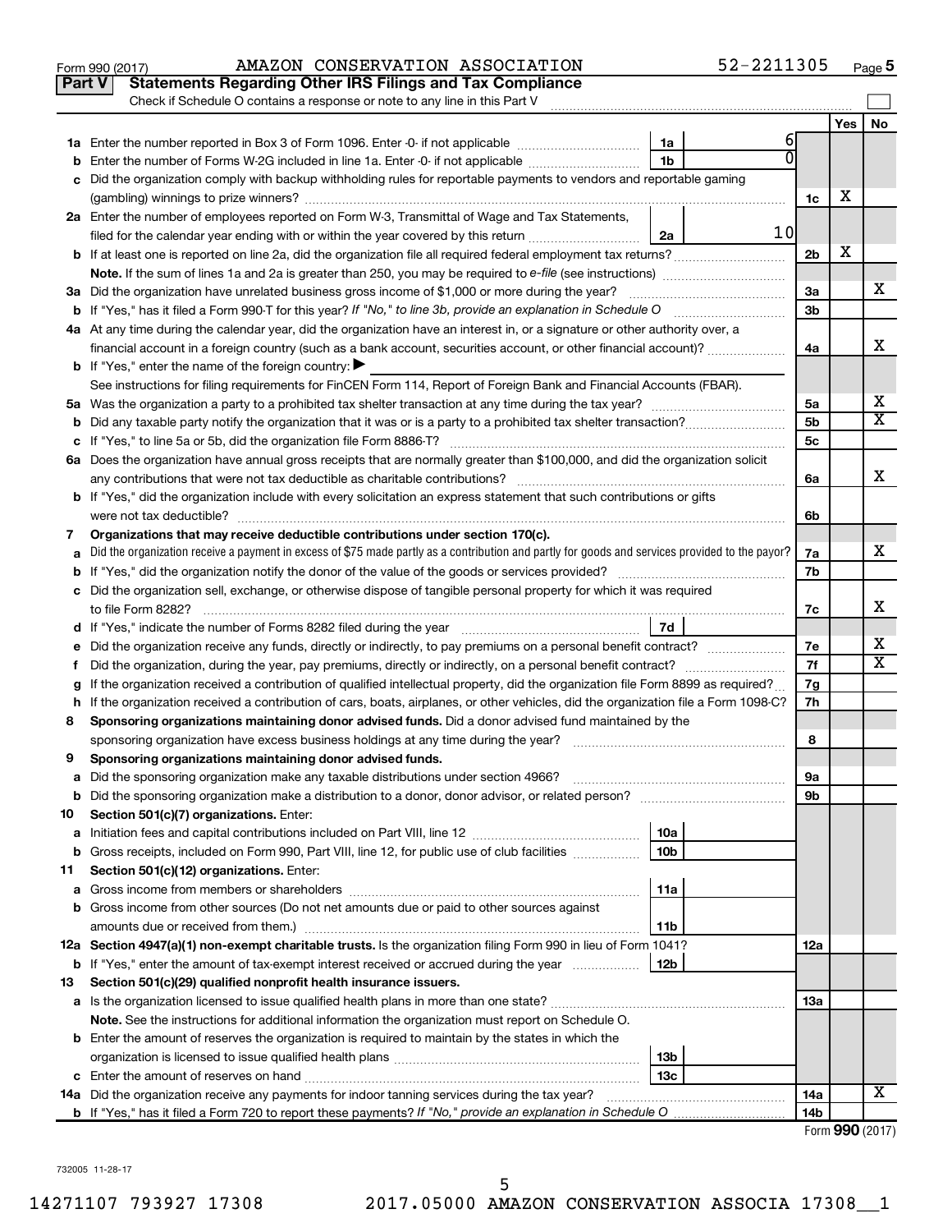Form 990 (2017) AMAZON CONSERVATION ASSOCIATION 52-2211305 Page 5

## Part V Statements Regarding Other IRS Filings and Tax Compliance

Check if Schedule O contains a response or note to any line in this Part V

| | | | | | Yes | No |
|---|---|---|---|---|---|---|
| 1a | Enter the number reported in Box 3 of Form 1096. Enter -0- if not applicable | 1a | 6 | | | |
| b | Enter the number of Forms W-2G included in line 1a. Enter -0- if not applicable | 1b | 0 | | | |
| c | Did the organization comply with backup withholding rules for reportable payments to vendors and reportable gaming (gambling) winnings to prize winners? | | | 1c | X | |
| 2a | Enter the number of employees reported on Form W-3, Transmittal of Wage and Tax Statements, filed for the calendar year ending with or within the year covered by this return | 2a | 10 | | | |
| b | If at least one is reported on line 2a, did the organization file all required federal employment tax returns? | | | 2b | X | |
| | **Note.** If the sum of lines 1a and 2a is greater than 250, you may be required to *e-file* (see instructions) | | | | | |
| 3a | Did the organization have unrelated business gross income of $1,000 or more during the year? | | | 3a | | X |
| b | If "Yes," has it filed a Form 990-T for this year? *If "No," to line 3b, provide an explanation in Schedule O* | | | 3b | | |
| 4a | At any time during the calendar year, did the organization have an interest in, or a signature or other authority over, a financial account in a foreign country (such as a bank account, securities account, or other financial account)? | | | 4a | | X |
| b | If "Yes," enter the name of the foreign country: ▶ | | | | | |
| | See instructions for filing requirements for FinCEN Form 114, Report of Foreign Bank and Financial Accounts (FBAR). | | | | | |
| 5a | Was the organization a party to a prohibited tax shelter transaction at any time during the tax year? | | | 5a | | X |
| b | Did any taxable party notify the organization that it was or is a party to a prohibited tax shelter transaction? | | | 5b | | X |
| c | If "Yes," to line 5a or 5b, did the organization file Form 8886-T? | | | 5c | | |
| 6a | Does the organization have annual gross receipts that are normally greater than $100,000, and did the organization solicit any contributions that were not tax deductible as charitable contributions? | | | 6a | | X |
| b | If "Yes," did the organization include with every solicitation an express statement that such contributions or gifts were not tax deductible? | | | 6b | | |
| 7 | **Organizations that may receive deductible contributions under section 170(c).** | | | | | |
| a | Did the organization receive a payment in excess of $75 made partly as a contribution and partly for goods and services provided to the payor? | | | 7a | | X |
| b | If "Yes," did the organization notify the donor of the value of the goods or services provided? | | | 7b | | |
| c | Did the organization sell, exchange, or otherwise dispose of tangible personal property for which it was required to file Form 8282? | | | 7c | | X |
| d | If "Yes," indicate the number of Forms 8282 filed during the year | 7d | | | | |
| e | Did the organization receive any funds, directly or indirectly, to pay premiums on a personal benefit contract? | | | 7e | | X |
| f | Did the organization, during the year, pay premiums, directly or indirectly, on a personal benefit contract? | | | 7f | | X |
| g | If the organization received a contribution of qualified intellectual property, did the organization file Form 8899 as required? | | | 7g | | |
| h | If the organization received a contribution of cars, boats, airplanes, or other vehicles, did the organization file a Form 1098-C? | | | 7h | | |
| 8 | **Sponsoring organizations maintaining donor advised funds.** Did a donor advised fund maintained by the sponsoring organization have excess business holdings at any time during the year? | | | 8 | | |
| 9 | **Sponsoring organizations maintaining donor advised funds.** | | | | | |
| a | Did the sponsoring organization make any taxable distributions under section 4966? | | | 9a | | |
| b | Did the sponsoring organization make a distribution to a donor, donor advisor, or related person? | | | 9b | | |
| 10 | **Section 501(c)(7) organizations.** Enter: | | | | | |
| a | Initiation fees and capital contributions included on Part VIII, line 12 | 10a | | | | |
| b | Gross receipts, included on Form 990, Part VIII, line 12, for public use of club facilities | 10b | | | | |
| 11 | **Section 501(c)(12) organizations.** Enter: | | | | | |
| a | Gross income from members or shareholders | 11a | | | | |
| b | Gross income from other sources (Do not net amounts due or paid to other sources against amounts due or received from them.) | 11b | | | | |
| 12a | **Section 4947(a)(1) non-exempt charitable trusts.** Is the organization filing Form 990 in lieu of Form 1041? | | | 12a | | |
| b | If "Yes," enter the amount of tax-exempt interest received or accrued during the year | 12b | | | | |
| 13 | **Section 501(c)(29) qualified nonprofit health insurance issuers.** | | | | | |
| a | Is the organization licensed to issue qualified health plans in more than one state? | | | 13a | | |
| | **Note.** See the instructions for additional information the organization must report on Schedule O. | | | | | |
| b | Enter the amount of reserves the organization is required to maintain by the states in which the organization is licensed to issue qualified health plans | 13b | | | | |
| c | Enter the amount of reserves on hand | 13c | | | | |
| 14a | Did the organization receive any payments for indoor tanning services during the tax year? | | | 14a | | X |
| b | If "Yes," has it filed a Form 720 to report these payments? *If "No," provide an explanation in Schedule O* | | | 14b | | |

Form **990** (2017)

732005 11-28-17

14271107 793927 17308 2017.05000 AMAZON CONSERVATION ASSOCIA 17308__1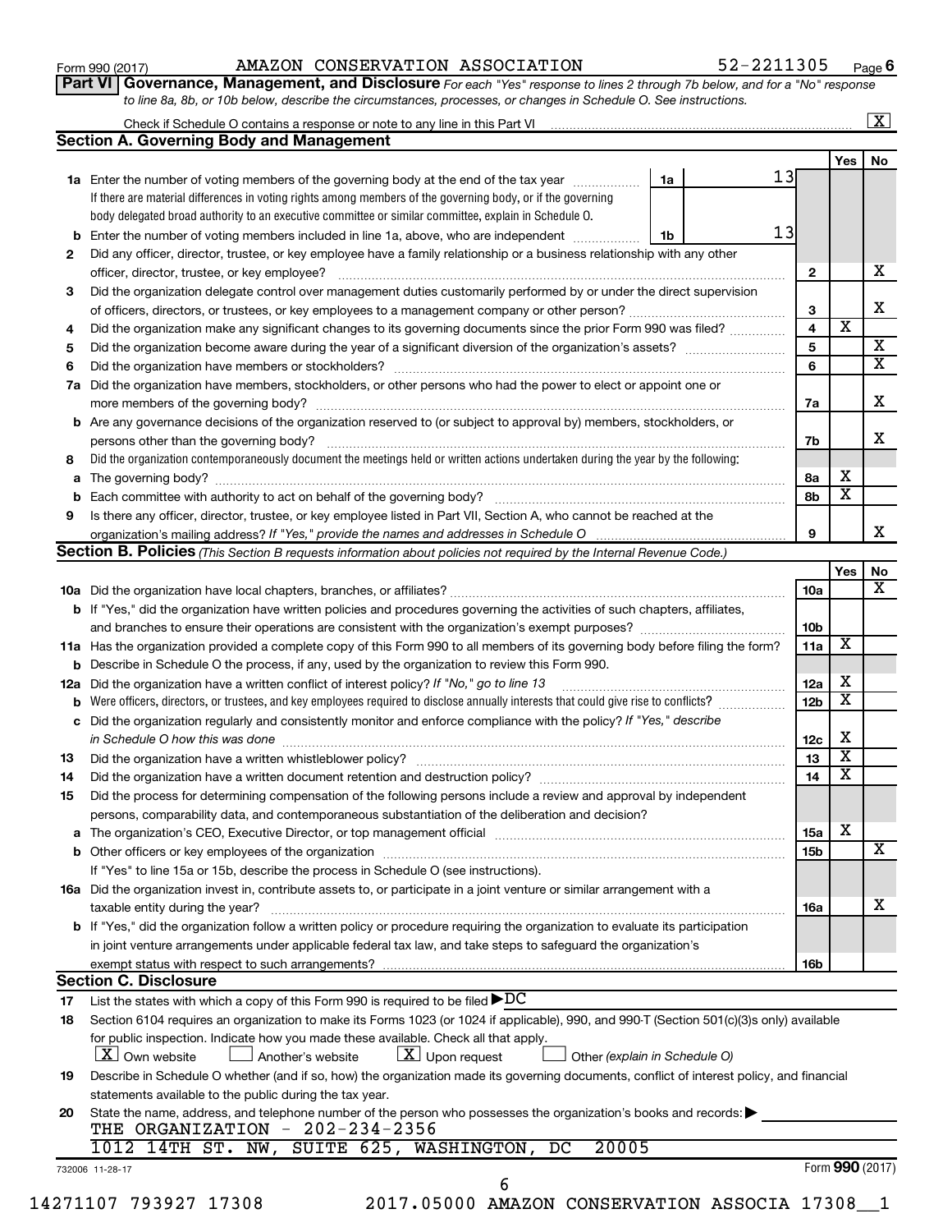Form 990 (2017) AMAZON CONSERVATION ASSOCIATION 52-2211305

## Part VI Governance, Management, and Disclosure

*For each "Yes" response to lines 2 through 7b below, and for a "No" response to line 8a, 8b, or 10b below, describe the circumstances, processes, or changes in Schedule O. See instructions.*

Check if Schedule O contains a response or note to any line in this Part VI ..... [X]

### Section A. Governing Body and Management

| | | | | Yes | No |
|---|---|---|---|---|---|
| **1a** | Enter the number of voting members of the governing body at the end of the tax year ..... 1a: 13<br>If there are material differences in voting rights among members of the governing body, or if the governing body delegated broad authority to an executive committee or similar committee, explain in Schedule O. | | | | |
| **b** | Enter the number of voting members included in line 1a, above, who are independent ..... 1b: 13 | | | | |
| **2** | Did any officer, director, trustee, or key employee have a family relationship or a business relationship with any other officer, director, trustee, or key employee? | **2** | | | X |
| **3** | Did the organization delegate control over management duties customarily performed by or under the direct supervision of officers, directors, or trustees, or key employees to a management company or other person? | **3** | | | X |
| **4** | Did the organization make any significant changes to its governing documents since the prior Form 990 was filed? | **4** | | X | |
| **5** | Did the organization become aware during the year of a significant diversion of the organization's assets? | **5** | | | X |
| **6** | Did the organization have members or stockholders? | **6** | | | X |
| **7a** | Did the organization have members, stockholders, or other persons who had the power to elect or appoint one or more members of the governing body? | **7a** | | | X |
| **b** | Are any governance decisions of the organization reserved to (or subject to approval by) members, stockholders, or persons other than the governing body? | **7b** | | | X |
| **8** | Did the organization contemporaneously document the meetings held or written actions undertaken during the year by the following: | | | | |
| **a** | The governing body? | **8a** | | X | |
| **b** | Each committee with authority to act on behalf of the governing body? | **8b** | | X | |
| **9** | Is there any officer, director, trustee, or key employee listed in Part VII, Section A, who cannot be reached at the organization's mailing address? *If "Yes," provide the names and addresses in Schedule O* | **9** | | | X |

### Section B. Policies *(This Section B requests information about policies not required by the Internal Revenue Code.)*

| | | | Yes | No |
|---|---|---|---|---|
| **10a** | Did the organization have local chapters, branches, or affiliates? | **10a** | | X |
| **b** | If "Yes," did the organization have written policies and procedures governing the activities of such chapters, affiliates, and branches to ensure their operations are consistent with the organization's exempt purposes? | **10b** | | |
| **11a** | Has the organization provided a complete copy of this Form 990 to all members of its governing body before filing the form? | **11a** | X | |
| **b** | Describe in Schedule O the process, if any, used by the organization to review this Form 990. | | | |
| **12a** | Did the organization have a written conflict of interest policy? *If "No," go to line 13* | **12a** | X | |
| **b** | Were officers, directors, or trustees, and key employees required to disclose annually interests that could give rise to conflicts? | **12b** | X | |
| **c** | Did the organization regularly and consistently monitor and enforce compliance with the policy? *If "Yes," describe in Schedule O how this was done* | **12c** | X | |
| **13** | Did the organization have a written whistleblower policy? | **13** | X | |
| **14** | Did the organization have a written document retention and destruction policy? | **14** | X | |
| **15** | Did the process for determining compensation of the following persons include a review and approval by independent persons, comparability data, and contemporaneous substantiation of the deliberation and decision? | | | |
| **a** | The organization's CEO, Executive Director, or top management official | **15a** | X | |
| **b** | Other officers or key employees of the organization | **15b** | | X |
| | If "Yes" to line 15a or 15b, describe the process in Schedule O (see instructions). | | | |
| **16a** | Did the organization invest in, contribute assets to, or participate in a joint venture or similar arrangement with a taxable entity during the year? | **16a** | | X |
| **b** | If "Yes," did the organization follow a written policy or procedure requiring the organization to evaluate its participation in joint venture arrangements under applicable federal tax law, and take steps to safeguard the organization's exempt status with respect to such arrangements? | **16b** | | |

### Section C. Disclosure

**17** List the states with which a copy of this Form 990 is required to be filed ▶ DC

**18** Section 6104 requires an organization to make its Forms 1023 (or 1024 if applicable), 990, and 990-T (Section 501(c)(3)s only) available for public inspection. Indicate how you made these available. Check all that apply.

[X] Own website [ ] Another's website [X] Upon request [ ] Other *(explain in Schedule O)*

**19** Describe in Schedule O whether (and if so, how) the organization made its governing documents, conflict of interest policy, and financial statements available to the public during the tax year.

**20** State the name, address, and telephone number of the person who possesses the organization's books and records: ▶

THE ORGANIZATION - 202-234-2356
1012 14TH ST. NW, SUITE 625, WASHINGTON, DC 20005

732006 11-28-17 Form **990** (2017)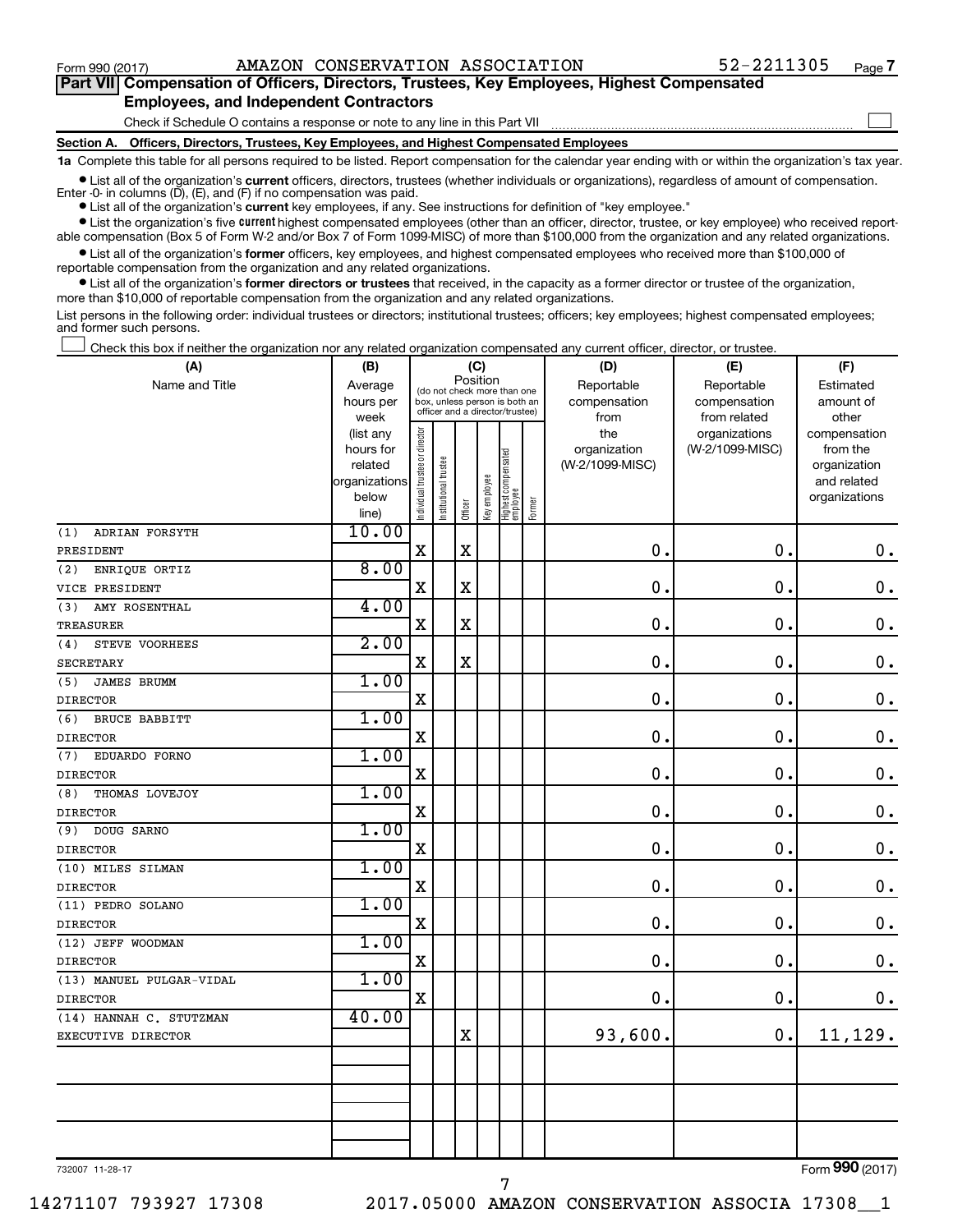Form 990 (2017) AMAZON CONSERVATION ASSOCIATION 52-2211305 Page 7

**Part VII Compensation of Officers, Directors, Trustees, Key Employees, Highest Compensated Employees, and Independent Contractors**

Check if Schedule O contains a response or note to any line in this Part VII

**Section A. Officers, Directors, Trustees, Key Employees, and Highest Compensated Employees**

**1a** Complete this table for all persons required to be listed. Report compensation for the calendar year ending with or within the organization's tax year.

- List all of the organization's **current** officers, directors, trustees (whether individuals or organizations), regardless of amount of compensation. Enter -0- in columns (D), (E), and (F) if no compensation was paid.
- List all of the organization's **current** key employees, if any. See instructions for definition of "key employee."
- List the organization's five **current** highest compensated employees (other than an officer, director, trustee, or key employee) who received reportable compensation (Box 5 of Form W-2 and/or Box 7 of Form 1099-MISC) of more than $100,000 from the organization and any related organizations.
- List all of the organization's **former** officers, key employees, and highest compensated employees who received more than $100,000 of reportable compensation from the organization and any related organizations.
- List all of the organization's **former directors or trustees** that received, in the capacity as a former director or trustee of the organization, more than $10,000 of reportable compensation from the organization and any related organizations.

List persons in the following order: individual trustees or directors; institutional trustees; officers; key employees; highest compensated employees; and former such persons.

Check this box if neither the organization nor any related organization compensated any current officer, director, or trustee.

| (A) Name and Title | (B) Average hours per week (list any hours for related organizations below line) | (C) Position: Individual trustee or director | Institutional trustee | Officer | Key employee | Highest compensated employee | Former | (D) Reportable compensation from the organization (W-2/1099-MISC) | (E) Reportable compensation from related organizations (W-2/1099-MISC) | (F) Estimated amount of other compensation from the organization and related organizations |
|---|---|---|---|---|---|---|---|---|---|---|
| (1) ADRIAN FORSYTH<br>PRESIDENT | 10.00 | X | | X | | | | 0. | 0. | 0. |
| (2) ENRIQUE ORTIZ<br>VICE PRESIDENT | 8.00 | X | | X | | | | 0. | 0. | 0. |
| (3) AMY ROSENTHAL<br>TREASURER | 4.00 | X | | X | | | | 0. | 0. | 0. |
| (4) STEVE VOORHEES<br>SECRETARY | 2.00 | X | | X | | | | 0. | 0. | 0. |
| (5) JAMES BRUMM<br>DIRECTOR | 1.00 | X | | | | | | 0. | 0. | 0. |
| (6) BRUCE BABBITT<br>DIRECTOR | 1.00 | X | | | | | | 0. | 0. | 0. |
| (7) EDUARDO FORNO<br>DIRECTOR | 1.00 | X | | | | | | 0. | 0. | 0. |
| (8) THOMAS LOVEJOY<br>DIRECTOR | 1.00 | X | | | | | | 0. | 0. | 0. |
| (9) DOUG SARNO<br>DIRECTOR | 1.00 | X | | | | | | 0. | 0. | 0. |
| (10) MILES SILMAN<br>DIRECTOR | 1.00 | X | | | | | | 0. | 0. | 0. |
| (11) PEDRO SOLANO<br>DIRECTOR | 1.00 | X | | | | | | 0. | 0. | 0. |
| (12) JEFF WOODMAN<br>DIRECTOR | 1.00 | X | | | | | | 0. | 0. | 0. |
| (13) MANUEL PULGAR-VIDAL<br>DIRECTOR | 1.00 | X | | | | | | 0. | 0. | 0. |
| (14) HANNAH C. STUTZMAN<br>EXECUTIVE DIRECTOR | 40.00 | | | X | | | | 93,600. | 0. | 11,129. |
| | | | | | | | | | | |
| | | | | | | | | | | |
| | | | | | | | | | | |

732007 11-28-17

Form 990 (2017)

14271107 793927 17308 2017.05000 AMAZON CONSERVATION ASSOCIA 17308__1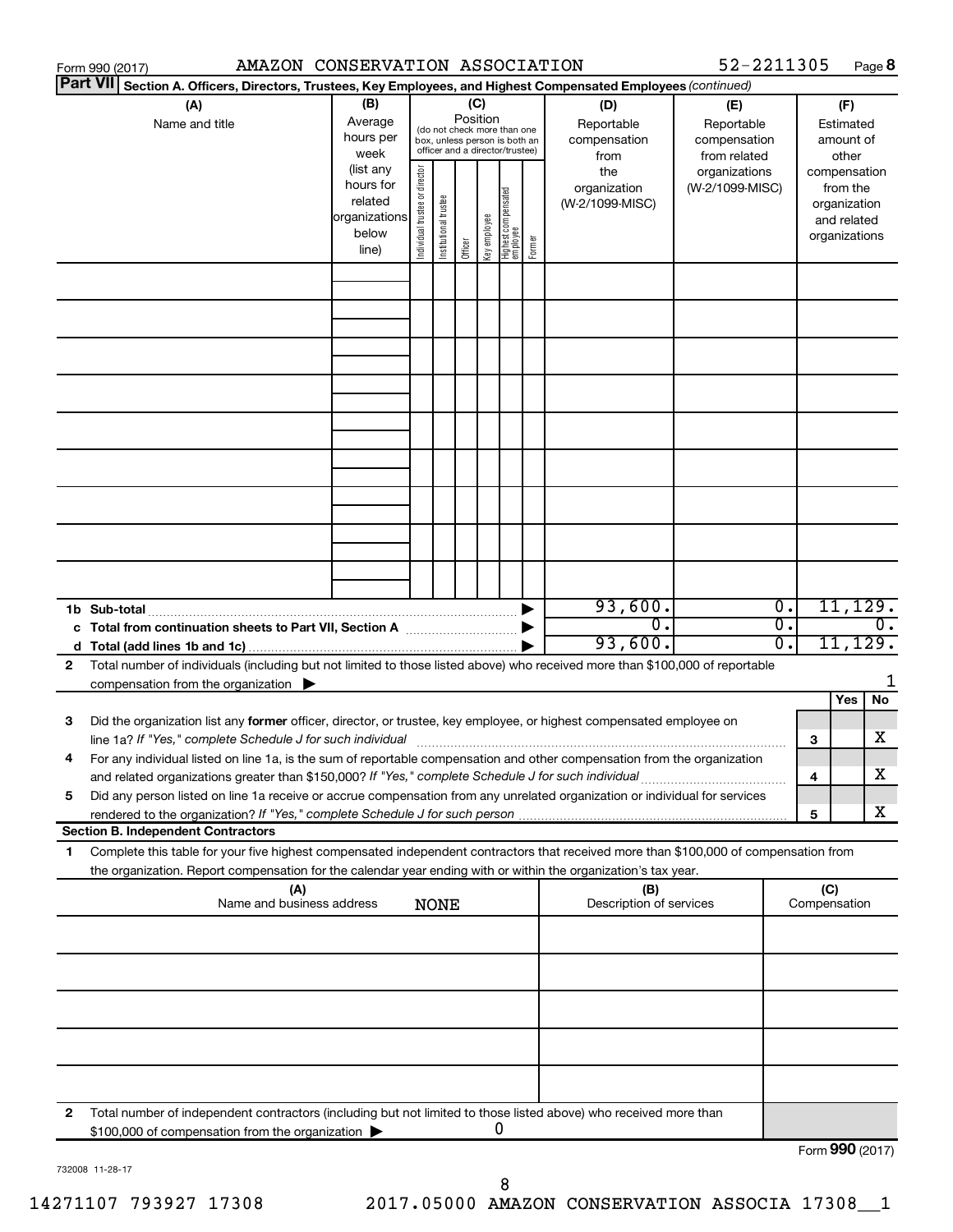Form 990 (2017) AMAZON CONSERVATION ASSOCIATION 52-2211305 Page **8**

**Part VII** **Section A. Officers, Directors, Trustees, Key Employees, and Highest Compensated Employees** *(continued)*

| (A) Name and title | (B) Average hours per week (list any hours for related organizations below line) | (C) Position (do not check more than one box, unless person is both an officer and a director/trustee): Individual trustee or director | Institutional trustee | Officer | Key employee | Highest compensated employee | Former | (D) Reportable compensation from the organization (W-2/1099-MISC) | (E) Reportable compensation from related organizations (W-2/1099-MISC) | (F) Estimated amount of other compensation from the organization and related organizations |
|---|---|---|---|---|---|---|---|---|---|---|
| | | | | | | | | | | |
| | | | | | | | | | | |
| | | | | | | | | | | |
| | | | | | | | | | | |
| | | | | | | | | | | |
| | | | | | | | | | | |
| | | | | | | | | | | |
| | | | | | | | | | | |
| | | | | | | | | | | |
| **1b Sub-total** | | | | | | | | 93,600. | 0. | 11,129. |
| **c Total from continuation sheets to Part VII, Section A** | | | | | | | | 0. | 0. | 0. |
| **d Total (add lines 1b and 1c)** | | | | | | | | 93,600. | 0. | 11,129. |

**2** Total number of individuals (including but not limited to those listed above) who received more than $100,000 of reportable compensation from the organization ▶ 1

| | | Yes | No |
|---|---|---|---|
| **3** Did the organization list any **former** officer, director, or trustee, key employee, or highest compensated employee on line 1a? *If "Yes," complete Schedule J for such individual* | 3 | | X |
| **4** For any individual listed on line 1a, is the sum of reportable compensation and other compensation from the organization and related organizations greater than $150,000? *If "Yes," complete Schedule J for such individual* | 4 | | X |
| **5** Did any person listed on line 1a receive or accrue compensation from any unrelated organization or individual for services rendered to the organization? *If "Yes," complete Schedule J for such person* | 5 | | X |

**Section B. Independent Contractors**

**1** Complete this table for your five highest compensated independent contractors that received more than $100,000 of compensation from the organization. Report compensation for the calendar year ending with or within the organization's tax year.

| (A) Name and business address | (B) Description of services | (C) Compensation |
|---|---|---|
| NONE | | |
| | | |
| | | |
| | | |
| | | |
| | | |

**2** Total number of independent contractors (including but not limited to those listed above) who received more than $100,000 of compensation from the organization ▶ 0

Form **990** (2017)

732008 11-28-17

14271107 793927 17308 2017.05000 AMAZON CONSERVATION ASSOCIA 17308__1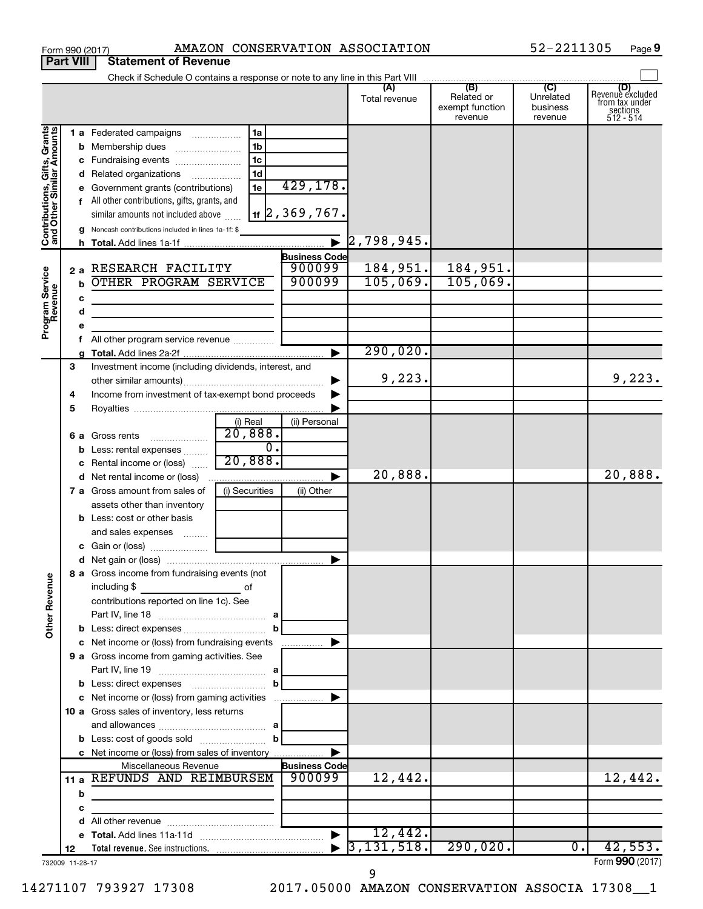Form 990 (2017) AMAZON CONSERVATION ASSOCIATION 52-2211305 Page 9

## Part VIII Statement of Revenue

Check if Schedule O contains a response or note to any line in this Part VIII

| | | | | (A) Total revenue | (B) Related or exempt function revenue | (C) Unrelated business revenue | (D) Revenue excluded from tax under sections 512 - 514 |
|---|---|---|---|---|---|---|---|
| **Contributions, Gifts, Grants and Other Similar Amounts** | 1 a Federated campaigns | 1a | | | | | |
| | b Membership dues | 1b | | | | | |
| | c Fundraising events | 1c | | | | | |
| | d Related organizations | 1d | | | | | |
| | e Government grants (contributions) | 1e | 429,178. | | | | |
| | f All other contributions, gifts, grants, and similar amounts not included above | 1f | 2,369,767. | | | | |
| | g Noncash contributions included in lines 1a-1f: $ | | | | | | |
| | h **Total.** Add lines 1a-1f | | | 2,798,945. | | | |
| **Program Service Revenue** | | | **Business Code** | | | | |
| | 2 a RESEARCH FACILITY | | 900099 | 184,951. | 184,951. | | |
| | b OTHER PROGRAM SERVICE | | 900099 | 105,069. | 105,069. | | |
| | c | | | | | | |
| | d | | | | | | |
| | e | | | | | | |
| | f All other program service revenue | | | | | | |
| | g **Total.** Add lines 2a-2f | | | 290,020. | | | |
| **Other Revenue** | 3 Investment income (including dividends, interest, and other similar amounts) | | | 9,223. | | | 9,223. |
| | 4 Income from investment of tax-exempt bond proceeds | | | | | | |
| | 5 Royalties | | | | | | |
| | | (i) Real | (ii) Personal | | | | |
| | 6 a Gross rents | 20,888. | | | | | |
| | b Less: rental expenses | 0. | | | | | |
| | c Rental income or (loss) | 20,888. | | | | | |
| | d Net rental income or (loss) | | | 20,888. | | | 20,888. |
| | 7 a Gross amount from sales of assets other than inventory | (i) Securities | (ii) Other | | | | |
| | b Less: cost or other basis and sales expenses | | | | | | |
| | c Gain or (loss) | | | | | | |
| | d Net gain or (loss) | | | | | | |
| | 8 a Gross income from fundraising events (not including $ of contributions reported on line 1c). See Part IV, line 18 | a | | | | | |
| | b Less: direct expenses | b | | | | | |
| | c Net income or (loss) from fundraising events | | | | | | |
| | 9 a Gross income from gaming activities. See Part IV, line 19 | a | | | | | |
| | b Less: direct expenses | b | | | | | |
| | c Net income or (loss) from gaming activities | | | | | | |
| | 10 a Gross sales of inventory, less returns and allowances | a | | | | | |
| | b Less: cost of goods sold | b | | | | | |
| | c Net income or (loss) from sales of inventory | | | | | | |
| | Miscellaneous Revenue | | **Business Code** | | | | |
| | 11 a REFUNDS AND REIMBURSEM | | 900099 | 12,442. | | | 12,442. |
| | b | | | | | | |
| | c | | | | | | |
| | d All other revenue | | | | | | |
| | e **Total.** Add lines 11a-11d | | | 12,442. | | | |
| | 12 **Total revenue.** See instructions. | | | 3,131,518. | 290,020. | 0. | 42,553. |

732009 11-28-17 Form **990** (2017)

14271107 793927 17308 2017.05000 AMAZON CONSERVATION ASSOCIA 17308__1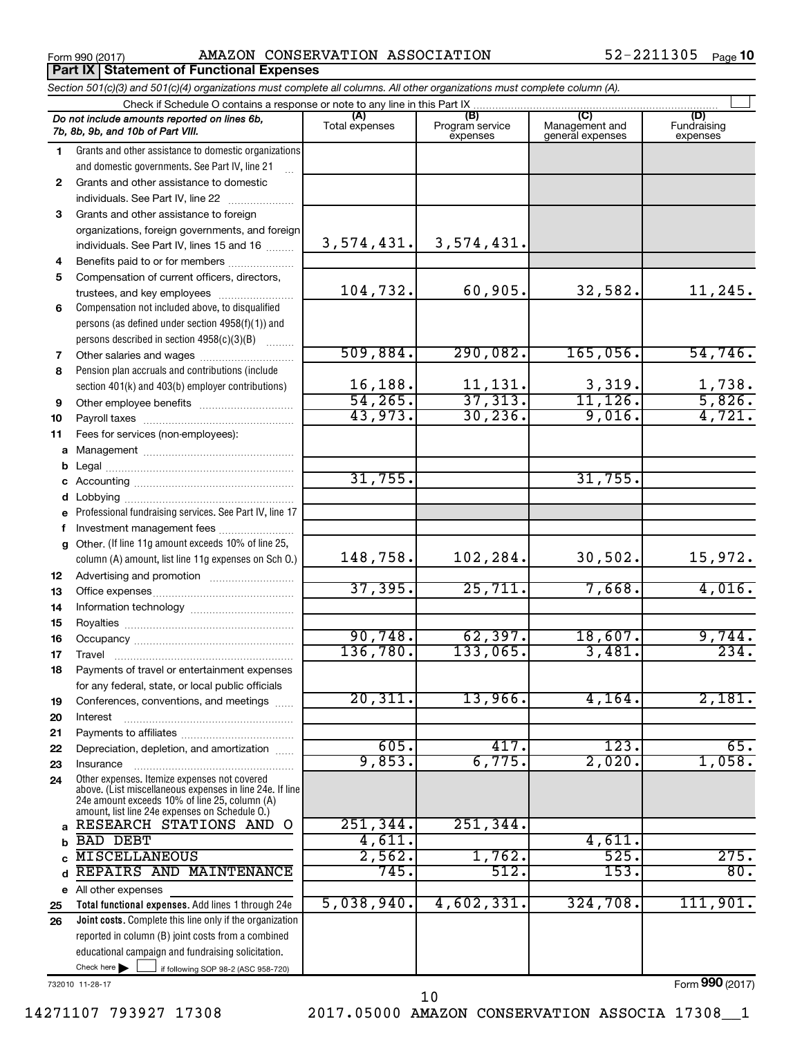Form 990 (2017) AMAZON CONSERVATION ASSOCIATION 52-2211305 Page 10

**Part IX | Statement of Functional Expenses**

*Section 501(c)(3) and 501(c)(4) organizations must complete all columns. All other organizations must complete column (A).*

Check if Schedule O contains a response or note to any line in this Part IX ☐

| *Do not include amounts reported on lines 6b, 7b, 8b, 9b, and 10b of Part VIII.* | (A) Total expenses | (B) Program service expenses | (C) Management and general expenses | (D) Fundraising expenses |
|---|---|---|---|---|
| 1 Grants and other assistance to domestic organizations and domestic governments. See Part IV, line 21 | | | | |
| 2 Grants and other assistance to domestic individuals. See Part IV, line 22 | | | | |
| 3 Grants and other assistance to foreign organizations, foreign governments, and foreign individuals. See Part IV, lines 15 and 16 | 3,574,431. | 3,574,431. | | |
| 4 Benefits paid to or for members | | | | |
| 5 Compensation of current officers, directors, trustees, and key employees | 104,732. | 60,905. | 32,582. | 11,245. |
| 6 Compensation not included above, to disqualified persons (as defined under section 4958(f)(1)) and persons described in section 4958(c)(3)(B) | | | | |
| 7 Other salaries and wages | 509,884. | 290,082. | 165,056. | 54,746. |
| 8 Pension plan accruals and contributions (include section 401(k) and 403(b) employer contributions) | 16,188. | 11,131. | 3,319. | 1,738. |
| 9 Other employee benefits | 54,265. | 37,313. | 11,126. | 5,826. |
| 10 Payroll taxes | 43,973. | 30,236. | 9,016. | 4,721. |
| 11 Fees for services (non-employees): | | | | |
| a Management | | | | |
| b Legal | | | | |
| c Accounting | 31,755. | | 31,755. | |
| d Lobbying | | | | |
| e Professional fundraising services. See Part IV, line 17 | | | | |
| f Investment management fees | | | | |
| g Other. (If line 11g amount exceeds 10% of line 25, column (A) amount, list line 11g expenses on Sch O.) | 148,758. | 102,284. | 30,502. | 15,972. |
| 12 Advertising and promotion | | | | |
| 13 Office expenses | 37,395. | 25,711. | 7,668. | 4,016. |
| 14 Information technology | | | | |
| 15 Royalties | | | | |
| 16 Occupancy | 90,748. | 62,397. | 18,607. | 9,744. |
| 17 Travel | 136,780. | 133,065. | 3,481. | 234. |
| 18 Payments of travel or entertainment expenses for any federal, state, or local public officials | | | | |
| 19 Conferences, conventions, and meetings | 20,311. | 13,966. | 4,164. | 2,181. |
| 20 Interest | | | | |
| 21 Payments to affiliates | | | | |
| 22 Depreciation, depletion, and amortization | 605. | 417. | 123. | 65. |
| 23 Insurance | 9,853. | 6,775. | 2,020. | 1,058. |
| 24 Other expenses. Itemize expenses not covered above. (List miscellaneous expenses in line 24e. If line 24e amount exceeds 10% of line 25, column (A) amount, list line 24e expenses on Schedule O.) | | | | |
| a RESEARCH STATIONS AND O | 251,344. | 251,344. | | |
| b BAD DEBT | 4,611. | | 4,611. | |
| c MISCELLANEOUS | 2,562. | 1,762. | 525. | 275. |
| d REPAIRS AND MAINTENANCE | 745. | 512. | 153. | 80. |
| e All other expenses | | | | |
| 25 **Total functional expenses.** Add lines 1 through 24e | 5,038,940. | 4,602,331. | 324,708. | 111,901. |
| 26 **Joint costs.** Complete this line only if the organization reported in column (B) joint costs from a combined educational campaign and fundraising solicitation. Check here ☐ if following SOP 98-2 (ASC 958-720) | | | | |

732010 11-28-17 Form **990** (2017)

14271107 793927 17308 2017.05000 AMAZON CONSERVATION ASSOCIA 17308__1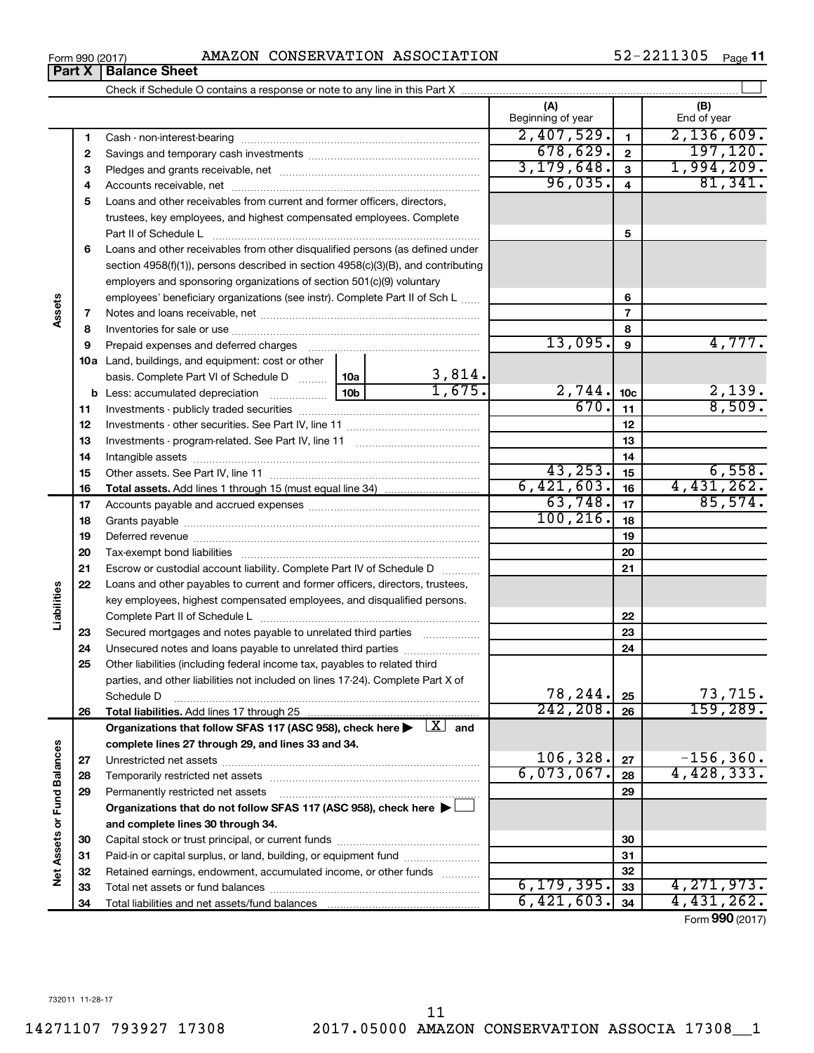Form 990 (2017) AMAZON CONSERVATION ASSOCIATION 52-2211305

## Part X | Balance Sheet

Check if Schedule O contains a response or note to any line in this Part X

| | | | (A) Beginning of year | | (B) End of year |
|---|---|---|---|---|---|
| Assets | 1 | Cash - non-interest-bearing | 2,407,529. | 1 | 2,136,609. |
| | 2 | Savings and temporary cash investments | 678,629. | 2 | 197,120. |
| | 3 | Pledges and grants receivable, net | 3,179,648. | 3 | 1,994,209. |
| | 4 | Accounts receivable, net | 96,035. | 4 | 81,341. |
| | 5 | Loans and other receivables from current and former officers, directors, trustees, key employees, and highest compensated employees. Complete Part II of Schedule L | | 5 | |
| | 6 | Loans and other receivables from other disqualified persons (as defined under section 4958(f)(1)), persons described in section 4958(c)(3)(B), and contributing employers and sponsoring organizations of section 501(c)(9) voluntary employees' beneficiary organizations (see instr). Complete Part II of Sch L | | 6 | |
| | 7 | Notes and loans receivable, net | | 7 | |
| | 8 | Inventories for sale or use | | 8 | |
| | 9 | Prepaid expenses and deferred charges | 13,095. | 9 | 4,777. |
| | 10a | Land, buildings, and equipment: cost or other basis. Complete Part VI of Schedule D — 10a: 3,814. | | | |
| | b | Less: accumulated depreciation — 10b: 1,675. | 2,744. | 10c | 2,139. |
| | 11 | Investments - publicly traded securities | 670. | 11 | 8,509. |
| | 12 | Investments - other securities. See Part IV, line 11 | | 12 | |
| | 13 | Investments - program-related. See Part IV, line 11 | | 13 | |
| | 14 | Intangible assets | | 14 | |
| | 15 | Other assets. See Part IV, line 11 | 43,253. | 15 | 6,558. |
| | 16 | **Total assets.** Add lines 1 through 15 (must equal line 34) | 6,421,603. | 16 | 4,431,262. |
| Liabilities | 17 | Accounts payable and accrued expenses | 63,748. | 17 | 85,574. |
| | 18 | Grants payable | 100,216. | 18 | |
| | 19 | Deferred revenue | | 19 | |
| | 20 | Tax-exempt bond liabilities | | 20 | |
| | 21 | Escrow or custodial account liability. Complete Part IV of Schedule D | | 21 | |
| | 22 | Loans and other payables to current and former officers, directors, trustees, key employees, highest compensated employees, and disqualified persons. Complete Part II of Schedule L | | 22 | |
| | 23 | Secured mortgages and notes payable to unrelated third parties | | 23 | |
| | 24 | Unsecured notes and loans payable to unrelated third parties | | 24 | |
| | 25 | Other liabilities (including federal income tax, payables to related third parties, and other liabilities not included on lines 17-24). Complete Part X of Schedule D | 78,244. | 25 | 73,715. |
| | 26 | **Total liabilities.** Add lines 17 through 25 | 242,208. | 26 | 159,289. |
| Net Assets or Fund Balances | | **Organizations that follow SFAS 117 (ASC 958), check here ▶ [X] and complete lines 27 through 29, and lines 33 and 34.** | | | |
| | 27 | Unrestricted net assets | 106,328. | 27 | -156,360. |
| | 28 | Temporarily restricted net assets | 6,073,067. | 28 | 4,428,333. |
| | 29 | Permanently restricted net assets | | 29 | |
| | | **Organizations that do not follow SFAS 117 (ASC 958), check here ▶ [ ] and complete lines 30 through 34.** | | | |
| | 30 | Capital stock or trust principal, or current funds | | 30 | |
| | 31 | Paid-in or capital surplus, or land, building, or equipment fund | | 31 | |
| | 32 | Retained earnings, endowment, accumulated income, or other funds | | 32 | |
| | 33 | Total net assets or fund balances | 6,179,395. | 33 | 4,271,973. |
| | 34 | Total liabilities and net assets/fund balances | 6,421,603. | 34 | 4,431,262. |

Form **990** (2017)

732011 11-28-17

14271107 793927 17308 2017.05000 AMAZON CONSERVATION ASSOCIA 17308__1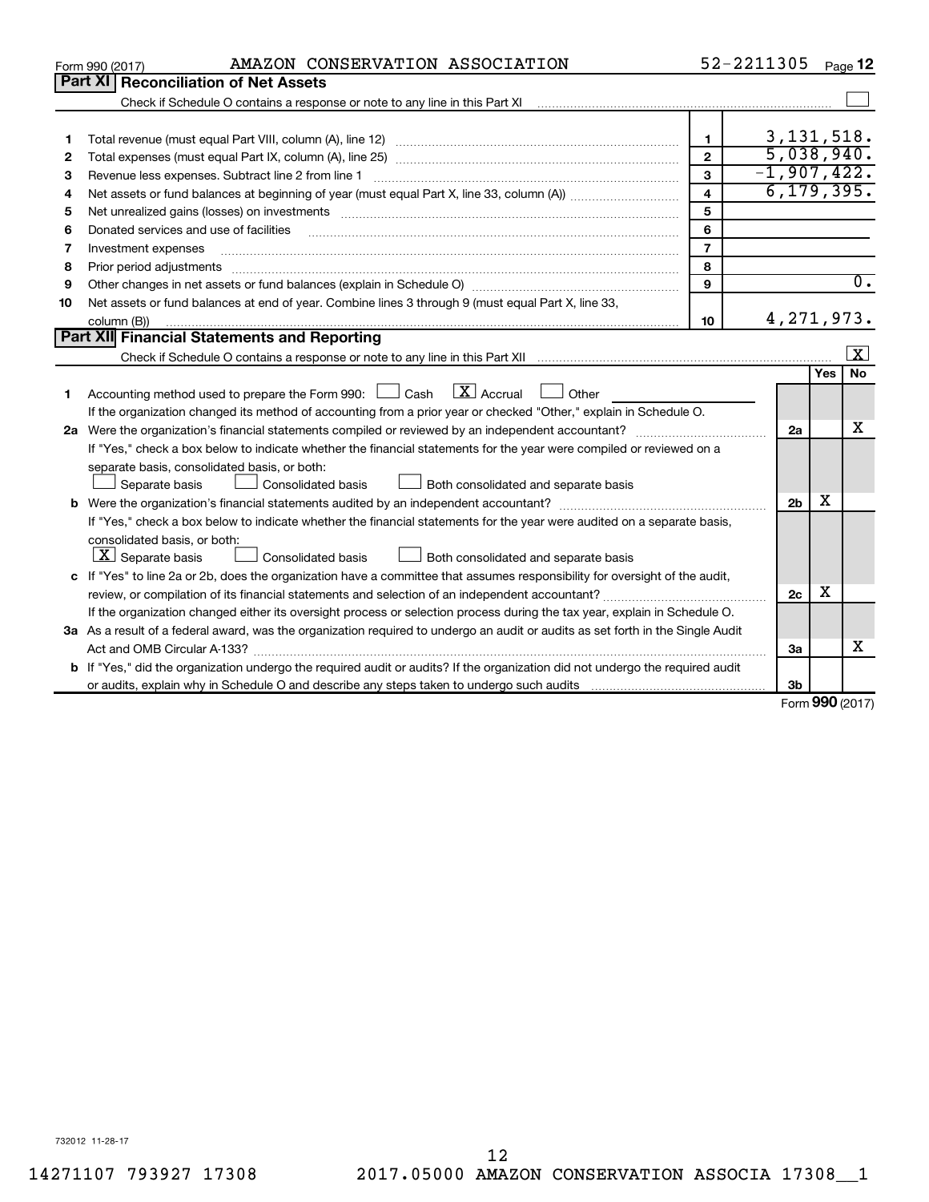Form 990 (2017) AMAZON CONSERVATION ASSOCIATION 52-2211305 Page **12**

## Part XI Reconciliation of Net Assets

Check if Schedule O contains a response or note to any line in this Part XI ☐

| | | | |
|---|---|---|---|
| 1 | Total revenue (must equal Part VIII, column (A), line 12) | 1 | 3,131,518. |
| 2 | Total expenses (must equal Part IX, column (A), line 25) | 2 | 5,038,940. |
| 3 | Revenue less expenses. Subtract line 2 from line 1 | 3 | -1,907,422. |
| 4 | Net assets or fund balances at beginning of year (must equal Part X, line 33, column (A)) | 4 | 6,179,395. |
| 5 | Net unrealized gains (losses) on investments | 5 | |
| 6 | Donated services and use of facilities | 6 | |
| 7 | Investment expenses | 7 | |
| 8 | Prior period adjustments | 8 | |
| 9 | Other changes in net assets or fund balances (explain in Schedule O) | 9 | 0. |
| 10 | Net assets or fund balances at end of year. Combine lines 3 through 9 (must equal Part X, line 33, column (B)) | 10 | 4,271,973. |

## Part XII Financial Statements and Reporting

Check if Schedule O contains a response or note to any line in this Part XII ☒

| | | | Yes | No |
|---|---|---|---|---|
| 1 | Accounting method used to prepare the Form 990: ☐ Cash ☒ Accrual ☐ Other<br>If the organization changed its method of accounting from a prior year or checked "Other," explain in Schedule O. | | | |
| 2a | Were the organization's financial statements compiled or reviewed by an independent accountant?<br>If "Yes," check a box below to indicate whether the financial statements for the year were compiled or reviewed on a separate basis, consolidated basis, or both:<br>☐ Separate basis ☐ Consolidated basis ☐ Both consolidated and separate basis | 2a | | X |
| b | Were the organization's financial statements audited by an independent accountant?<br>If "Yes," check a box below to indicate whether the financial statements for the year were audited on a separate basis, consolidated basis, or both:<br>☒ Separate basis ☐ Consolidated basis ☐ Both consolidated and separate basis | 2b | X | |
| c | If "Yes" to line 2a or 2b, does the organization have a committee that assumes responsibility for oversight of the audit, review, or compilation of its financial statements and selection of an independent accountant?<br>If the organization changed either its oversight process or selection process during the tax year, explain in Schedule O. | 2c | X | |
| 3a | As a result of a federal award, was the organization required to undergo an audit or audits as set forth in the Single Audit Act and OMB Circular A-133? | 3a | | X |
| b | If "Yes," did the organization undergo the required audit or audits? If the organization did not undergo the required audit or audits, explain why in Schedule O and describe any steps taken to undergo such audits | 3b | | |

Form **990** (2017)

732012 11-28-17

14271107 793927 17308 2017.05000 AMAZON CONSERVATION ASSOCIA 17308__1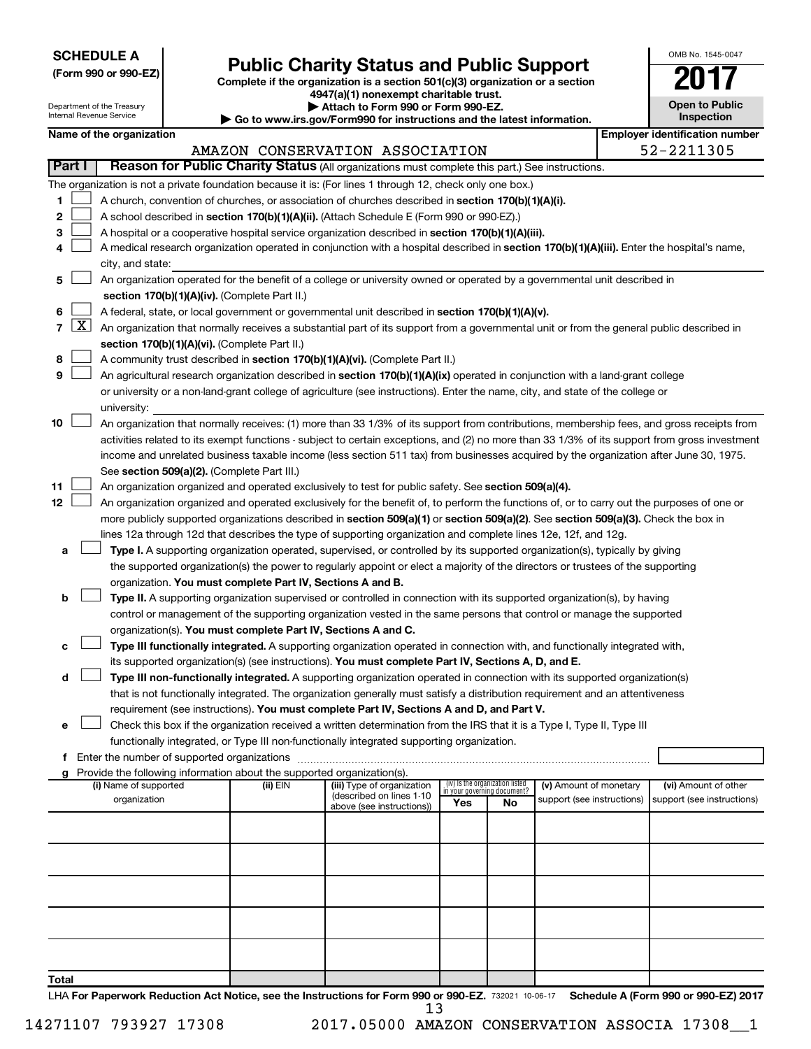**SCHEDULE A**
**(Form 990 or 990-EZ)**

Department of the Treasury
Internal Revenue Service

# Public Charity Status and Public Support

**Complete if the organization is a section 501(c)(3) organization or a section 4947(a)(1) nonexempt charitable trust.**
**▶ Attach to Form 990 or Form 990-EZ.**
**▶ Go to www.irs.gov/Form990 for instructions and the latest information.**

OMB No. 1545-0047

**2017**

**Open to Public Inspection**

**Name of the organization**
AMAZON CONSERVATION ASSOCIATION

**Employer identification number**
52-2211305

## Part I — Reason for Public Charity Status (All organizations must complete this part.) See instructions.

The organization is not a private foundation because it is: (For lines 1 through 12, check only one box.)

1 ☐ A church, convention of churches, or association of churches described in **section 170(b)(1)(A)(i).**

2 ☐ A school described in **section 170(b)(1)(A)(ii).** (Attach Schedule E (Form 990 or 990-EZ).)

3 ☐ A hospital or a cooperative hospital service organization described in **section 170(b)(1)(A)(iii).**

4 ☐ A medical research organization operated in conjunction with a hospital described in **section 170(b)(1)(A)(iii).** Enter the hospital's name, city, and state:

5 ☐ An organization operated for the benefit of a college or university owned or operated by a governmental unit described in **section 170(b)(1)(A)(iv).** (Complete Part II.)

6 ☐ A federal, state, or local government or governmental unit described in **section 170(b)(1)(A)(v).**

7 ☒ An organization that normally receives a substantial part of its support from a governmental unit or from the general public described in **section 170(b)(1)(A)(vi).** (Complete Part II.)

8 ☐ A community trust described in **section 170(b)(1)(A)(vi).** (Complete Part II.)

9 ☐ An agricultural research organization described in **section 170(b)(1)(A)(ix)** operated in conjunction with a land-grant college or university or a non-land-grant college of agriculture (see instructions). Enter the name, city, and state of the college or university:

10 ☐ An organization that normally receives: (1) more than 33 1/3% of its support from contributions, membership fees, and gross receipts from activities related to its exempt functions - subject to certain exceptions, and (2) no more than 33 1/3% of its support from gross investment income and unrelated business taxable income (less section 511 tax) from businesses acquired by the organization after June 30, 1975. See **section 509(a)(2).** (Complete Part III.)

11 ☐ An organization organized and operated exclusively to test for public safety. See **section 509(a)(4).**

12 ☐ An organization organized and operated exclusively for the benefit of, to perform the functions of, or to carry out the purposes of one or more publicly supported organizations described in **section 509(a)(1)** or **section 509(a)(2)**. See **section 509(a)(3).** Check the box in lines 12a through 12d that describes the type of supporting organization and complete lines 12e, 12f, and 12g.

a ☐ **Type I.** A supporting organization operated, supervised, or controlled by its supported organization(s), typically by giving the supported organization(s) the power to regularly appoint or elect a majority of the directors or trustees of the supporting organization. **You must complete Part IV, Sections A and B.**

b ☐ **Type II.** A supporting organization supervised or controlled in connection with its supported organization(s), by having control or management of the supporting organization vested in the same persons that control or manage the supported organization(s). **You must complete Part IV, Sections A and C.**

c ☐ **Type III functionally integrated.** A supporting organization operated in connection with, and functionally integrated with, its supported organization(s) (see instructions). **You must complete Part IV, Sections A, D, and E.**

d ☐ **Type III non-functionally integrated.** A supporting organization operated in connection with its supported organization(s) that is not functionally integrated. The organization generally must satisfy a distribution requirement and an attentiveness requirement (see instructions). **You must complete Part IV, Sections A and D, and Part V.**

e ☐ Check this box if the organization received a written determination from the IRS that it is a Type I, Type II, Type III functionally integrated, or Type III non-functionally integrated supporting organization.

f Enter the number of supported organizations

g Provide the following information about the supported organization(s).

| (i) Name of supported organization | (ii) EIN | (iii) Type of organization (described on lines 1-10 above (see instructions)) | (iv) Is the organization listed in your governing document? Yes | No | (v) Amount of monetary support (see instructions) | (vi) Amount of other support (see instructions) |
|---|---|---|---|---|---|---|
| | | | | | | |
| | | | | | | |
| | | | | | | |
| | | | | | | |
| | | | | | | |
| **Total** | | | | | | |

LHA **For Paperwork Reduction Act Notice, see the Instructions for Form 990 or 990-EZ.** 732021 10-06-17 **Schedule A (Form 990 or 990-EZ) 2017**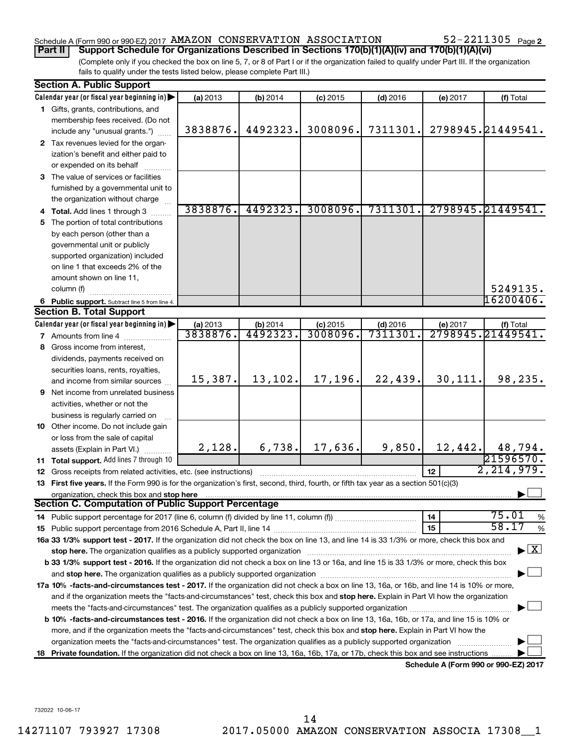Schedule A (Form 990 or 990-EZ) 2017 AMAZON CONSERVATION ASSOCIATION 52-2211305 Page 2

**Part II** **Support Schedule for Organizations Described in Sections 170(b)(1)(A)(iv) and 170(b)(1)(A)(vi)**

(Complete only if you checked the box on line 5, 7, or 8 of Part I or if the organization failed to qualify under Part III. If the organization fails to qualify under the tests listed below, please complete Part III.)

## Section A. Public Support

| Calendar year (or fiscal year beginning in) | (a) 2013 | (b) 2014 | (c) 2015 | (d) 2016 | (e) 2017 | (f) Total |
|---|---|---|---|---|---|---|
| 1 Gifts, grants, contributions, and membership fees received. (Do not include any "unusual grants.") | 3838876. | 4492323. | 3008096. | 7311301. | 2798945. | 21449541. |
| 2 Tax revenues levied for the organization's benefit and either paid to or expended on its behalf | | | | | | |
| 3 The value of services or facilities furnished by a governmental unit to the organization without charge | | | | | | |
| 4 Total. Add lines 1 through 3 | 3838876. | 4492323. | 3008096. | 7311301. | 2798945. | 21449541. |
| 5 The portion of total contributions by each person (other than a governmental unit or publicly supported organization) included on line 1 that exceeds 2% of the amount shown on line 11, column (f) | | | | | | 5249135. |
| 6 Public support. Subtract line 5 from line 4. | | | | | | 16200406. |

## Section B. Total Support

| Calendar year (or fiscal year beginning in) | (a) 2013 | (b) 2014 | (c) 2015 | (d) 2016 | (e) 2017 | (f) Total |
|---|---|---|---|---|---|---|
| 7 Amounts from line 4 | 3838876. | 4492323. | 3008096. | 7311301. | 2798945. | 21449541. |
| 8 Gross income from interest, dividends, payments received on securities loans, rents, royalties, and income from similar sources | 15,387. | 13,102. | 17,196. | 22,439. | 30,111. | 98,235. |
| 9 Net income from unrelated business activities, whether or not the business is regularly carried on | | | | | | |
| 10 Other income. Do not include gain or loss from the sale of capital assets (Explain in Part VI.) | 2,128. | 6,738. | 17,636. | 9,850. | 12,442. | 48,794. |
| 11 Total support. Add lines 7 through 10 | | | | | | 21596570. |

12 Gross receipts from related activities, etc. (see instructions) | 12 | 2,214,979.

13 **First five years.** If the Form 990 is for the organization's first, second, third, fourth, or fifth tax year as a section 501(c)(3) organization, check this box and **stop here** ☐

## Section C. Computation of Public Support Percentage

14 Public support percentage for 2017 (line 6, column (f) divided by line 11, column (f)) | 14 | 75.01 %

15 Public support percentage from 2016 Schedule A, Part II, line 14 | 15 | 58.17 %

**16a 33 1/3% support test - 2017.** If the organization did not check the box on line 13, and line 14 is 33 1/3% or more, check this box and **stop here.** The organization qualifies as a publicly supported organization ☒

**b 33 1/3% support test - 2016.** If the organization did not check a box on line 13 or 16a, and line 15 is 33 1/3% or more, check this box and **stop here.** The organization qualifies as a publicly supported organization ☐

**17a 10% -facts-and-circumstances test - 2017.** If the organization did not check a box on line 13, 16a, or 16b, and line 14 is 10% or more, and if the organization meets the "facts-and-circumstances" test, check this box and **stop here.** Explain in Part VI how the organization meets the "facts-and-circumstances" test. The organization qualifies as a publicly supported organization ☐

**b 10% -facts-and-circumstances test - 2016.** If the organization did not check a box on line 13, 16a, 16b, or 17a, and line 15 is 10% or more, and if the organization meets the "facts-and-circumstances" test, check this box and **stop here.** Explain in Part VI how the organization meets the "facts-and-circumstances" test. The organization qualifies as a publicly supported organization ☐

**18 Private foundation.** If the organization did not check a box on line 13, 16a, 16b, 17a, or 17b, check this box and see instructions ☐

**Schedule A (Form 990 or 990-EZ) 2017**

732022 10-06-17

14271107 793927 17308 2017.05000 AMAZON CONSERVATION ASSOCIA 17308__1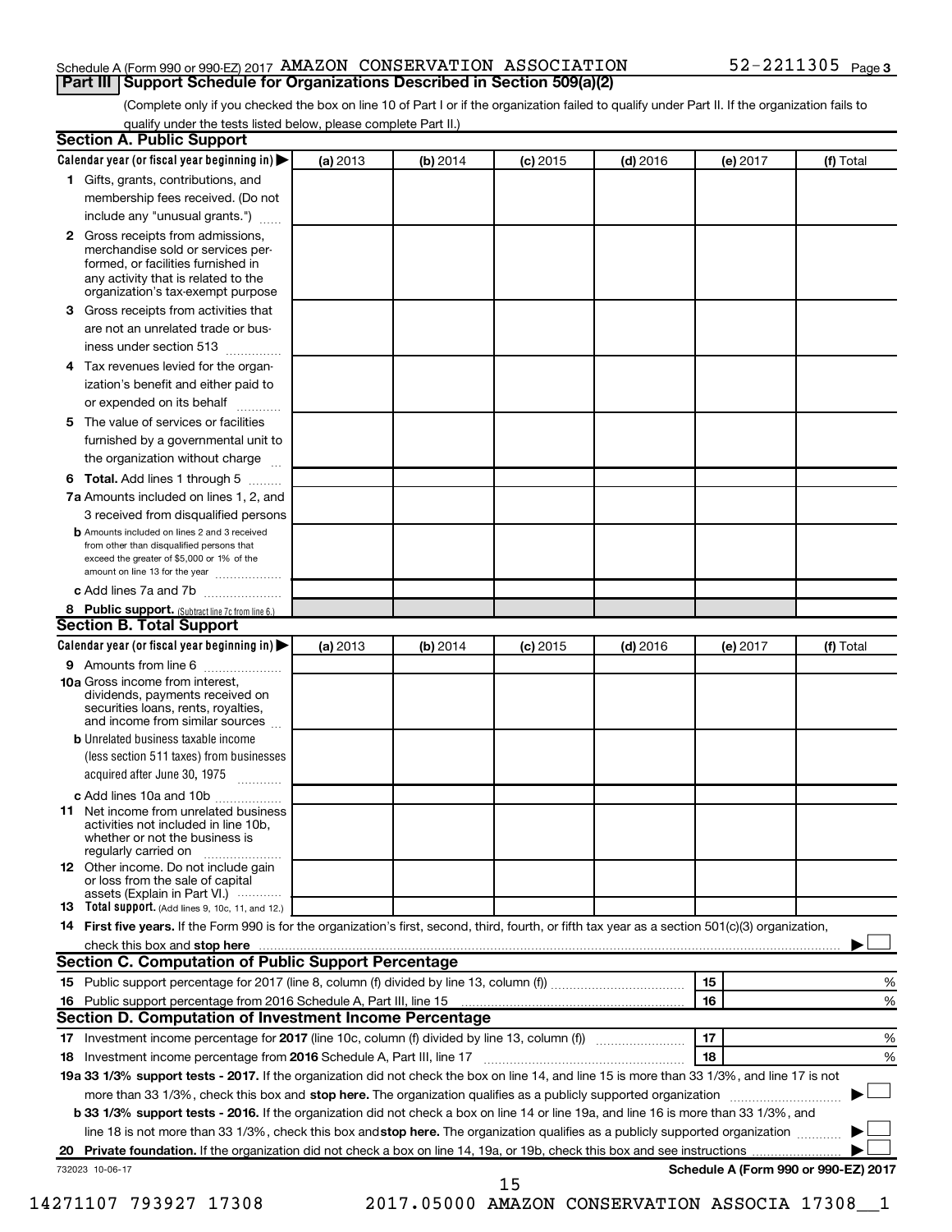Schedule A (Form 990 or 990-EZ) 2017 AMAZON CONSERVATION ASSOCIATION 52-2211305 Page 3

## Part III Support Schedule for Organizations Described in Section 509(a)(2)

(Complete only if you checked the box on line 10 of Part I or if the organization failed to qualify under Part II. If the organization fails to qualify under the tests listed below, please complete Part II.)

### Section A. Public Support

| Calendar year (or fiscal year beginning in) ▶ | (a) 2013 | (b) 2014 | (c) 2015 | (d) 2016 | (e) 2017 | (f) Total |
|---|---|---|---|---|---|---|
| 1 Gifts, grants, contributions, and membership fees received. (Do not include any "unusual grants.") | | | | | | |
| 2 Gross receipts from admissions, merchandise sold or services performed, or facilities furnished in any activity that is related to the organization's tax-exempt purpose | | | | | | |
| 3 Gross receipts from activities that are not an unrelated trade or business under section 513 | | | | | | |
| 4 Tax revenues levied for the organization's benefit and either paid to or expended on its behalf | | | | | | |
| 5 The value of services or facilities furnished by a governmental unit to the organization without charge | | | | | | |
| 6 **Total.** Add lines 1 through 5 | | | | | | |
| 7a Amounts included on lines 1, 2, and 3 received from disqualified persons | | | | | | |
| b Amounts included on lines 2 and 3 received from other than disqualified persons that exceed the greater of $5,000 or 1% of the amount on line 13 for the year | | | | | | |
| c Add lines 7a and 7b | | | | | | |
| 8 **Public support.** (Subtract line 7c from line 6.) | | | | | | |

### Section B. Total Support

| Calendar year (or fiscal year beginning in) ▶ | (a) 2013 | (b) 2014 | (c) 2015 | (d) 2016 | (e) 2017 | (f) Total |
|---|---|---|---|---|---|---|
| 9 Amounts from line 6 | | | | | | |
| 10a Gross income from interest, dividends, payments received on securities loans, rents, royalties, and income from similar sources | | | | | | |
| b Unrelated business taxable income (less section 511 taxes) from businesses acquired after June 30, 1975 | | | | | | |
| c Add lines 10a and 10b | | | | | | |
| 11 Net income from unrelated business activities not included in line 10b, whether or not the business is regularly carried on | | | | | | |
| 12 Other income. Do not include gain or loss from the sale of capital assets (Explain in Part VI.) | | | | | | |
| 13 **Total support.** (Add lines 9, 10c, 11, and 12.) | | | | | | |

14 **First five years.** If the Form 990 is for the organization's first, second, third, fourth, or fifth tax year as a section 501(c)(3) organization, check this box and **stop here** ▶ ☐

### Section C. Computation of Public Support Percentage

| | | | |
|---|---|---|---|
| 15 Public support percentage for 2017 (line 8, column (f) divided by line 13, column (f)) | 15 | | % |
| 16 Public support percentage from 2016 Schedule A, Part III, line 15 | 16 | | % |

### Section D. Computation of Investment Income Percentage

| | | | |
|---|---|---|---|
| 17 Investment income percentage for **2017** (line 10c, column (f) divided by line 13, column (f)) | 17 | | % |
| 18 Investment income percentage from **2016** Schedule A, Part III, line 17 | 18 | | % |

**19a 33 1/3% support tests - 2017.** If the organization did not check the box on line 14, and line 15 is more than 33 1/3%, and line 17 is not more than 33 1/3%, check this box and **stop here.** The organization qualifies as a publicly supported organization ▶ ☐

**b 33 1/3% support tests - 2016.** If the organization did not check a box on line 14 or line 19a, and line 16 is more than 33 1/3%, and line 18 is not more than 33 1/3%, check this box and **stop here.** The organization qualifies as a publicly supported organization ▶ ☐

**20 Private foundation.** If the organization did not check a box on line 14, 19a, or 19b, check this box and see instructions ▶ ☐

732023 10-06-17 **Schedule A (Form 990 or 990-EZ) 2017**

14271107 793927 17308 2017.05000 AMAZON CONSERVATION ASSOCIA 17308__1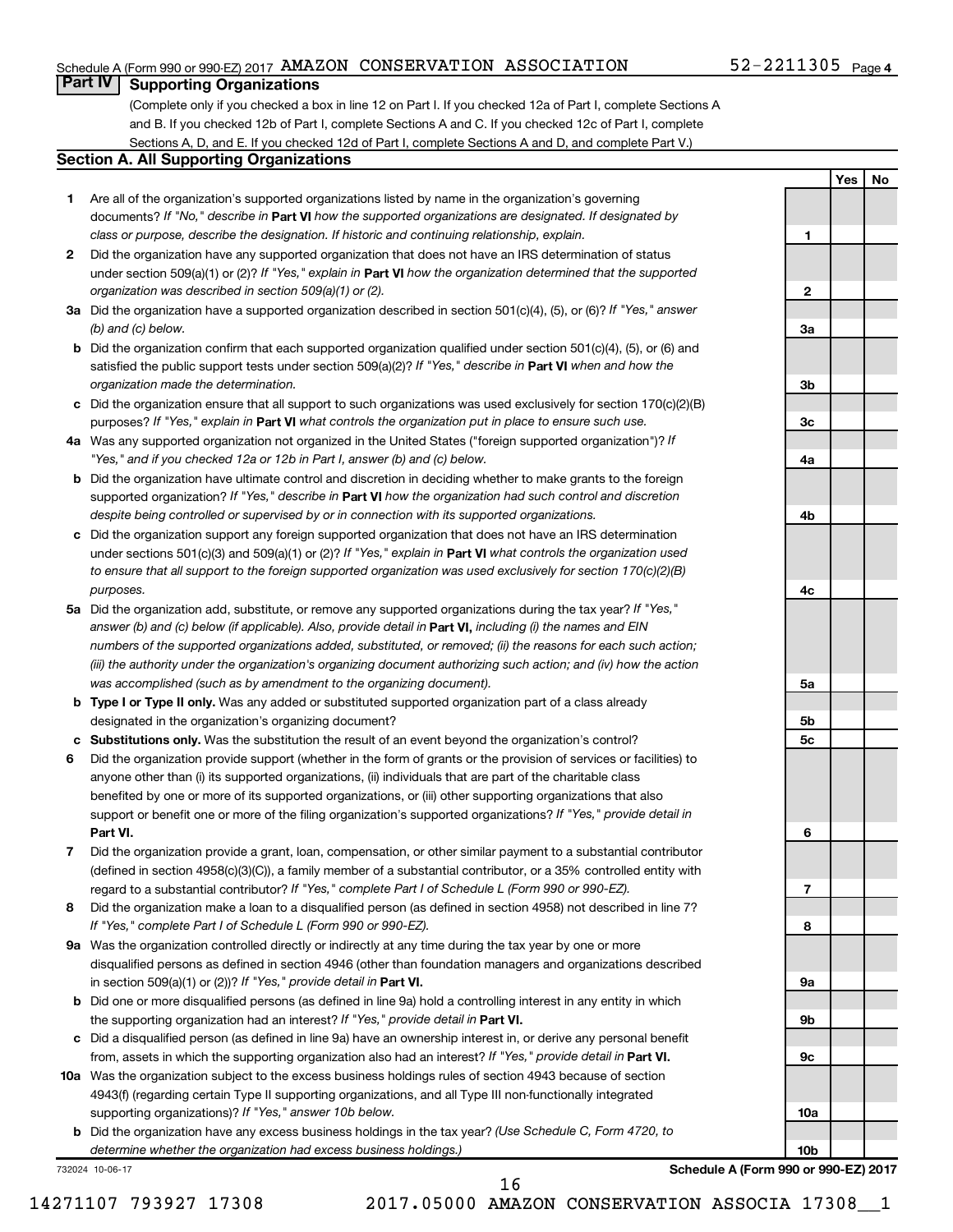Schedule A (Form 990 or 990-EZ) 2017 AMAZON CONSERVATION ASSOCIATION 52-2211305 Page 4

## Part IV Supporting Organizations

(Complete only if you checked a box in line 12 on Part I. If you checked 12a of Part I, complete Sections A and B. If you checked 12b of Part I, complete Sections A and C. If you checked 12c of Part I, complete Sections A, D, and E. If you checked 12d of Part I, complete Sections A and D, and complete Part V.)

### Section A. All Supporting Organizations

| | | | Yes | No |
|---|---|---|---|---|
| **1** | Are all of the organization's supported organizations listed by name in the organization's governing documents? *If "No," describe in* **Part VI** *how the supported organizations are designated. If designated by class or purpose, describe the designation. If historic and continuing relationship, explain.* | 1 | | |
| **2** | Did the organization have any supported organization that does not have an IRS determination of status under section 509(a)(1) or (2)? *If "Yes," explain in* **Part VI** *how the organization determined that the supported organization was described in section 509(a)(1) or (2).* | 2 | | |
| **3a** | Did the organization have a supported organization described in section 501(c)(4), (5), or (6)? *If "Yes," answer (b) and (c) below.* | 3a | | |
| **b** | Did the organization confirm that each supported organization qualified under section 501(c)(4), (5), or (6) and satisfied the public support tests under section 509(a)(2)? *If "Yes," describe in* **Part VI** *when and how the organization made the determination.* | 3b | | |
| **c** | Did the organization ensure that all support to such organizations was used exclusively for section 170(c)(2)(B) purposes? *If "Yes," explain in* **Part VI** *what controls the organization put in place to ensure such use.* | 3c | | |
| **4a** | Was any supported organization not organized in the United States ("foreign supported organization")? *If "Yes," and if you checked 12a or 12b in Part I, answer (b) and (c) below.* | 4a | | |
| **b** | Did the organization have ultimate control and discretion in deciding whether to make grants to the foreign supported organization? *If "Yes," describe in* **Part VI** *how the organization had such control and discretion despite being controlled or supervised by or in connection with its supported organizations.* | 4b | | |
| **c** | Did the organization support any foreign supported organization that does not have an IRS determination under sections 501(c)(3) and 509(a)(1) or (2)? *If "Yes," explain in* **Part VI** *what controls the organization used to ensure that all support to the foreign supported organization was used exclusively for section 170(c)(2)(B) purposes.* | 4c | | |
| **5a** | Did the organization add, substitute, or remove any supported organizations during the tax year? *If "Yes," answer (b) and (c) below (if applicable). Also, provide detail in* **Part VI,** *including (i) the names and EIN numbers of the supported organizations added, substituted, or removed; (ii) the reasons for each such action; (iii) the authority under the organization's organizing document authorizing such action; and (iv) how the action was accomplished (such as by amendment to the organizing document).* | 5a | | |
| **b** | **Type I or Type II only.** Was any added or substituted supported organization part of a class already designated in the organization's organizing document? | 5b | | |
| **c** | **Substitutions only.** Was the substitution the result of an event beyond the organization's control? | 5c | | |
| **6** | Did the organization provide support (whether in the form of grants or the provision of services or facilities) to anyone other than (i) its supported organizations, (ii) individuals that are part of the charitable class benefited by one or more of its supported organizations, or (iii) other supporting organizations that also support or benefit one or more of the filing organization's supported organizations? *If "Yes," provide detail in* **Part VI.** | 6 | | |
| **7** | Did the organization provide a grant, loan, compensation, or other similar payment to a substantial contributor (defined in section 4958(c)(3)(C)), a family member of a substantial contributor, or a 35% controlled entity with regard to a substantial contributor? *If "Yes," complete Part I of Schedule L (Form 990 or 990-EZ).* | 7 | | |
| **8** | Did the organization make a loan to a disqualified person (as defined in section 4958) not described in line 7? *If "Yes," complete Part I of Schedule L (Form 990 or 990-EZ).* | 8 | | |
| **9a** | Was the organization controlled directly or indirectly at any time during the tax year by one or more disqualified persons as defined in section 4946 (other than foundation managers and organizations described in section 509(a)(1) or (2))? *If "Yes," provide detail in* **Part VI.** | 9a | | |
| **b** | Did one or more disqualified persons (as defined in line 9a) hold a controlling interest in any entity in which the supporting organization had an interest? *If "Yes," provide detail in* **Part VI.** | 9b | | |
| **c** | Did a disqualified person (as defined in line 9a) have an ownership interest in, or derive any personal benefit from, assets in which the supporting organization also had an interest? *If "Yes," provide detail in* **Part VI.** | 9c | | |
| **10a** | Was the organization subject to the excess business holdings rules of section 4943 because of section 4943(f) (regarding certain Type II supporting organizations, and all Type III non-functionally integrated supporting organizations)? *If "Yes," answer 10b below.* | 10a | | |
| **b** | Did the organization have any excess business holdings in the tax year? *(Use Schedule C, Form 4720, to determine whether the organization had excess business holdings.)* | 10b | | |

732024 10-06-17 **Schedule A (Form 990 or 990-EZ) 2017**

14271107 793927 17308 2017.05000 AMAZON CONSERVATION ASSOCIA 17308__1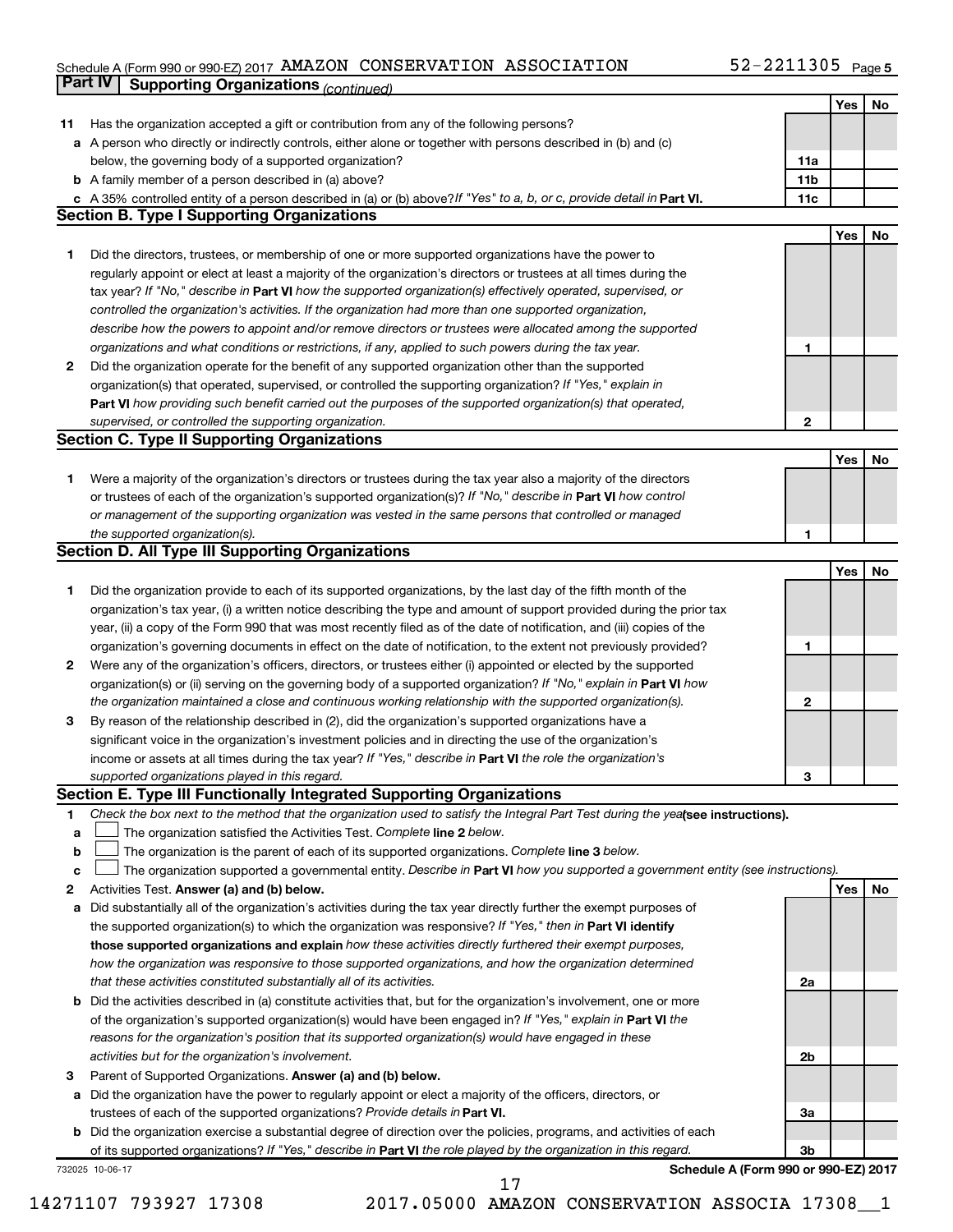Schedule A (Form 990 or 990-EZ) 2017 AMAZON CONSERVATION ASSOCIATION 52-2211305 Page 5

## Part IV Supporting Organizations *(continued)*

| | | | Yes | No |
|---|---|---|---|---|
| **11** | Has the organization accepted a gift or contribution from any of the following persons? | | | |
| **a** | A person who directly or indirectly controls, either alone or together with persons described in (b) and (c) below, the governing body of a supported organization? | 11a | | |
| **b** | A family member of a person described in (a) above? | 11b | | |
| **c** | A 35% controlled entity of a person described in (a) or (b) above? *If "Yes" to a, b, or c, provide detail in* **Part VI.** | 11c | | |

### Section B. Type I Supporting Organizations

| | | | Yes | No |
|---|---|---|---|---|
| **1** | Did the directors, trustees, or membership of one or more supported organizations have the power to regularly appoint or elect at least a majority of the organization's directors or trustees at all times during the tax year? *If "No," describe in* **Part VI** *how the supported organization(s) effectively operated, supervised, or controlled the organization's activities. If the organization had more than one supported organization, describe how the powers to appoint and/or remove directors or trustees were allocated among the supported organizations and what conditions or restrictions, if any, applied to such powers during the tax year.* | 1 | | |
| **2** | Did the organization operate for the benefit of any supported organization other than the supported organization(s) that operated, supervised, or controlled the supporting organization? *If "Yes," explain in* **Part VI** *how providing such benefit carried out the purposes of the supported organization(s) that operated, supervised, or controlled the supporting organization.* | 2 | | |

### Section C. Type II Supporting Organizations

| | | | Yes | No |
|---|---|---|---|---|
| **1** | Were a majority of the organization's directors or trustees during the tax year also a majority of the directors or trustees of each of the organization's supported organization(s)? *If "No," describe in* **Part VI** *how control or management of the supporting organization was vested in the same persons that controlled or managed the supported organization(s).* | 1 | | |

### Section D. All Type III Supporting Organizations

| | | | Yes | No |
|---|---|---|---|---|
| **1** | Did the organization provide to each of its supported organizations, by the last day of the fifth month of the organization's tax year, (i) a written notice describing the type and amount of support provided during the prior tax year, (ii) a copy of the Form 990 that was most recently filed as of the date of notification, and (iii) copies of the organization's governing documents in effect on the date of notification, to the extent not previously provided? | 1 | | |
| **2** | Were any of the organization's officers, directors, or trustees either (i) appointed or elected by the supported organization(s) or (ii) serving on the governing body of a supported organization? *If "No," explain in* **Part VI** *how the organization maintained a close and continuous working relationship with the supported organization(s).* | 2 | | |
| **3** | By reason of the relationship described in (2), did the organization's supported organizations have a significant voice in the organization's investment policies and in directing the use of the organization's income or assets at all times during the tax year? *If "Yes," describe in* **Part VI** *the role the organization's supported organizations played in this regard.* | 3 | | |

### Section E. Type III Functionally Integrated Supporting Organizations

**1** *Check the box next to the method that the organization used to satisfy the Integral Part Test during the year* **(see instructions).**

- **a** ☐ The organization satisfied the Activities Test. *Complete* **line 2** *below.*
- **b** ☐ The organization is the parent of each of its supported organizations. *Complete* **line 3** *below.*
- **c** ☐ The organization supported a governmental entity. *Describe in* **Part VI** *how you supported a government entity (see instructions).*

| | | | Yes | No |
|---|---|---|---|---|
| **2** | Activities Test. **Answer (a) and (b) below.** | | | |
| **a** | Did substantially all of the organization's activities during the tax year directly further the exempt purposes of the supported organization(s) to which the organization was responsive? *If "Yes," then in* **Part VI identify those supported organizations and explain** *how these activities directly furthered their exempt purposes, how the organization was responsive to those supported organizations, and how the organization determined that these activities constituted substantially all of its activities.* | 2a | | |
| **b** | Did the activities described in (a) constitute activities that, but for the organization's involvement, one or more of the organization's supported organization(s) would have been engaged in? *If "Yes," explain in* **Part VI** *the reasons for the organization's position that its supported organization(s) would have engaged in these activities but for the organization's involvement.* | 2b | | |
| **3** | Parent of Supported Organizations. **Answer (a) and (b) below.** | | | |
| **a** | Did the organization have the power to regularly appoint or elect a majority of the officers, directors, or trustees of each of the supported organizations? *Provide details in* **Part VI.** | 3a | | |
| **b** | Did the organization exercise a substantial degree of direction over the policies, programs, and activities of each of its supported organizations? *If "Yes," describe in* **Part VI** *the role played by the organization in this regard.* | 3b | | |

732025 10-06-17 **Schedule A (Form 990 or 990-EZ) 2017**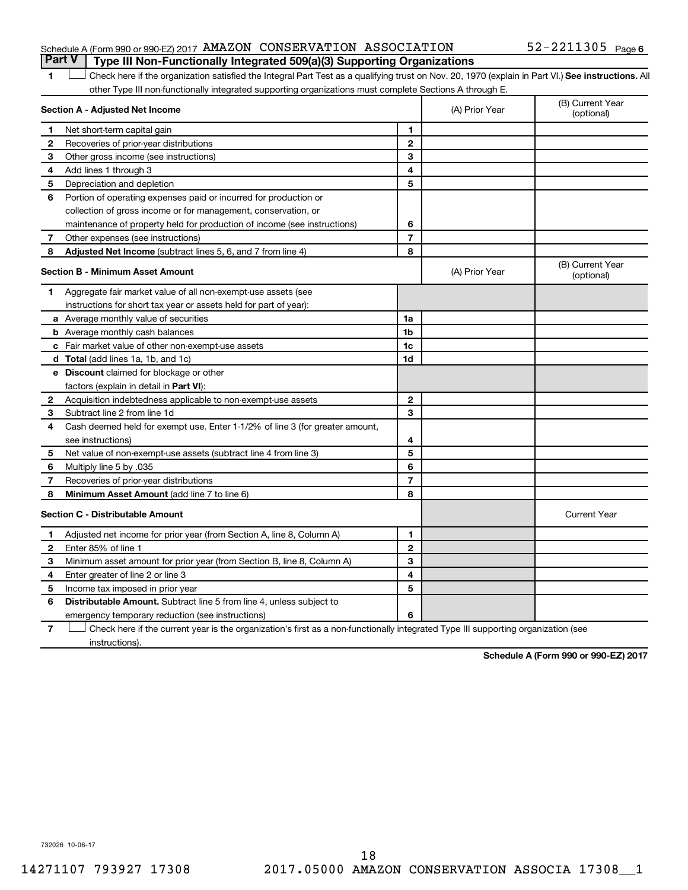Schedule A (Form 990 or 990-EZ) 2017 AMAZON CONSERVATION ASSOCIATION 52-2211305 Page 6

## Part V | Type III Non-Functionally Integrated 509(a)(3) Supporting Organizations

1 ☐ Check here if the organization satisfied the Integral Part Test as a qualifying trust on Nov. 20, 1970 (explain in Part VI.) **See instructions.** All other Type III non-functionally integrated supporting organizations must complete Sections A through E.

| **Section A - Adjusted Net Income** | | | (A) Prior Year | (B) Current Year (optional) |
|---|---|---|---|---|
| 1 | Net short-term capital gain | 1 | | |
| 2 | Recoveries of prior-year distributions | 2 | | |
| 3 | Other gross income (see instructions) | 3 | | |
| 4 | Add lines 1 through 3 | 4 | | |
| 5 | Depreciation and depletion | 5 | | |
| 6 | Portion of operating expenses paid or incurred for production or collection of gross income or for management, conservation, or maintenance of property held for production of income (see instructions) | 6 | | |
| 7 | Other expenses (see instructions) | 7 | | |
| 8 | **Adjusted Net Income** (subtract lines 5, 6, and 7 from line 4) | 8 | | |

| **Section B - Minimum Asset Amount** | | | (A) Prior Year | (B) Current Year (optional) |
|---|---|---|---|---|
| 1 | Aggregate fair market value of all non-exempt-use assets (see instructions for short tax year or assets held for part of year): | | | |
| a | Average monthly value of securities | 1a | | |
| b | Average monthly cash balances | 1b | | |
| c | Fair market value of other non-exempt-use assets | 1c | | |
| d | **Total** (add lines 1a, 1b, and 1c) | 1d | | |
| e | **Discount** claimed for blockage or other factors (explain in detail in **Part VI**): | | | |
| 2 | Acquisition indebtedness applicable to non-exempt-use assets | 2 | | |
| 3 | Subtract line 2 from line 1d | 3 | | |
| 4 | Cash deemed held for exempt use. Enter 1-1/2% of line 3 (for greater amount, see instructions) | 4 | | |
| 5 | Net value of non-exempt-use assets (subtract line 4 from line 3) | 5 | | |
| 6 | Multiply line 5 by .035 | 6 | | |
| 7 | Recoveries of prior-year distributions | 7 | | |
| 8 | **Minimum Asset Amount** (add line 7 to line 6) | 8 | | |

| **Section C - Distributable Amount** | | | | Current Year |
|---|---|---|---|---|
| 1 | Adjusted net income for prior year (from Section A, line 8, Column A) | 1 | | |
| 2 | Enter 85% of line 1 | 2 | | |
| 3 | Minimum asset amount for prior year (from Section B, line 8, Column A) | 3 | | |
| 4 | Enter greater of line 2 or line 3 | 4 | | |
| 5 | Income tax imposed in prior year | 5 | | |
| 6 | **Distributable Amount.** Subtract line 5 from line 4, unless subject to emergency temporary reduction (see instructions) | 6 | | |

7 ☐ Check here if the current year is the organization's first as a non-functionally integrated Type III supporting organization (see instructions).

**Schedule A (Form 990 or 990-EZ) 2017**

732026 10-06-17

14271107 793927 17308 2017.05000 AMAZON CONSERVATION ASSOCIA 17308__1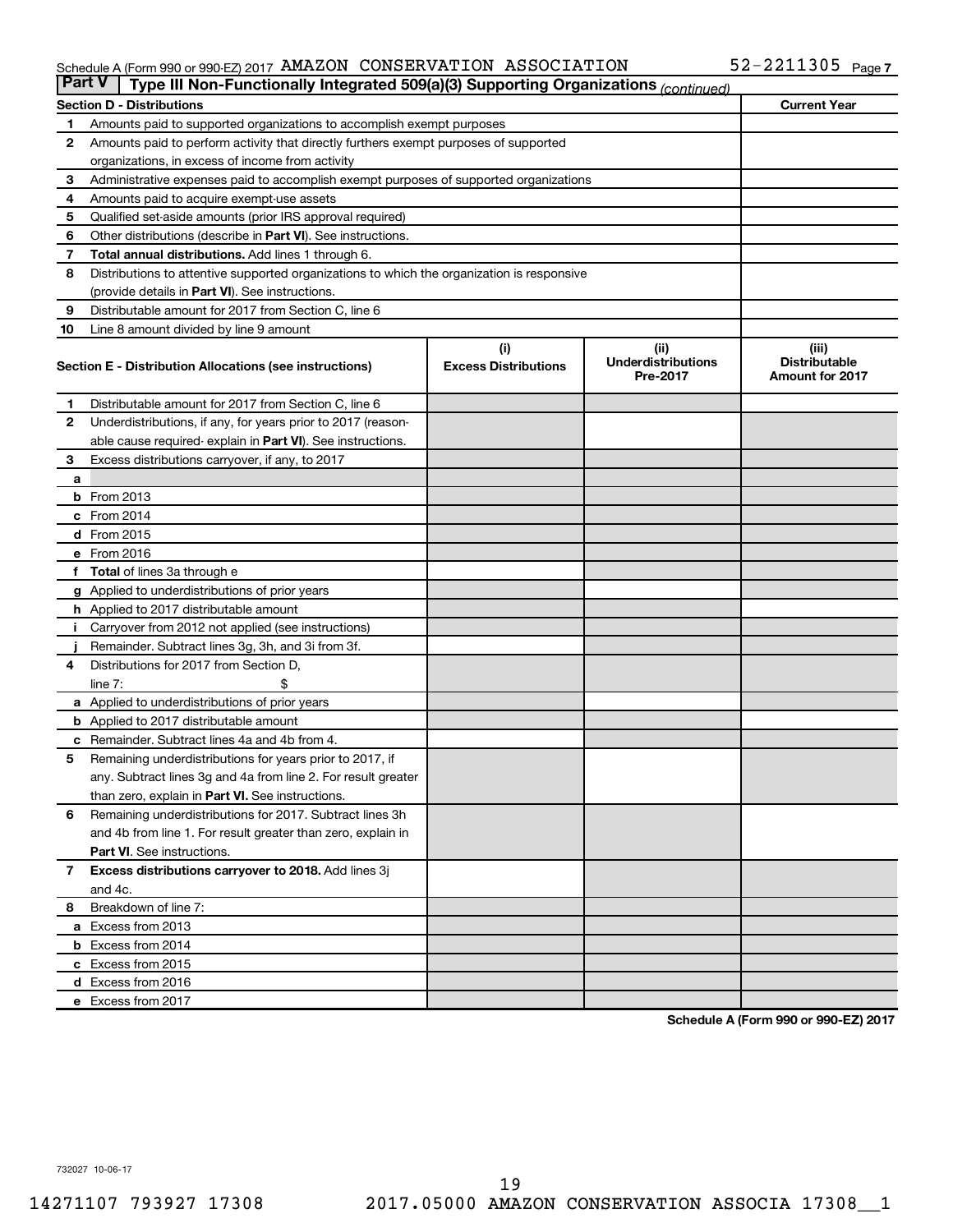Schedule A (Form 990 or 990-EZ) 2017 AMAZON CONSERVATION ASSOCIATION 52-2211305 Page 7

**Part V | Type III Non-Functionally Integrated 509(a)(3) Supporting Organizations** *(continued)*

| Section D - Distributions | | Current Year |
|---|---|---|
| 1 | Amounts paid to supported organizations to accomplish exempt purposes | |
| 2 | Amounts paid to perform activity that directly furthers exempt purposes of supported organizations, in excess of income from activity | |
| 3 | Administrative expenses paid to accomplish exempt purposes of supported organizations | |
| 4 | Amounts paid to acquire exempt-use assets | |
| 5 | Qualified set-aside amounts (prior IRS approval required) | |
| 6 | Other distributions (describe in **Part VI**). See instructions. | |
| 7 | **Total annual distributions.** Add lines 1 through 6. | |
| 8 | Distributions to attentive supported organizations to which the organization is responsive (provide details in **Part VI**). See instructions. | |
| 9 | Distributable amount for 2017 from Section C, line 6 | |
| 10 | Line 8 amount divided by line 9 amount | |

| | Section E - Distribution Allocations (see instructions) | (i) Excess Distributions | (ii) Underdistributions Pre-2017 | (iii) Distributable Amount for 2017 |
|---|---|---|---|---|
| 1 | Distributable amount for 2017 from Section C, line 6 | | | |
| 2 | Underdistributions, if any, for years prior to 2017 (reasonable cause required- explain in **Part VI**). See instructions. | | | |
| 3 | Excess distributions carryover, if any, to 2017 | | | |
| a | | | | |
| b | From 2013 | | | |
| c | From 2014 | | | |
| d | From 2015 | | | |
| e | From 2016 | | | |
| f | **Total** of lines 3a through e | | | |
| g | Applied to underdistributions of prior years | | | |
| h | Applied to 2017 distributable amount | | | |
| i | Carryover from 2012 not applied (see instructions) | | | |
| j | Remainder. Subtract lines 3g, 3h, and 3i from 3f. | | | |
| 4 | Distributions for 2017 from Section D, line 7: $ | | | |
| a | Applied to underdistributions of prior years | | | |
| b | Applied to 2017 distributable amount | | | |
| c | Remainder. Subtract lines 4a and 4b from 4. | | | |
| 5 | Remaining underdistributions for years prior to 2017, if any. Subtract lines 3g and 4a from line 2. For result greater than zero, explain in **Part VI**. See instructions. | | | |
| 6 | Remaining underdistributions for 2017. Subtract lines 3h and 4b from line 1. For result greater than zero, explain in **Part VI**. See instructions. | | | |
| 7 | **Excess distributions carryover to 2018.** Add lines 3j and 4c. | | | |
| 8 | Breakdown of line 7: | | | |
| a | Excess from 2013 | | | |
| b | Excess from 2014 | | | |
| c | Excess from 2015 | | | |
| d | Excess from 2016 | | | |
| e | Excess from 2017 | | | |

**Schedule A (Form 990 or 990-EZ) 2017**

732027 10-06-17

14271107 793927 17308 2017.05000 AMAZON CONSERVATION ASSOCIA 17308__1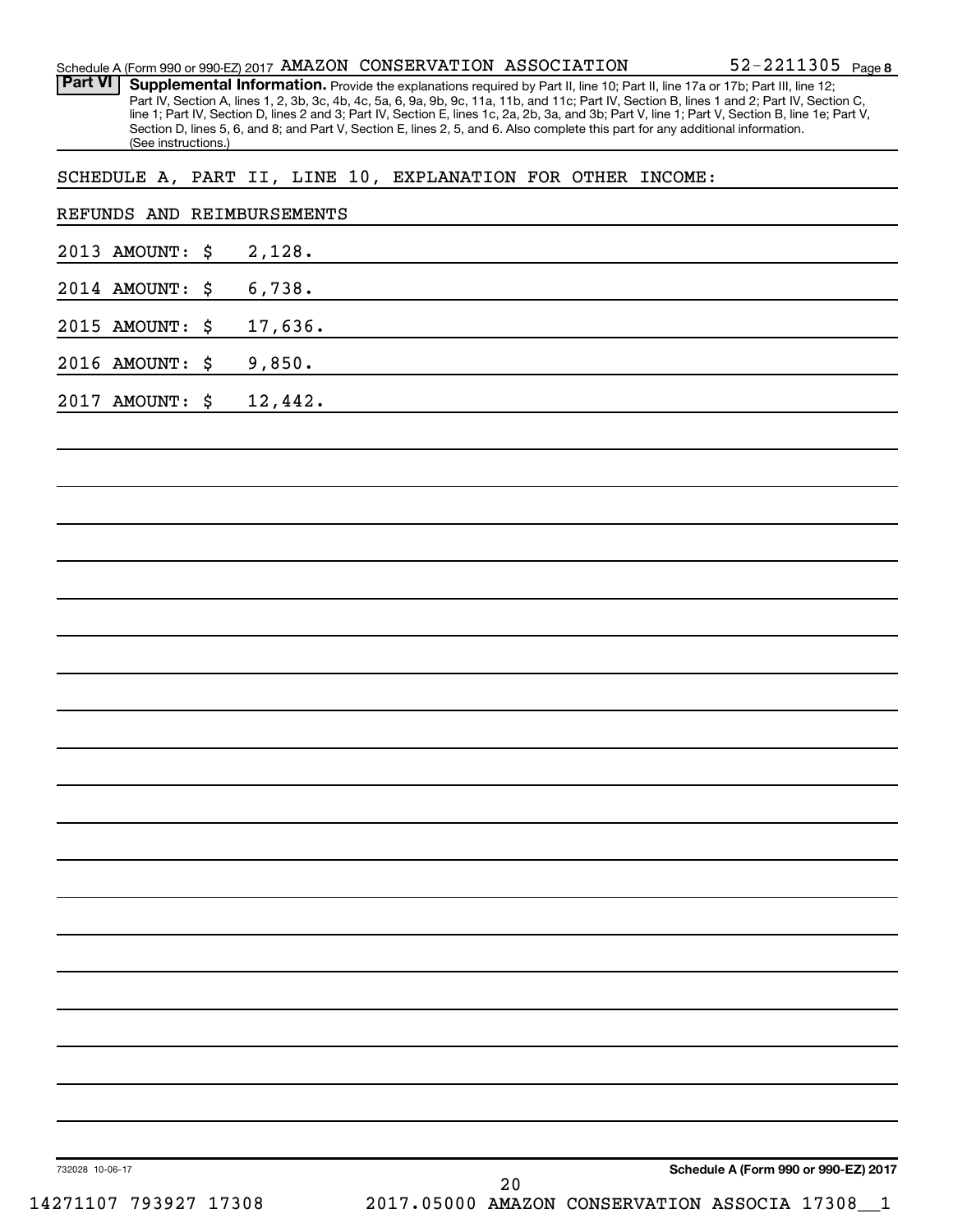Schedule A (Form 990 or 990-EZ) 2017 AMAZON CONSERVATION ASSOCIATION 52-2211305 Page **8**

**Part VI** **Supplemental Information.** Provide the explanations required by Part II, line 10; Part II, line 17a or 17b; Part III, line 12; Part IV, Section A, lines 1, 2, 3b, 3c, 4b, 4c, 5a, 6, 9a, 9b, 9c, 11a, 11b, and 11c; Part IV, Section B, lines 1 and 2; Part IV, Section C, line 1; Part IV, Section D, lines 2 and 3; Part IV, Section E, lines 1c, 2a, 2b, 3a, and 3b; Part V, line 1; Part V, Section B, line 1e; Part V, Section D, lines 5, 6, and 8; and Part V, Section E, lines 2, 5, and 6. Also complete this part for any additional information. (See instructions.)

SCHEDULE A, PART II, LINE 10, EXPLANATION FOR OTHER INCOME:

REFUNDS AND REIMBURSEMENTS

2013 AMOUNT: $ 2,128.

2014 AMOUNT: $ 6,738.

2015 AMOUNT: $ 17,636.

2016 AMOUNT: $ 9,850.

2017 AMOUNT: $ 12,442.

732028 10-06-17

**Schedule A (Form 990 or 990-EZ) 2017**

14271107 793927 17308 2017.05000 AMAZON CONSERVATION ASSOCIA 17308__1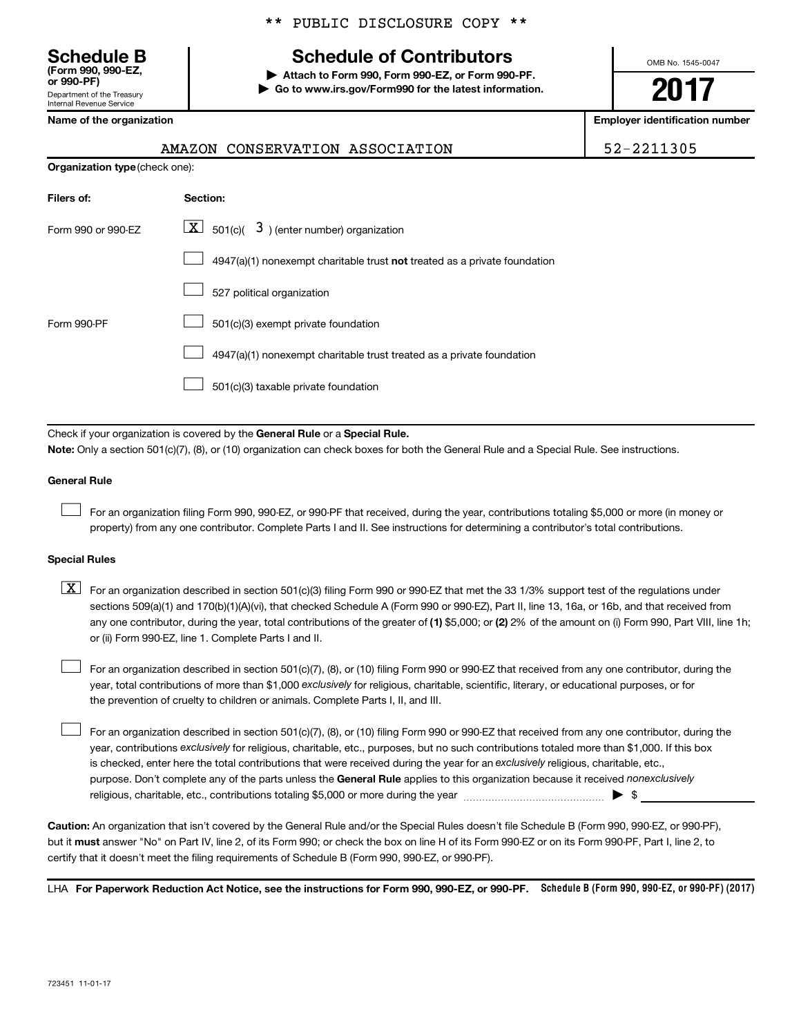** PUBLIC DISCLOSURE COPY **

**Schedule B**
**(Form 990, 990-EZ, or 990-PF)**
Department of the Treasury
Internal Revenue Service

# Schedule of Contributors

▶ **Attach to Form 990, Form 990-EZ, or Form 990-PF.**
▶ **Go to www.irs.gov/Form990 for the latest information.**

OMB No. 1545-0047

**2017**

| Name of the organization | Employer identification number |
|---|---|
| AMAZON CONSERVATION ASSOCIATION | 52-2211305 |

**Organization type** (check one):

| Filers of: | Section: |
|---|---|
| Form 990 or 990-EZ | [X] 501(c)( 3 ) (enter number) organization |
| | [ ] 4947(a)(1) nonexempt charitable trust **not** treated as a private foundation |
| | [ ] 527 political organization |
| Form 990-PF | [ ] 501(c)(3) exempt private foundation |
| | [ ] 4947(a)(1) nonexempt charitable trust treated as a private foundation |
| | [ ] 501(c)(3) taxable private foundation |

Check if your organization is covered by the **General Rule** or a **Special Rule.**

**Note:** Only a section 501(c)(7), (8), or (10) organization can check boxes for both the General Rule and a Special Rule. See instructions.

**General Rule**

[ ] For an organization filing Form 990, 990-EZ, or 990-PF that received, during the year, contributions totaling $5,000 or more (in money or property) from any one contributor. Complete Parts I and II. See instructions for determining a contributor's total contributions.

**Special Rules**

[X] For an organization described in section 501(c)(3) filing Form 990 or 990-EZ that met the 33 1/3% support test of the regulations under sections 509(a)(1) and 170(b)(1)(A)(vi), that checked Schedule A (Form 990 or 990-EZ), Part II, line 13, 16a, or 16b, and that received from any one contributor, during the year, total contributions of the greater of **(1)** $5,000; or **(2)** 2% of the amount on (i) Form 990, Part VIII, line 1h; or (ii) Form 990-EZ, line 1. Complete Parts I and II.

[ ] For an organization described in section 501(c)(7), (8), or (10) filing Form 990 or 990-EZ that received from any one contributor, during the year, total contributions of more than $1,000 *exclusively* for religious, charitable, scientific, literary, or educational purposes, or for the prevention of cruelty to children or animals. Complete Parts I, II, and III.

[ ] For an organization described in section 501(c)(7), (8), or (10) filing Form 990 or 990-EZ that received from any one contributor, during the year, contributions *exclusively* for religious, charitable, etc., purposes, but no such contributions totaled more than $1,000. If this box is checked, enter here the total contributions that were received during the year for an *exclusively* religious, charitable, etc., purpose. Don't complete any of the parts unless the **General Rule** applies to this organization because it received *nonexclusively* religious, charitable, etc., contributions totaling $5,000 or more during the year ▶ $ ____________

**Caution:** An organization that isn't covered by the General Rule and/or the Special Rules doesn't file Schedule B (Form 990, 990-EZ, or 990-PF), but it **must** answer "No" on Part IV, line 2, of its Form 990; or check the box on line H of its Form 990-EZ or on its Form 990-PF, Part I, line 2, to certify that it doesn't meet the filing requirements of Schedule B (Form 990, 990-EZ, or 990-PF).

LHA **For Paperwork Reduction Act Notice, see the instructions for Form 990, 990-EZ, or 990-PF.** **Schedule B (Form 990, 990-EZ, or 990-PF) (2017)**

723451 11-01-17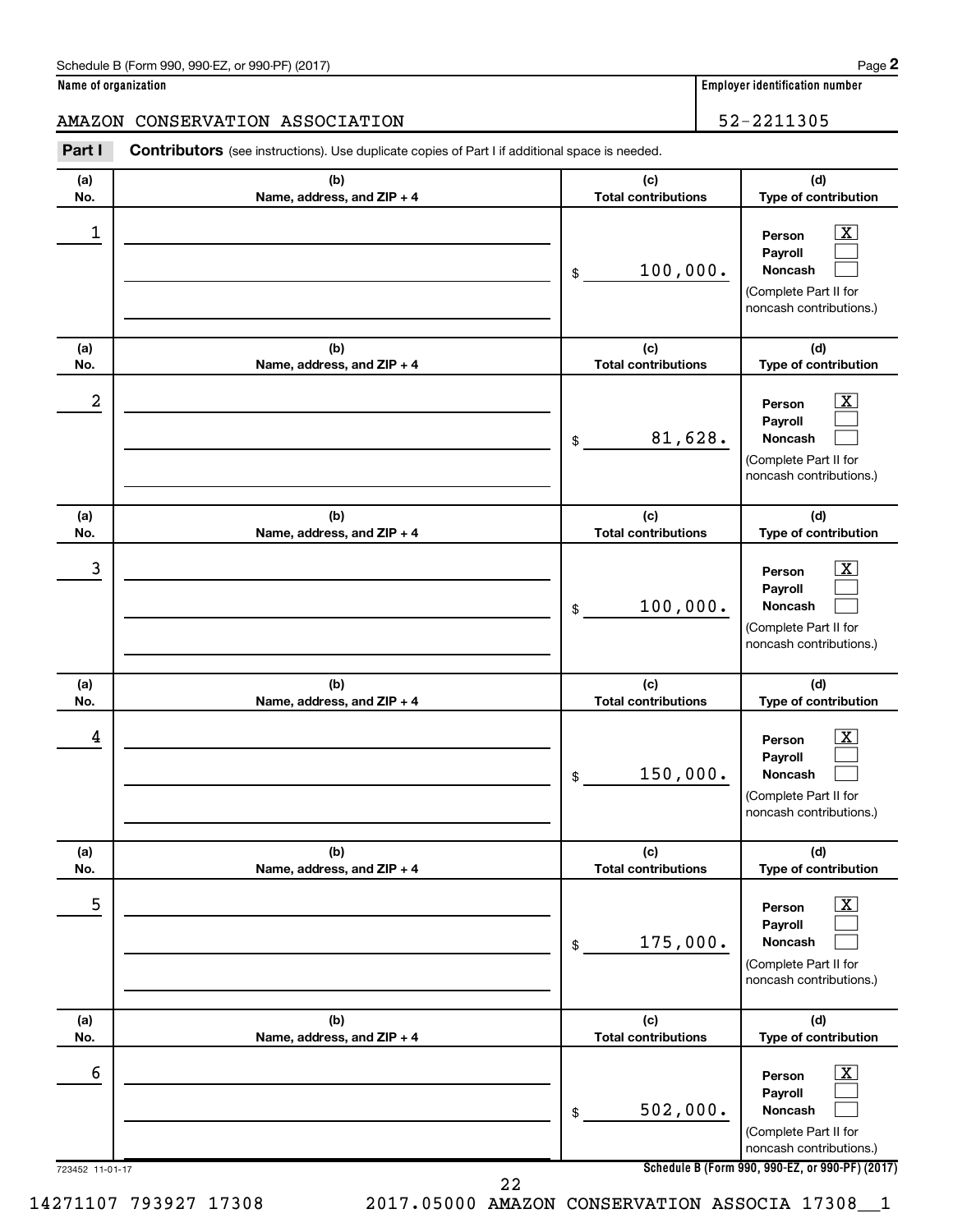Name of organization: AMAZON CONSERVATION ASSOCIATION

Employer identification number: 52-2211305

**Part I** **Contributors** (see instructions). Use duplicate copies of Part I if additional space is needed.

| (a) No. | (b) Name, address, and ZIP + 4 | (c) Total contributions | (d) Type of contribution |
|---|---|---|---|
| 1 | | $ 100,000. | Person [X] Payroll [ ] Noncash [ ] (Complete Part II for noncash contributions.) |
| 2 | | $ 81,628. | Person [X] Payroll [ ] Noncash [ ] (Complete Part II for noncash contributions.) |
| 3 | | $ 100,000. | Person [X] Payroll [ ] Noncash [ ] (Complete Part II for noncash contributions.) |
| 4 | | $ 150,000. | Person [X] Payroll [ ] Noncash [ ] (Complete Part II for noncash contributions.) |
| 5 | | $ 175,000. | Person [X] Payroll [ ] Noncash [ ] (Complete Part II for noncash contributions.) |
| 6 | | $ 502,000. | Person [X] Payroll [ ] Noncash [ ] (Complete Part II for noncash contributions.) |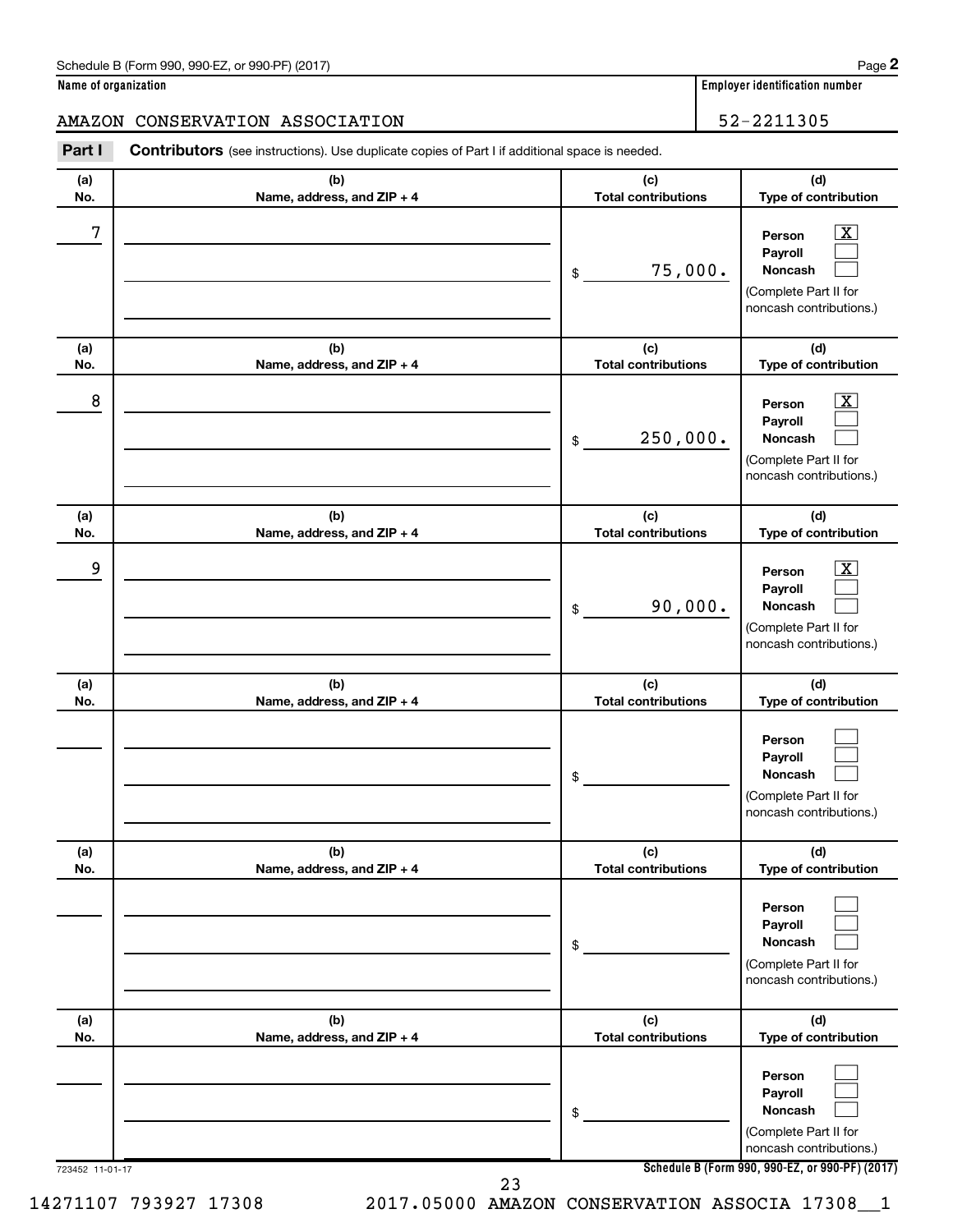Schedule B (Form 990, 990-EZ, or 990-PF) (2017)

**Name of organization**

AMAZON CONSERVATION ASSOCIATION

**Employer identification number**

52-2211305

**Part I** **Contributors** (see instructions). Use duplicate copies of Part I if additional space is needed.

| (a) No. | (b) Name, address, and ZIP + 4 | (c) Total contributions | (d) Type of contribution |
|---|---|---|---|
| 7 | | $ 75,000. | Person [X] Payroll [ ] Noncash [ ] (Complete Part II for noncash contributions.) |
| 8 | | $ 250,000. | Person [X] Payroll [ ] Noncash [ ] (Complete Part II for noncash contributions.) |
| 9 | | $ 90,000. | Person [X] Payroll [ ] Noncash [ ] (Complete Part II for noncash contributions.) |
| | | $ | Person [ ] Payroll [ ] Noncash [ ] (Complete Part II for noncash contributions.) |
| | | $ | Person [ ] Payroll [ ] Noncash [ ] (Complete Part II for noncash contributions.) |
| | | $ | Person [ ] Payroll [ ] Noncash [ ] (Complete Part II for noncash contributions.) |

723452 11-01-17

**Schedule B (Form 990, 990-EZ, or 990-PF) (2017)**

14271107 793927 17308 2017.05000 AMAZON CONSERVATION ASSOCIA 17308__1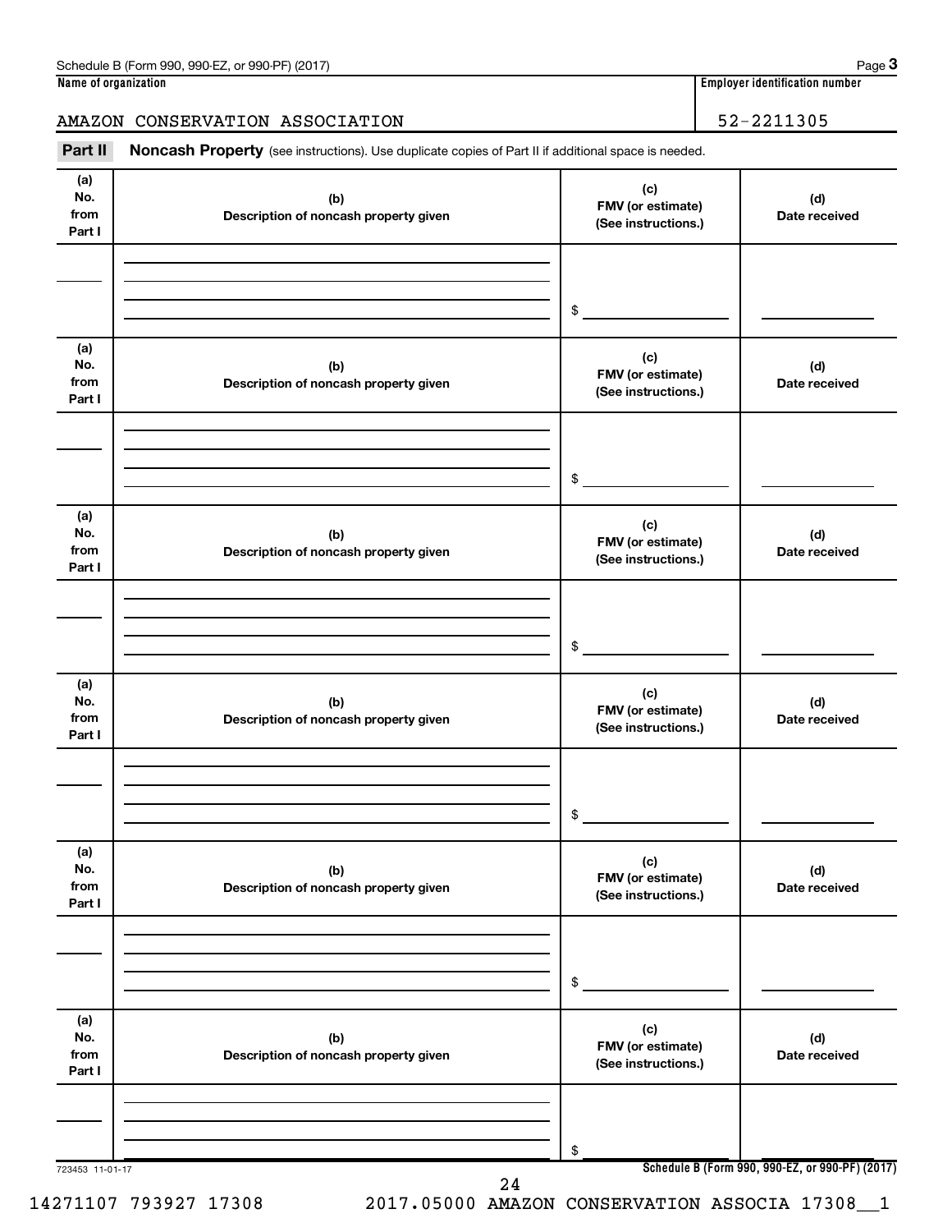Schedule B (Form 990, 990-EZ, or 990-PF) (2017)

| Name of organization | Employer identification number |
| --- | --- |
| AMAZON CONSERVATION ASSOCIATION | 52-2211305 |

**Part II** **Noncash Property** (see instructions). Use duplicate copies of Part II if additional space is needed.

| (a) No. from Part I | (b) Description of noncash property given | (c) FMV (or estimate) (See instructions.) | (d) Date received |
| --- | --- | --- | --- |
| | | $ | |

| (a) No. from Part I | (b) Description of noncash property given | (c) FMV (or estimate) (See instructions.) | (d) Date received |
| --- | --- | --- | --- |
| | | $ | |

| (a) No. from Part I | (b) Description of noncash property given | (c) FMV (or estimate) (See instructions.) | (d) Date received |
| --- | --- | --- | --- |
| | | $ | |

| (a) No. from Part I | (b) Description of noncash property given | (c) FMV (or estimate) (See instructions.) | (d) Date received |
| --- | --- | --- | --- |
| | | $ | |

| (a) No. from Part I | (b) Description of noncash property given | (c) FMV (or estimate) (See instructions.) | (d) Date received |
| --- | --- | --- | --- |
| | | $ | |

| (a) No. from Part I | (b) Description of noncash property given | (c) FMV (or estimate) (See instructions.) | (d) Date received |
| --- | --- | --- | --- |
| | | $ | |

723453 11-01-17

**Schedule B (Form 990, 990-EZ, or 990-PF) (2017)**

14271107 793927 17308 2017.05000 AMAZON CONSERVATION ASSOCIA 17308__1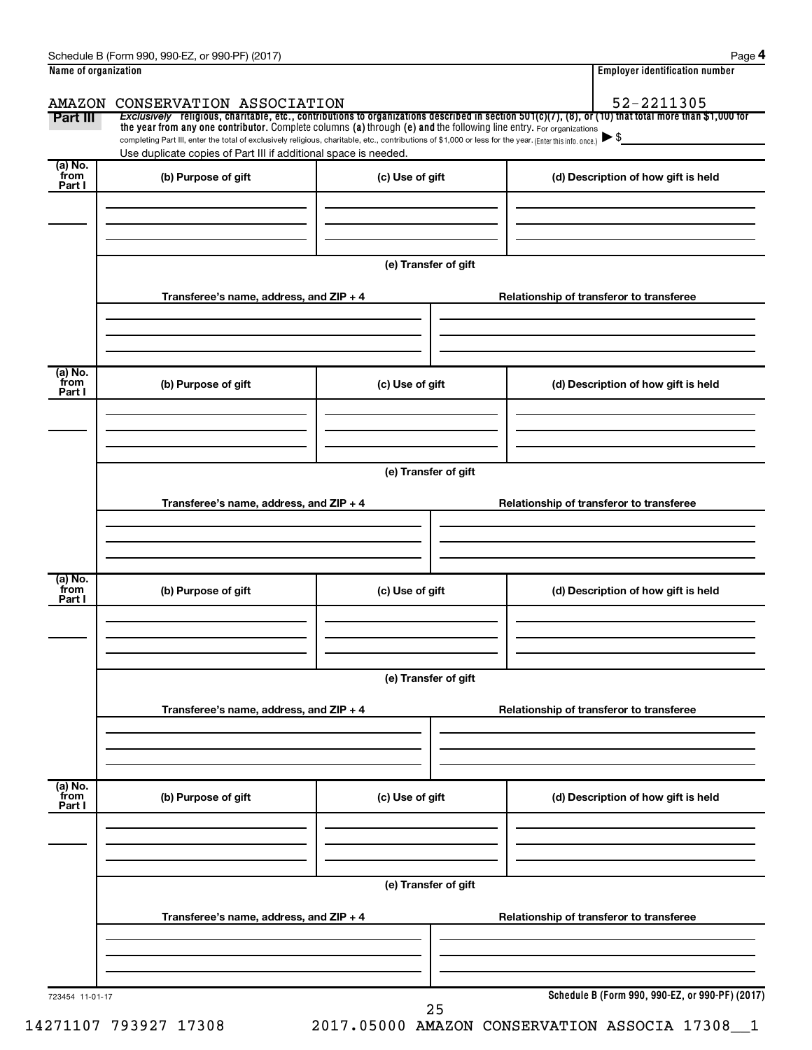Schedule B (Form 990, 990-EZ, or 990-PF) (2017)

**Name of organization**

AMAZON CONSERVATION ASSOCIATION

**Employer identification number**

52-2211305

**Part III** *Exclusively* religious, charitable, etc., contributions to organizations described in section 501(c)(7), (8), or (10) that total more than $1,000 for the year from any one contributor. Complete columns (a) through (e) and the following line entry. For organizations completing Part III, enter the total of exclusively religious, charitable, etc., contributions of $1,000 or less for the year. (Enter this info. once.) ▶ $

Use duplicate copies of Part III if additional space is needed.

| (a) No. from Part I | (b) Purpose of gift | (c) Use of gift | (d) Description of how gift is held |
|---|---|---|---|
| | | | |

(e) Transfer of gift

| Transferee's name, address, and ZIP + 4 | Relationship of transferor to transferee |
|---|---|
| | |

| (a) No. from Part I | (b) Purpose of gift | (c) Use of gift | (d) Description of how gift is held |
|---|---|---|---|
| | | | |

(e) Transfer of gift

| Transferee's name, address, and ZIP + 4 | Relationship of transferor to transferee |
|---|---|
| | |

| (a) No. from Part I | (b) Purpose of gift | (c) Use of gift | (d) Description of how gift is held |
|---|---|---|---|
| | | | |

(e) Transfer of gift

| Transferee's name, address, and ZIP + 4 | Relationship of transferor to transferee |
|---|---|
| | |

| (a) No. from Part I | (b) Purpose of gift | (c) Use of gift | (d) Description of how gift is held |
|---|---|---|---|
| | | | |

(e) Transfer of gift

| Transferee's name, address, and ZIP + 4 | Relationship of transferor to transferee |
|---|---|
| | |

723454 11-01-17

**Schedule B (Form 990, 990-EZ, or 990-PF) (2017)**

14271107 793927 17308 2017.05000 AMAZON CONSERVATION ASSOCIA 17308__1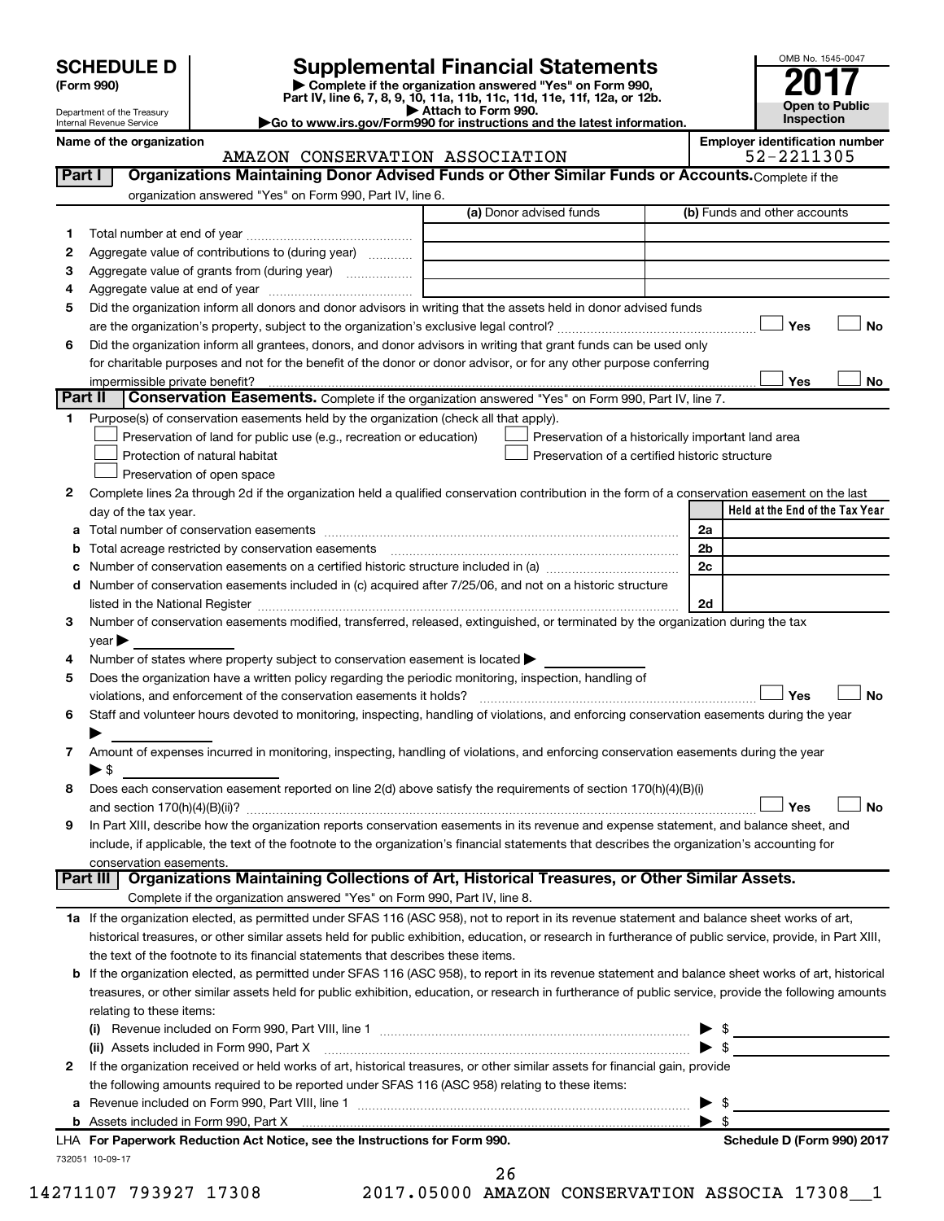**SCHEDULE D (Form 990)**

Department of the Treasury
Internal Revenue Service

# Supplemental Financial Statements

▶ Complete if the organization answered "Yes" on Form 990, Part IV, line 6, 7, 8, 9, 10, 11a, 11b, 11c, 11d, 11e, 11f, 12a, or 12b.
▶ Attach to Form 990.
▶Go to www.irs.gov/Form990 for instructions and the latest information.

OMB No. 1545-0047

**2017**

**Open to Public Inspection**

**Name of the organization:** AMAZON CONSERVATION ASSOCIATION

**Employer identification number:** 52-2211305

## Part I — Organizations Maintaining Donor Advised Funds or Other Similar Funds or Accounts.

Complete if the organization answered "Yes" on Form 990, Part IV, line 6.

| | | (a) Donor advised funds | (b) Funds and other accounts |
|---|---|---|---|
| 1 | Total number at end of year | | |
| 2 | Aggregate value of contributions to (during year) | | |
| 3 | Aggregate value of grants from (during year) | | |
| 4 | Aggregate value at end of year | | |

5 Did the organization inform all donors and donor advisors in writing that the assets held in donor advised funds are the organization's property, subject to the organization's exclusive legal control? ☐ Yes ☐ No

6 Did the organization inform all grantees, donors, and donor advisors in writing that grant funds can be used only for charitable purposes and not for the benefit of the donor or donor advisor, or for any other purpose conferring impermissible private benefit? ☐ Yes ☐ No

## Part II — Conservation Easements.

Complete if the organization answered "Yes" on Form 990, Part IV, line 7.

1 Purpose(s) of conservation easements held by the organization (check all that apply).

- ☐ Preservation of land for public use (e.g., recreation or education)
- ☐ Protection of natural habitat
- ☐ Preservation of open space
- ☐ Preservation of a historically important land area
- ☐ Preservation of a certified historic structure

2 Complete lines 2a through 2d if the organization held a qualified conservation contribution in the form of a conservation easement on the last day of the tax year.

| | | | Held at the End of the Tax Year |
|---|---|---|---|
| a | Total number of conservation easements | 2a | |
| b | Total acreage restricted by conservation easements | 2b | |
| c | Number of conservation easements on a certified historic structure included in (a) | 2c | |
| d | Number of conservation easements included in (c) acquired after 7/25/06, and not on a historic structure listed in the National Register | 2d | |

3 Number of conservation easements modified, transferred, released, extinguished, or terminated by the organization during the tax year ▶

4 Number of states where property subject to conservation easement is located ▶

5 Does the organization have a written policy regarding the periodic monitoring, inspection, handling of violations, and enforcement of the conservation easements it holds? ☐ Yes ☐ No

6 Staff and volunteer hours devoted to monitoring, inspecting, handling of violations, and enforcing conservation easements during the year ▶

7 Amount of expenses incurred in monitoring, inspecting, handling of violations, and enforcing conservation easements during the year ▶ $

8 Does each conservation easement reported on line 2(d) above satisfy the requirements of section 170(h)(4)(B)(i) and section 170(h)(4)(B)(ii)? ☐ Yes ☐ No

9 In Part XIII, describe how the organization reports conservation easements in its revenue and expense statement, and balance sheet, and include, if applicable, the text of the footnote to the organization's financial statements that describes the organization's accounting for conservation easements.

## Part III — Organizations Maintaining Collections of Art, Historical Treasures, or Other Similar Assets.

Complete if the organization answered "Yes" on Form 990, Part IV, line 8.

1a If the organization elected, as permitted under SFAS 116 (ASC 958), not to report in its revenue statement and balance sheet works of art, historical treasures, or other similar assets held for public exhibition, education, or research in furtherance of public service, provide, in Part XIII, the text of the footnote to its financial statements that describes these items.

b If the organization elected, as permitted under SFAS 116 (ASC 958), to report in its revenue statement and balance sheet works of art, historical treasures, or other similar assets held for public exhibition, education, or research in furtherance of public service, provide the following amounts relating to these items:

(i) Revenue included on Form 990, Part VIII, line 1 ▶ $

(ii) Assets included in Form 990, Part X ▶ $

2 If the organization received or held works of art, historical treasures, or other similar assets for financial gain, provide the following amounts required to be reported under SFAS 116 (ASC 958) relating to these items:

a Revenue included on Form 990, Part VIII, line 1 ▶ $

b Assets included in Form 990, Part X ▶ $

LHA **For Paperwork Reduction Act Notice, see the Instructions for Form 990.** **Schedule D (Form 990) 2017**

732051 10-09-17

14271107 793927 17308 2017.05000 AMAZON CONSERVATION ASSOCIA 17308__1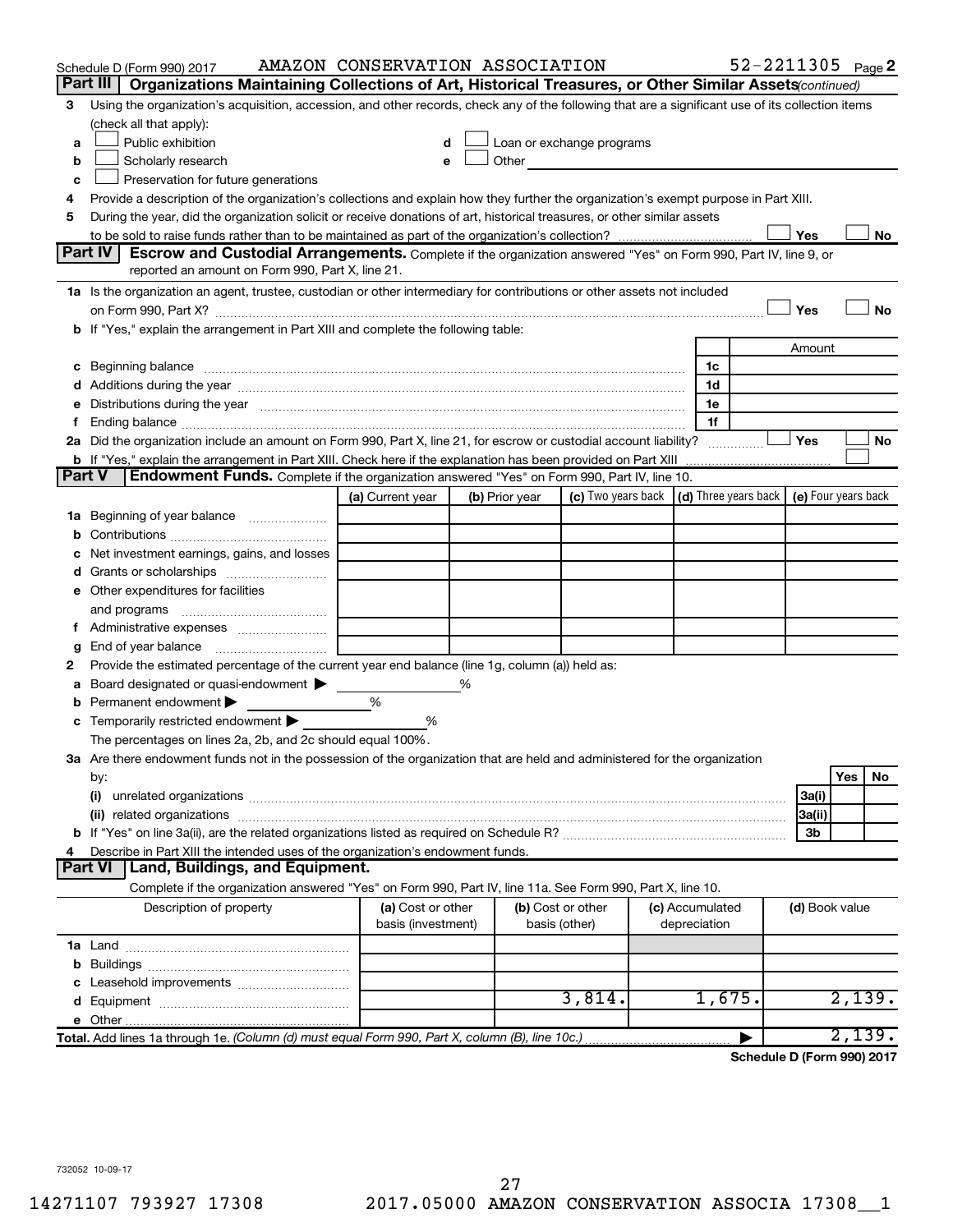Schedule D (Form 990) 2017 AMAZON CONSERVATION ASSOCIATION 52-2211305 Page **2**

## Part III Organizations Maintaining Collections of Art, Historical Treasures, or Other Similar Assets *(continued)*

**3** Using the organization's acquisition, accession, and other records, check any of the following that are a significant use of its collection items (check all that apply):

- **a** ☐ Public exhibition
- **b** ☐ Scholarly research
- **c** ☐ Preservation for future generations
- **d** ☐ Loan or exchange programs
- **e** ☐ Other

**4** Provide a description of the organization's collections and explain how they further the organization's exempt purpose in Part XIII.

**5** During the year, did the organization solicit or receive donations of art, historical treasures, or other similar assets to be sold to raise funds rather than to be maintained as part of the organization's collection? ☐ Yes ☐ No

## Part IV Escrow and Custodial Arrangements.

Complete if the organization answered "Yes" on Form 990, Part IV, line 9, or reported an amount on Form 990, Part X, line 21.

**1a** Is the organization an agent, trustee, custodian or other intermediary for contributions or other assets not included on Form 990, Part X? ☐ Yes ☐ No

**b** If "Yes," explain the arrangement in Part XIII and complete the following table:

| | | | Amount |
|---|---|---|---|
| **c** | Beginning balance | 1c | |
| **d** | Additions during the year | 1d | |
| **e** | Distributions during the year | 1e | |
| **f** | Ending balance | 1f | |

**2a** Did the organization include an amount on Form 990, Part X, line 21, for escrow or custodial account liability? ☐ Yes ☐ No

**b** If "Yes," explain the arrangement in Part XIII. Check here if the explanation has been provided on Part XIII ☐

## Part V Endowment Funds.

Complete if the organization answered "Yes" on Form 990, Part IV, line 10.

| | (a) Current year | (b) Prior year | (c) Two years back | (d) Three years back | (e) Four years back |
|---|---|---|---|---|---|
| **1a** Beginning of year balance | | | | | |
| **b** Contributions | | | | | |
| **c** Net investment earnings, gains, and losses | | | | | |
| **d** Grants or scholarships | | | | | |
| **e** Other expenditures for facilities and programs | | | | | |
| **f** Administrative expenses | | | | | |
| **g** End of year balance | | | | | |

**2** Provide the estimated percentage of the current year end balance (line 1g, column (a)) held as:

- **a** Board designated or quasi-endowment ▶ ______ %
- **b** Permanent endowment ▶ ______ %
- **c** Temporarily restricted endowment ▶ ______ %

The percentages on lines 2a, 2b, and 2c should equal 100%.

**3a** Are there endowment funds not in the possession of the organization that are held and administered for the organization by:

| | | | Yes | No |
|---|---|---|---|---|
| **(i)** | unrelated organizations | 3a(i) | | |
| **(ii)** | related organizations | 3a(ii) | | |
| **b** | If "Yes" on line 3a(ii), are the related organizations listed as required on Schedule R? | 3b | | |

**4** Describe in Part XIII the intended uses of the organization's endowment funds.

## Part VI Land, Buildings, and Equipment.

Complete if the organization answered "Yes" on Form 990, Part IV, line 11a. See Form 990, Part X, line 10.

| Description of property | (a) Cost or other basis (investment) | (b) Cost or other basis (other) | (c) Accumulated depreciation | (d) Book value |
|---|---|---|---|---|
| **1a** Land | | | | |
| **b** Buildings | | | | |
| **c** Leasehold improvements | | | | |
| **d** Equipment | | 3,814. | 1,675. | 2,139. |
| **e** Other | | | | |
| **Total.** Add lines 1a through 1e. *(Column (d) must equal Form 990, Part X, column (B), line 10c.)* ▶ | | | | 2,139. |

**Schedule D (Form 990) 2017**

732052 10-09-17

14271107 793927 17308 2017.05000 AMAZON CONSERVATION ASSOCIA 17308__1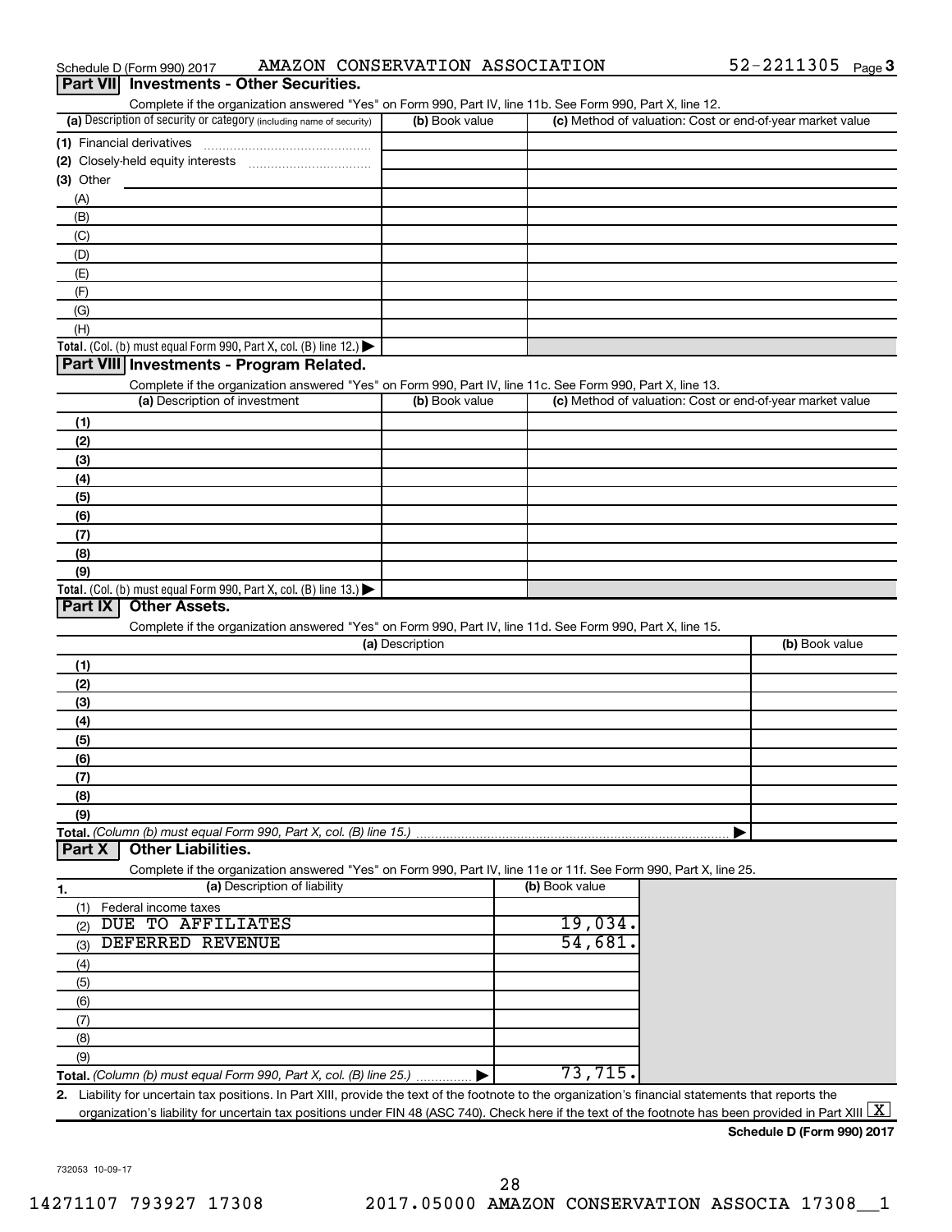Schedule D (Form 990) 2017 AMAZON CONSERVATION ASSOCIATION 52-2211305 Page 3

## Part VII Investments - Other Securities.

Complete if the organization answered "Yes" on Form 990, Part IV, line 11b. See Form 990, Part X, line 12.

| (a) Description of security or category (including name of security) | (b) Book value | (c) Method of valuation: Cost or end-of-year market value |
|---|---|---|
| (1) Financial derivatives | | |
| (2) Closely-held equity interests | | |
| (3) Other | | |
| (A) | | |
| (B) | | |
| (C) | | |
| (D) | | |
| (E) | | |
| (F) | | |
| (G) | | |
| (H) | | |
| **Total.** (Col. (b) must equal Form 990, Part X, col. (B) line 12.) ▶ | | |

## Part VIII Investments - Program Related.

Complete if the organization answered "Yes" on Form 990, Part IV, line 11c. See Form 990, Part X, line 13.

| (a) Description of investment | (b) Book value | (c) Method of valuation: Cost or end-of-year market value |
|---|---|---|
| (1) | | |
| (2) | | |
| (3) | | |
| (4) | | |
| (5) | | |
| (6) | | |
| (7) | | |
| (8) | | |
| (9) | | |
| **Total.** (Col. (b) must equal Form 990, Part X, col. (B) line 13.) ▶ | | |

## Part IX Other Assets.

Complete if the organization answered "Yes" on Form 990, Part IV, line 11d. See Form 990, Part X, line 15.

| (a) Description | (b) Book value |
|---|---|
| (1) | |
| (2) | |
| (3) | |
| (4) | |
| (5) | |
| (6) | |
| (7) | |
| (8) | |
| (9) | |
| **Total.** *(Column (b) must equal Form 990, Part X, col. (B) line 15.)* ▶ | |

## Part X Other Liabilities.

Complete if the organization answered "Yes" on Form 990, Part IV, line 11e or 11f. See Form 990, Part X, line 25.

| 1. (a) Description of liability | (b) Book value |
|---|---|
| (1) Federal income taxes | |
| (2) DUE TO AFFILIATES | 19,034. |
| (3) DEFERRED REVENUE | 54,681. |
| (4) | |
| (5) | |
| (6) | |
| (7) | |
| (8) | |
| (9) | |
| **Total.** *(Column (b) must equal Form 990, Part X, col. (B) line 25.)* ▶ | 73,715. |

**2.** Liability for uncertain tax positions. In Part XIII, provide the text of the footnote to the organization's financial statements that reports the organization's liability for uncertain tax positions under FIN 48 (ASC 740). Check here if the text of the footnote has been provided in Part XIII [X]

**Schedule D (Form 990) 2017**

732053 10-09-17

14271107 793927 17308 2017.05000 AMAZON CONSERVATION ASSOCIA 17308__1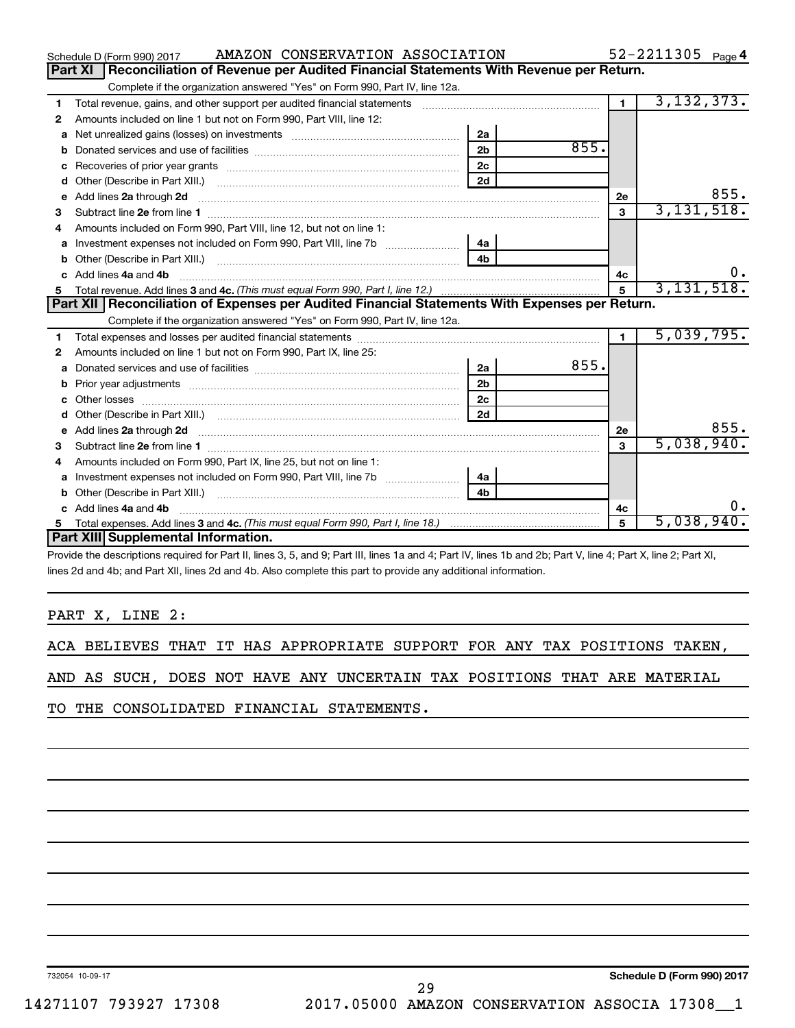Schedule D (Form 990) 2017 AMAZON CONSERVATION ASSOCIATION 52-2211305 Page 4

## Part XI Reconciliation of Revenue per Audited Financial Statements With Revenue per Return.

Complete if the organization answered "Yes" on Form 990, Part IV, line 12a.

| | | | | | |
|---|---|---|---|---|---|
| 1 | Total revenue, gains, and other support per audited financial statements | | | 1 | 3,132,373. |
| 2 | Amounts included on line 1 but not on Form 990, Part VIII, line 12: | | | | |
| a | Net unrealized gains (losses) on investments | 2a | | | |
| b | Donated services and use of facilities | 2b | 855. | | |
| c | Recoveries of prior year grants | 2c | | | |
| d | Other (Describe in Part XIII.) | 2d | | | |
| e | Add lines 2a through 2d | | | 2e | 855. |
| 3 | Subtract line 2e from line 1 | | | 3 | 3,131,518. |
| 4 | Amounts included on Form 990, Part VIII, line 12, but not on line 1: | | | | |
| a | Investment expenses not included on Form 990, Part VIII, line 7b | 4a | | | |
| b | Other (Describe in Part XIII.) | 4b | | | |
| c | Add lines 4a and 4b | | | 4c | 0. |
| 5 | Total revenue. Add lines 3 and 4c. *(This must equal Form 990, Part I, line 12.)* | | | 5 | 3,131,518. |

## Part XII Reconciliation of Expenses per Audited Financial Statements With Expenses per Return.

Complete if the organization answered "Yes" on Form 990, Part IV, line 12a.

| | | | | | |
|---|---|---|---|---|---|
| 1 | Total expenses and losses per audited financial statements | | | 1 | 5,039,795. |
| 2 | Amounts included on line 1 but not on Form 990, Part IX, line 25: | | | | |
| a | Donated services and use of facilities | 2a | 855. | | |
| b | Prior year adjustments | 2b | | | |
| c | Other losses | 2c | | | |
| d | Other (Describe in Part XIII.) | 2d | | | |
| e | Add lines 2a through 2d | | | 2e | 855. |
| 3 | Subtract line 2e from line 1 | | | 3 | 5,038,940. |
| 4 | Amounts included on Form 990, Part IX, line 25, but not on line 1: | | | | |
| a | Investment expenses not included on Form 990, Part VIII, line 7b | 4a | | | |
| b | Other (Describe in Part XIII.) | 4b | | | |
| c | Add lines 4a and 4b | | | 4c | 0. |
| 5 | Total expenses. Add lines 3 and 4c. *(This must equal Form 990, Part I, line 18.)* | | | 5 | 5,038,940. |

## Part XIII Supplemental Information.

Provide the descriptions required for Part II, lines 3, 5, and 9; Part III, lines 1a and 4; Part IV, lines 1b and 2b; Part V, line 4; Part X, line 2; Part XI, lines 2d and 4b; and Part XII, lines 2d and 4b. Also complete this part to provide any additional information.

PART X, LINE 2:

ACA BELIEVES THAT IT HAS APPROPRIATE SUPPORT FOR ANY TAX POSITIONS TAKEN, AND AS SUCH, DOES NOT HAVE ANY UNCERTAIN TAX POSITIONS THAT ARE MATERIAL TO THE CONSOLIDATED FINANCIAL STATEMENTS.

732054 10-09-17 Schedule D (Form 990) 2017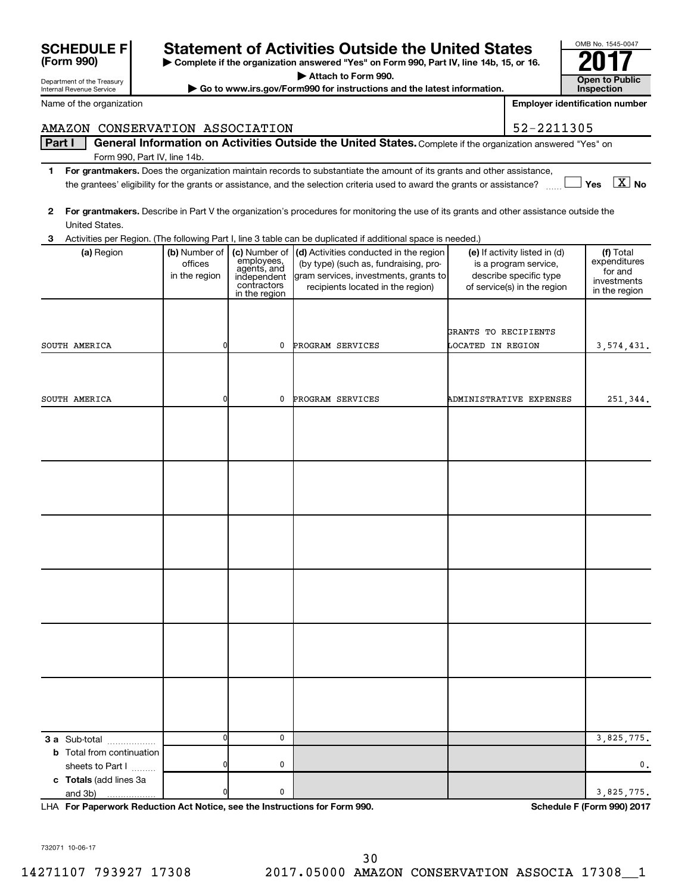# SCHEDULE F (Form 990)

Department of the Treasury
Internal Revenue Service

## Statement of Activities Outside the United States

▶ Complete if the organization answered "Yes" on Form 990, Part IV, line 14b, 15, or 16.
▶ Attach to Form 990.
▶ Go to www.irs.gov/Form990 for instructions and the latest information.

OMB No. 1545-0047

**2017**

**Open to Public Inspection**

Name of the organization: AMAZON CONSERVATION ASSOCIATION

Employer identification number: 52-2211305

**Part I** **General Information on Activities Outside the United States.** Complete if the organization answered "Yes" on Form 990, Part IV, line 14b.

1 **For grantmakers.** Does the organization maintain records to substantiate the amount of its grants and other assistance, the grantees' eligibility for the grants or assistance, and the selection criteria used to award the grants or assistance? ☐ Yes ☒ No

2 **For grantmakers.** Describe in Part V the organization's procedures for monitoring the use of its grants and other assistance outside the United States.

3 Activities per Region. (The following Part I, line 3 table can be duplicated if additional space is needed.)

| (a) Region | (b) Number of offices in the region | (c) Number of employees, agents, and independent contractors in the region | (d) Activities conducted in the region (by type) (such as, fundraising, program services, investments, grants to recipients located in the region) | (e) If activity listed in (d) is a program service, describe specific type of service(s) in the region | (f) Total expenditures for and investments in the region |
|---|---|---|---|---|---|
| SOUTH AMERICA | 0 | 0 | PROGRAM SERVICES | GRANTS TO RECIPIENTS LOCATED IN REGION | 3,574,431. |
| SOUTH AMERICA | 0 | 0 | PROGRAM SERVICES | ADMINISTRATIVE EXPENSES | 251,344. |
| | | | | | |
| | | | | | |
| | | | | | |
| | | | | | |
| | | | | | |
| | | | | | |
| **3 a** Sub-total | 0 | 0 | | | 3,825,775. |
| **b** Total from continuation sheets to Part I | 0 | 0 | | | 0. |
| **c Totals** (add lines 3a and 3b) | 0 | 0 | | | 3,825,775. |

LHA **For Paperwork Reduction Act Notice, see the Instructions for Form 990.** **Schedule F (Form 990) 2017**

732071 10-06-17

14271107 793927 17308 2017.05000 AMAZON CONSERVATION ASSOCIA 17308__1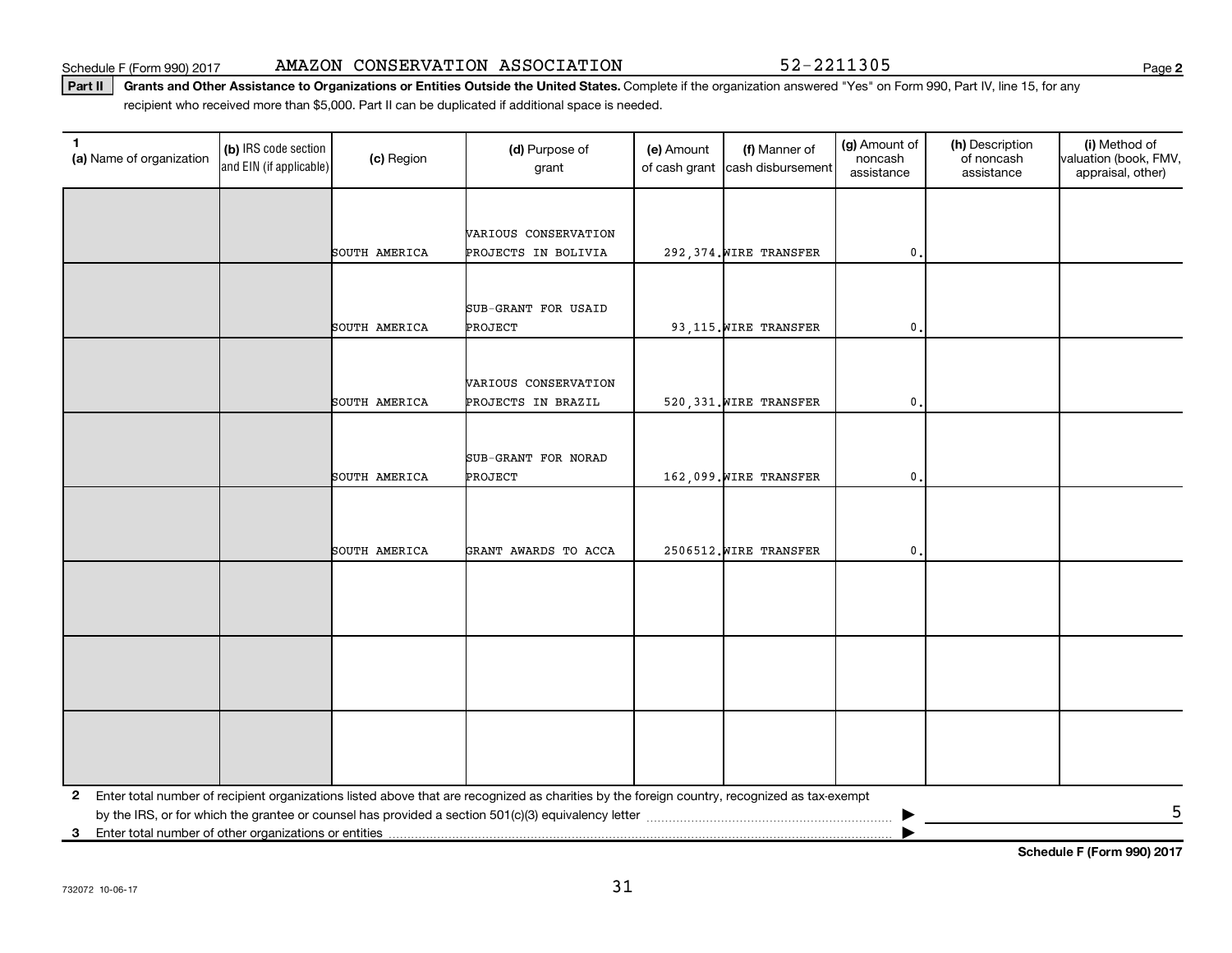Schedule F (Form 990) 2017 AMAZON CONSERVATION ASSOCIATION 52-2211305

**Part II** **Grants and Other Assistance to Organizations or Entities Outside the United States.** Complete if the organization answered "Yes" on Form 990, Part IV, line 15, for any recipient who received more than $5,000. Part II can be duplicated if additional space is needed.

| 1 (a) Name of organization | (b) IRS code section and EIN (if applicable) | (c) Region | (d) Purpose of grant | (e) Amount of cash grant | (f) Manner of cash disbursement | (g) Amount of noncash assistance | (h) Description of noncash assistance | (i) Method of valuation (book, FMV, appraisal, other) |
|---|---|---|---|---|---|---|---|---|
| | | SOUTH AMERICA | VARIOUS CONSERVATION PROJECTS IN BOLIVIA | 292,374. | WIRE TRANSFER | 0. | | |
| | | SOUTH AMERICA | SUB-GRANT FOR USAID PROJECT | 93,115. | WIRE TRANSFER | 0. | | |
| | | SOUTH AMERICA | VARIOUS CONSERVATION PROJECTS IN BRAZIL | 520,331. | WIRE TRANSFER | 0. | | |
| | | SOUTH AMERICA | SUB-GRANT FOR NORAD PROJECT | 162,099. | WIRE TRANSFER | 0. | | |
| | | SOUTH AMERICA | GRANT AWARDS TO ACCA | 2506512. | WIRE TRANSFER | 0. | | |
| | | | | | | | | |
| | | | | | | | | |
| | | | | | | | | |

**2** Enter total number of recipient organizations listed above that are recognized as charities by the foreign country, recognized as tax-exempt by the IRS, or for which the grantee or counsel has provided a section 501(c)(3) equivalency letter ▶ 5

**3** Enter total number of other organizations or entities ▶

**Schedule F (Form 990) 2017**

732072 10-06-17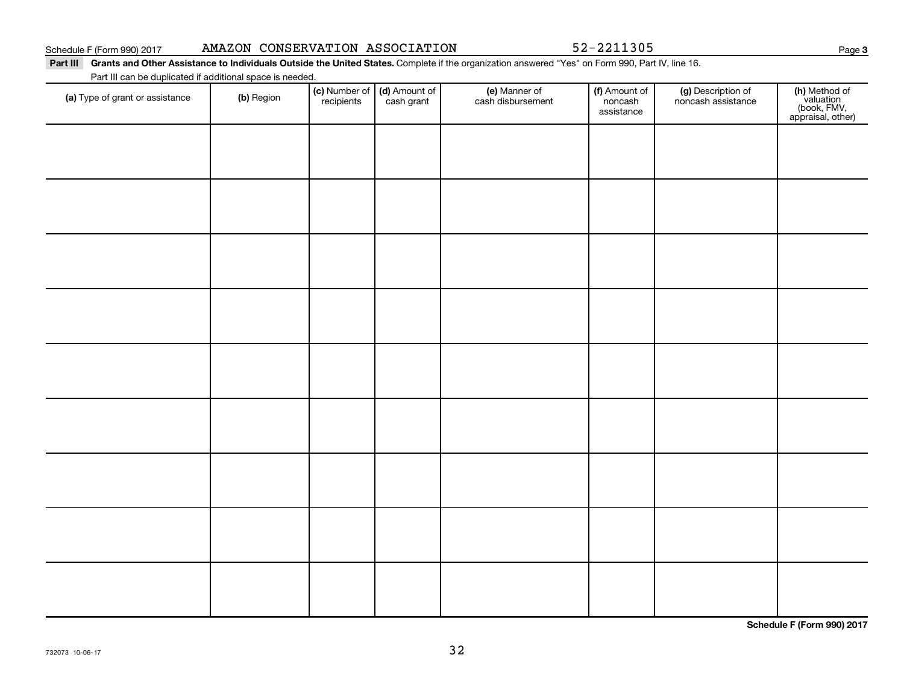Schedule F (Form 990) 2017 AMAZON CONSERVATION ASSOCIATION 52-2211305 Page **3**

**Part III Grants and Other Assistance to Individuals Outside the United States.** Complete if the organization answered "Yes" on Form 990, Part IV, line 16.

Part III can be duplicated if additional space is needed.

| **(a)** Type of grant or assistance | **(b)** Region | **(c)** Number of recipients | **(d)** Amount of cash grant | **(e)** Manner of cash disbursement | **(f)** Amount of noncash assistance | **(g)** Description of noncash assistance | **(h)** Method of valuation (book, FMV, appraisal, other) |
|---|---|---|---|---|---|---|---|
| | | | | | | | |
| | | | | | | | |
| | | | | | | | |
| | | | | | | | |
| | | | | | | | |
| | | | | | | | |
| | | | | | | | |
| | | | | | | | |
| | | | | | | | |

**Schedule F (Form 990) 2017**

732073 10-06-17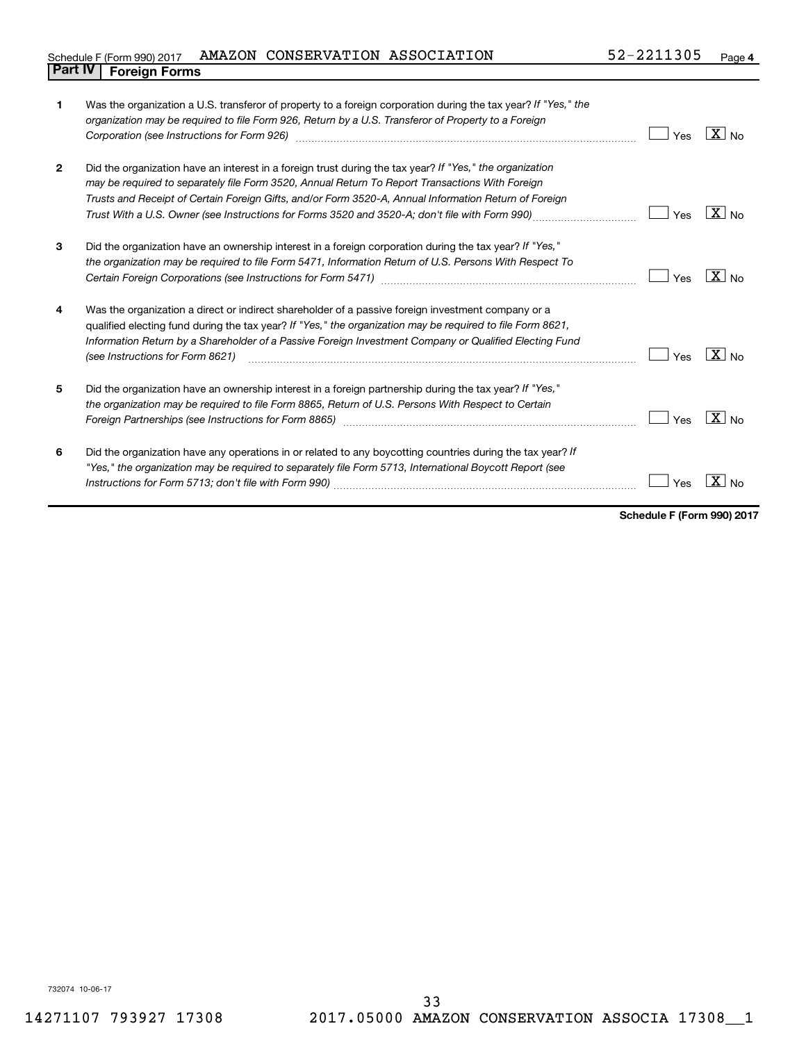Schedule F (Form 990) 2017 AMAZON CONSERVATION ASSOCIATION 52-2211305 Page 4

## Part IV Foreign Forms

| | | Yes | No |
|---|---|---|---|
| 1 | Was the organization a U.S. transferor of property to a foreign corporation during the tax year? *If "Yes," the organization may be required to file Form 926, Return by a U.S. Transferor of Property to a Foreign Corporation (see Instructions for Form 926)* | | X |
| 2 | Did the organization have an interest in a foreign trust during the tax year? *If "Yes," the organization may be required to separately file Form 3520, Annual Return To Report Transactions With Foreign Trusts and Receipt of Certain Foreign Gifts, and/or Form 3520-A, Annual Information Return of Foreign Trust With a U.S. Owner (see Instructions for Forms 3520 and 3520-A; don't file with Form 990)* | | X |
| 3 | Did the organization have an ownership interest in a foreign corporation during the tax year? *If "Yes," the organization may be required to file Form 5471, Information Return of U.S. Persons With Respect To Certain Foreign Corporations (see Instructions for Form 5471)* | | X |
| 4 | Was the organization a direct or indirect shareholder of a passive foreign investment company or a qualified electing fund during the tax year? *If "Yes," the organization may be required to file Form 8621, Information Return by a Shareholder of a Passive Foreign Investment Company or Qualified Electing Fund (see Instructions for Form 8621)* | | X |
| 5 | Did the organization have an ownership interest in a foreign partnership during the tax year? *If "Yes," the organization may be required to file Form 8865, Return of U.S. Persons With Respect to Certain Foreign Partnerships (see Instructions for Form 8865)* | | X |
| 6 | Did the organization have any operations in or related to any boycotting countries during the tax year? *If "Yes," the organization may be required to separately file Form 5713, International Boycott Report (see Instructions for Form 5713; don't file with Form 990)* | | X |

**Schedule F (Form 990) 2017**

732074 10-06-17

14271107 793927 17308 2017.05000 AMAZON CONSERVATION ASSOCIA 17308__1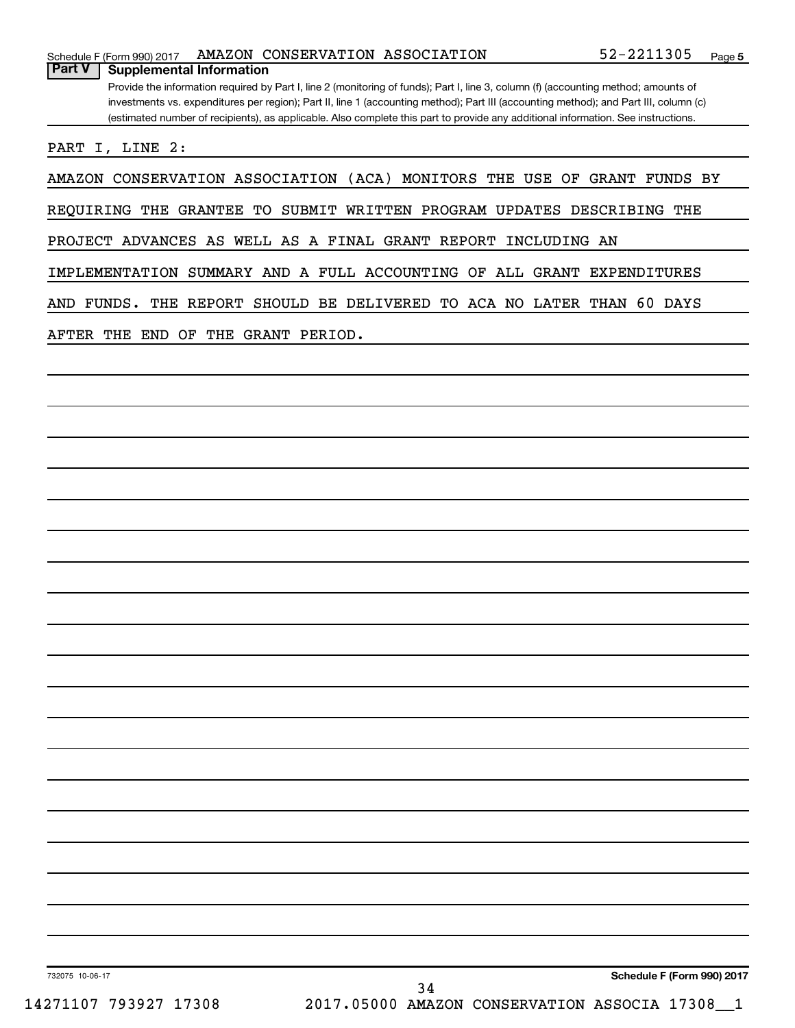## Part V Supplemental Information

Provide the information required by Part I, line 2 (monitoring of funds); Part I, line 3, column (f) (accounting method; amounts of investments vs. expenditures per region); Part II, line 1 (accounting method); Part III (accounting method); and Part III, column (c) (estimated number of recipients), as applicable. Also complete this part to provide any additional information. See instructions.

PART I, LINE 2:

AMAZON CONSERVATION ASSOCIATION (ACA) MONITORS THE USE OF GRANT FUNDS BY REQUIRING THE GRANTEE TO SUBMIT WRITTEN PROGRAM UPDATES DESCRIBING THE PROJECT ADVANCES AS WELL AS A FINAL GRANT REPORT INCLUDING AN IMPLEMENTATION SUMMARY AND A FULL ACCOUNTING OF ALL GRANT EXPENDITURES AND FUNDS. THE REPORT SHOULD BE DELIVERED TO ACA NO LATER THAN 60 DAYS AFTER THE END OF THE GRANT PERIOD.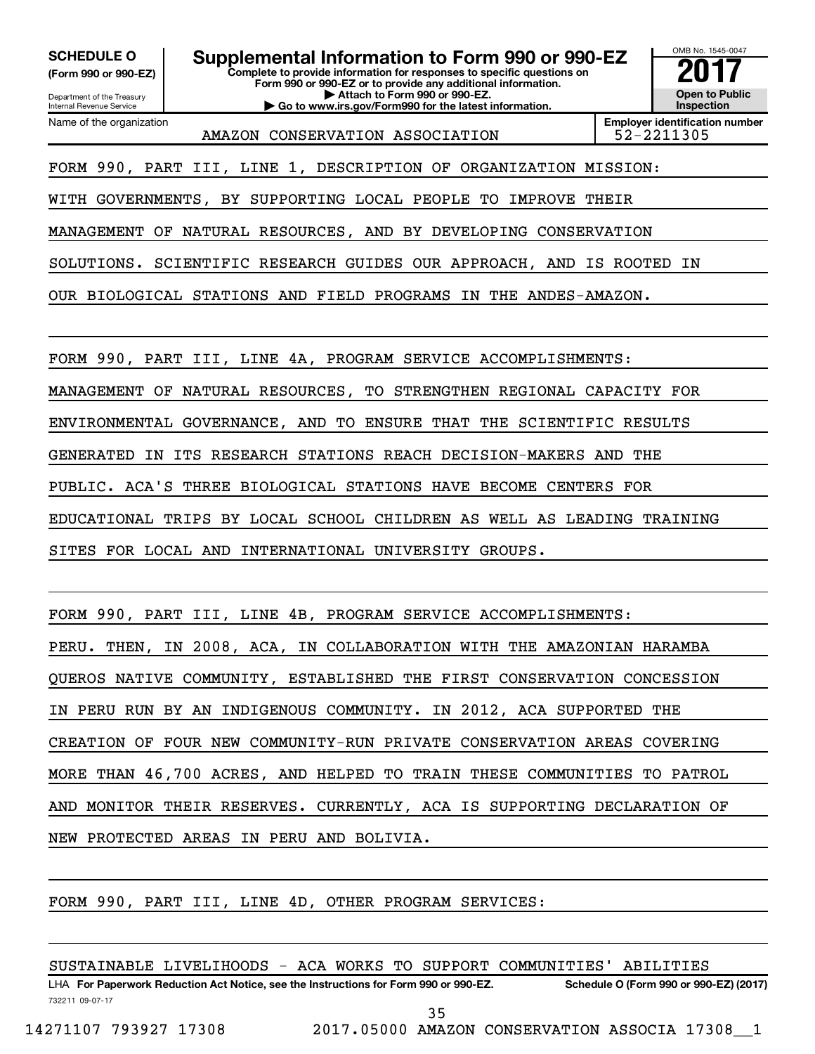**SCHEDULE O**
**(Form 990 or 990-EZ)**

Department of the Treasury
Internal Revenue Service

# Supplemental Information to Form 990 or 990-EZ

**Complete to provide information for responses to specific questions on Form 990 or 990-EZ or to provide any additional information.**
**▶ Attach to Form 990 or 990-EZ.**
**▶ Go to www.irs.gov/Form990 for the latest information.**

OMB No. 1545-0047
**2017**
**Open to Public Inspection**

Name of the organization: AMAZON CONSERVATION ASSOCIATION
**Employer identification number**: 52-2211305

FORM 990, PART III, LINE 1, DESCRIPTION OF ORGANIZATION MISSION:

WITH GOVERNMENTS, BY SUPPORTING LOCAL PEOPLE TO IMPROVE THEIR MANAGEMENT OF NATURAL RESOURCES, AND BY DEVELOPING CONSERVATION SOLUTIONS. SCIENTIFIC RESEARCH GUIDES OUR APPROACH, AND IS ROOTED IN OUR BIOLOGICAL STATIONS AND FIELD PROGRAMS IN THE ANDES-AMAZON.

FORM 990, PART III, LINE 4A, PROGRAM SERVICE ACCOMPLISHMENTS:

MANAGEMENT OF NATURAL RESOURCES, TO STRENGTHEN REGIONAL CAPACITY FOR ENVIRONMENTAL GOVERNANCE, AND TO ENSURE THAT THE SCIENTIFIC RESULTS GENERATED IN ITS RESEARCH STATIONS REACH DECISION-MAKERS AND THE PUBLIC. ACA'S THREE BIOLOGICAL STATIONS HAVE BECOME CENTERS FOR EDUCATIONAL TRIPS BY LOCAL SCHOOL CHILDREN AS WELL AS LEADING TRAINING SITES FOR LOCAL AND INTERNATIONAL UNIVERSITY GROUPS.

FORM 990, PART III, LINE 4B, PROGRAM SERVICE ACCOMPLISHMENTS:

PERU. THEN, IN 2008, ACA, IN COLLABORATION WITH THE AMAZONIAN HARAMBA QUEROS NATIVE COMMUNITY, ESTABLISHED THE FIRST CONSERVATION CONCESSION IN PERU RUN BY AN INDIGENOUS COMMUNITY. IN 2012, ACA SUPPORTED THE CREATION OF FOUR NEW COMMUNITY-RUN PRIVATE CONSERVATION AREAS COVERING MORE THAN 46,700 ACRES, AND HELPED TO TRAIN THESE COMMUNITIES TO PATROL AND MONITOR THEIR RESERVES. CURRENTLY, ACA IS SUPPORTING DECLARATION OF NEW PROTECTED AREAS IN PERU AND BOLIVIA.

FORM 990, PART III, LINE 4D, OTHER PROGRAM SERVICES:

SUSTAINABLE LIVELIHOODS - ACA WORKS TO SUPPORT COMMUNITIES' ABILITIES

LHA **For Paperwork Reduction Act Notice, see the Instructions for Form 990 or 990-EZ.** **Schedule O (Form 990 or 990-EZ) (2017)**
732211 09-07-17
14271107 793927 17308 2017.05000 AMAZON CONSERVATION ASSOCIA 17308__1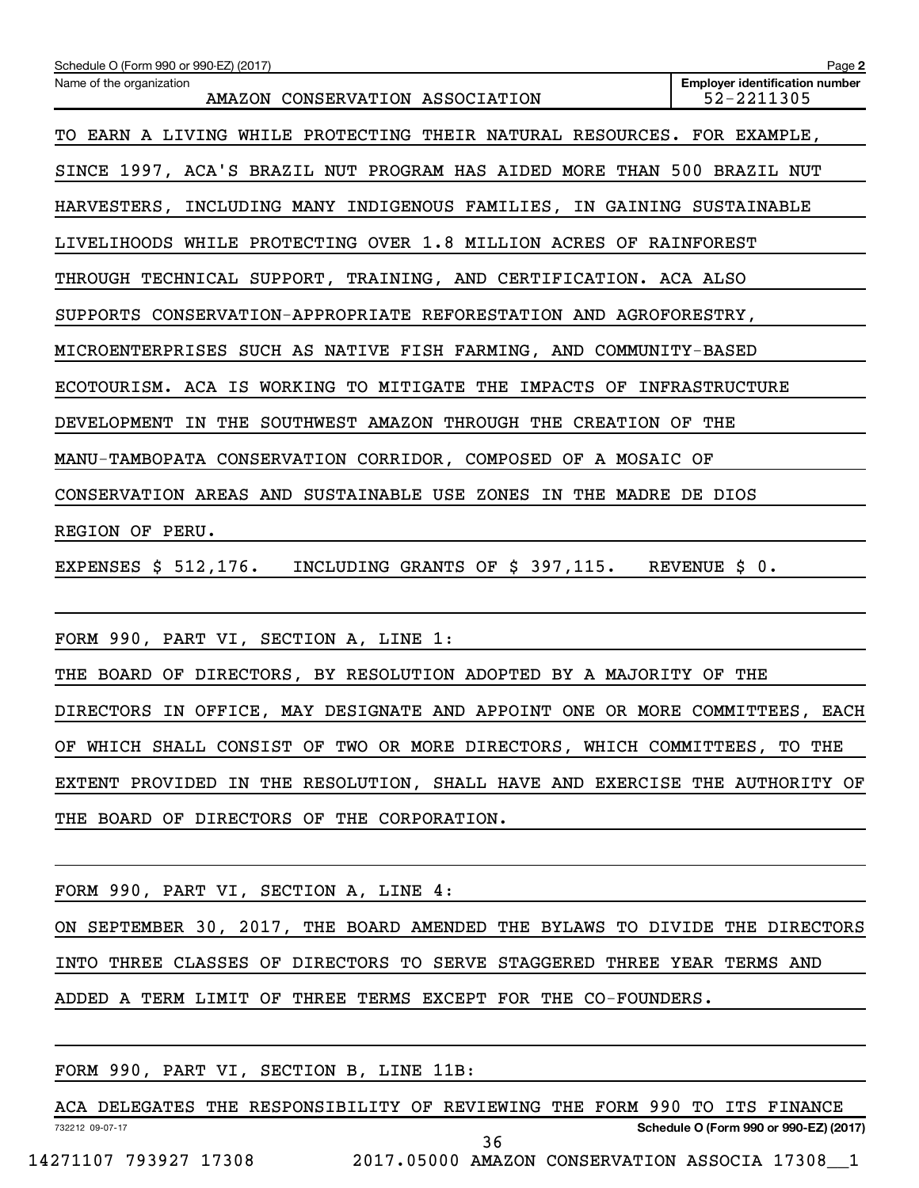Schedule O (Form 990 or 990-EZ) (2017)

Name of the organization: AMAZON CONSERVATION ASSOCIATION

Employer identification number: 52-2211305

TO EARN A LIVING WHILE PROTECTING THEIR NATURAL RESOURCES. FOR EXAMPLE, SINCE 1997, ACA'S BRAZIL NUT PROGRAM HAS AIDED MORE THAN 500 BRAZIL NUT HARVESTERS, INCLUDING MANY INDIGENOUS FAMILIES, IN GAINING SUSTAINABLE LIVELIHOODS WHILE PROTECTING OVER 1.8 MILLION ACRES OF RAINFOREST THROUGH TECHNICAL SUPPORT, TRAINING, AND CERTIFICATION. ACA ALSO SUPPORTS CONSERVATION-APPROPRIATE REFORESTATION AND AGROFORESTRY, MICROENTERPRISES SUCH AS NATIVE FISH FARMING, AND COMMUNITY-BASED ECOTOURISM. ACA IS WORKING TO MITIGATE THE IMPACTS OF INFRASTRUCTURE DEVELOPMENT IN THE SOUTHWEST AMAZON THROUGH THE CREATION OF THE MANU-TAMBOPATA CONSERVATION CORRIDOR, COMPOSED OF A MOSAIC OF CONSERVATION AREAS AND SUSTAINABLE USE ZONES IN THE MADRE DE DIOS REGION OF PERU.

EXPENSES $ 512,176. INCLUDING GRANTS OF $ 397,115. REVENUE $ 0.

FORM 990, PART VI, SECTION A, LINE 1:

THE BOARD OF DIRECTORS, BY RESOLUTION ADOPTED BY A MAJORITY OF THE DIRECTORS IN OFFICE, MAY DESIGNATE AND APPOINT ONE OR MORE COMMITTEES, EACH OF WHICH SHALL CONSIST OF TWO OR MORE DIRECTORS, WHICH COMMITTEES, TO THE EXTENT PROVIDED IN THE RESOLUTION, SHALL HAVE AND EXERCISE THE AUTHORITY OF THE BOARD OF DIRECTORS OF THE CORPORATION.

FORM 990, PART VI, SECTION A, LINE 4:

ON SEPTEMBER 30, 2017, THE BOARD AMENDED THE BYLAWS TO DIVIDE THE DIRECTORS INTO THREE CLASSES OF DIRECTORS TO SERVE STAGGERED THREE YEAR TERMS AND ADDED A TERM LIMIT OF THREE TERMS EXCEPT FOR THE CO-FOUNDERS.

FORM 990, PART VI, SECTION B, LINE 11B:

ACA DELEGATES THE RESPONSIBILITY OF REVIEWING THE FORM 990 TO ITS FINANCE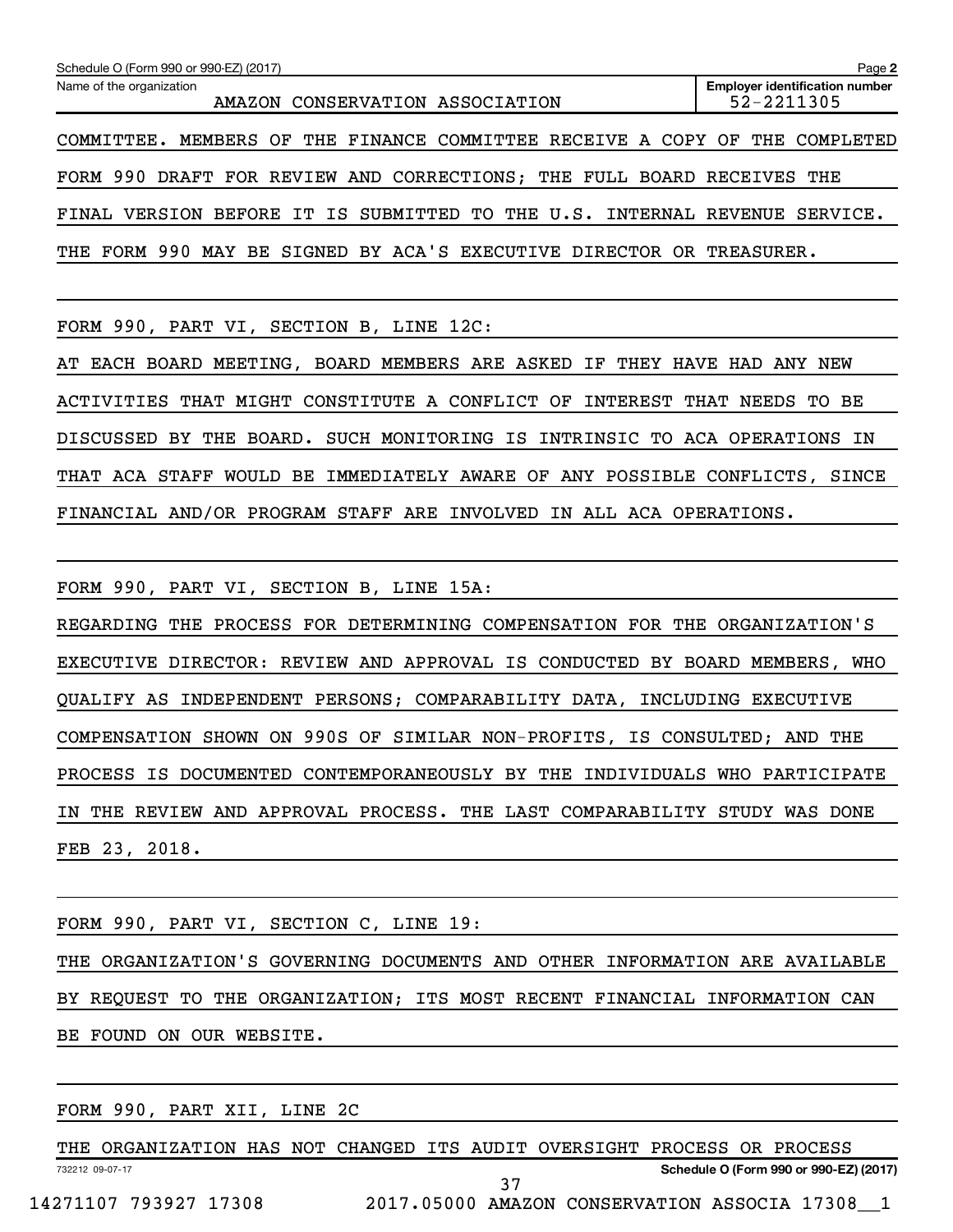Schedule O (Form 990 or 990-EZ) (2017)

Name of the organization: AMAZON CONSERVATION ASSOCIATION

Employer identification number: 52-2211305

COMMITTEE. MEMBERS OF THE FINANCE COMMITTEE RECEIVE A COPY OF THE COMPLETED FORM 990 DRAFT FOR REVIEW AND CORRECTIONS; THE FULL BOARD RECEIVES THE FINAL VERSION BEFORE IT IS SUBMITTED TO THE U.S. INTERNAL REVENUE SERVICE. THE FORM 990 MAY BE SIGNED BY ACA'S EXECUTIVE DIRECTOR OR TREASURER.

FORM 990, PART VI, SECTION B, LINE 12C:

AT EACH BOARD MEETING, BOARD MEMBERS ARE ASKED IF THEY HAVE HAD ANY NEW ACTIVITIES THAT MIGHT CONSTITUTE A CONFLICT OF INTEREST THAT NEEDS TO BE DISCUSSED BY THE BOARD. SUCH MONITORING IS INTRINSIC TO ACA OPERATIONS IN THAT ACA STAFF WOULD BE IMMEDIATELY AWARE OF ANY POSSIBLE CONFLICTS, SINCE FINANCIAL AND/OR PROGRAM STAFF ARE INVOLVED IN ALL ACA OPERATIONS.

FORM 990, PART VI, SECTION B, LINE 15A:

REGARDING THE PROCESS FOR DETERMINING COMPENSATION FOR THE ORGANIZATION'S EXECUTIVE DIRECTOR: REVIEW AND APPROVAL IS CONDUCTED BY BOARD MEMBERS, WHO QUALIFY AS INDEPENDENT PERSONS; COMPARABILITY DATA, INCLUDING EXECUTIVE COMPENSATION SHOWN ON 990S OF SIMILAR NON-PROFITS, IS CONSULTED; AND THE PROCESS IS DOCUMENTED CONTEMPORANEOUSLY BY THE INDIVIDUALS WHO PARTICIPATE IN THE REVIEW AND APPROVAL PROCESS. THE LAST COMPARABILITY STUDY WAS DONE FEB 23, 2018.

FORM 990, PART VI, SECTION C, LINE 19:

THE ORGANIZATION'S GOVERNING DOCUMENTS AND OTHER INFORMATION ARE AVAILABLE BY REQUEST TO THE ORGANIZATION; ITS MOST RECENT FINANCIAL INFORMATION CAN BE FOUND ON OUR WEBSITE.

FORM 990, PART XII, LINE 2C

THE ORGANIZATION HAS NOT CHANGED ITS AUDIT OVERSIGHT PROCESS OR PROCESS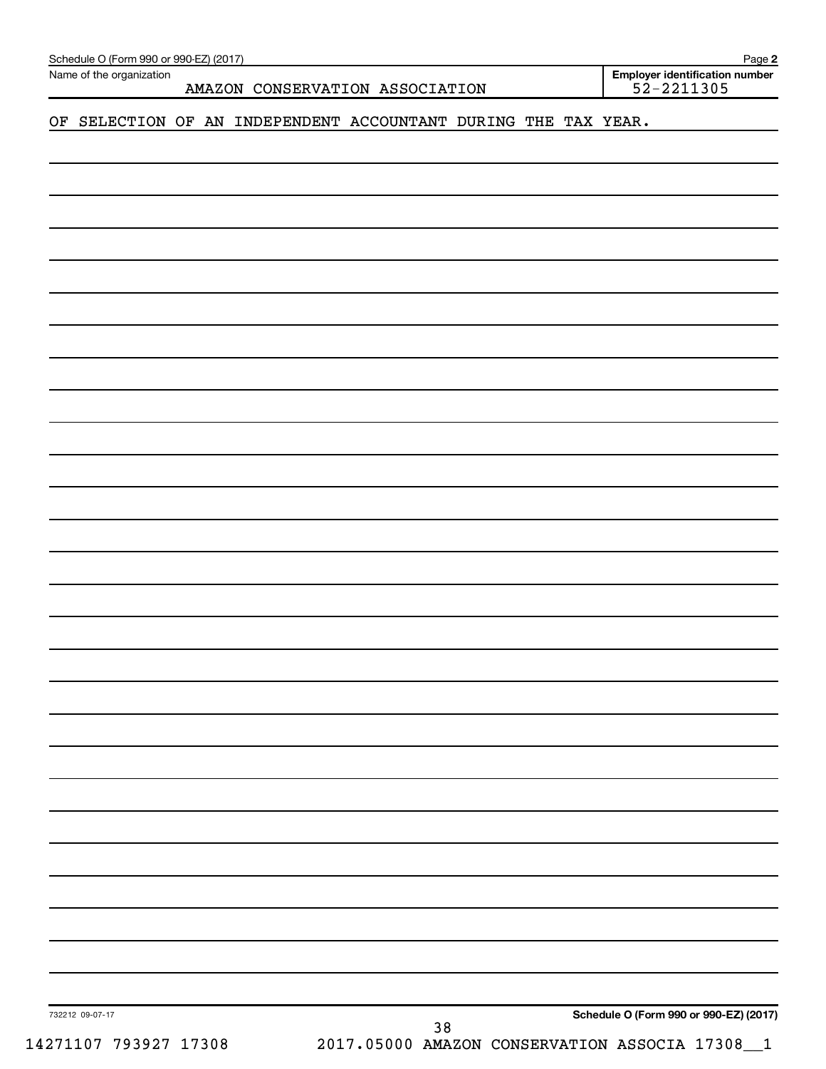Name of the organization

AMAZON CONSERVATION ASSOCIATION

**Employer identification number**

52-2211305

OF SELECTION OF AN INDEPENDENT ACCOUNTANT DURING THE TAX YEAR.